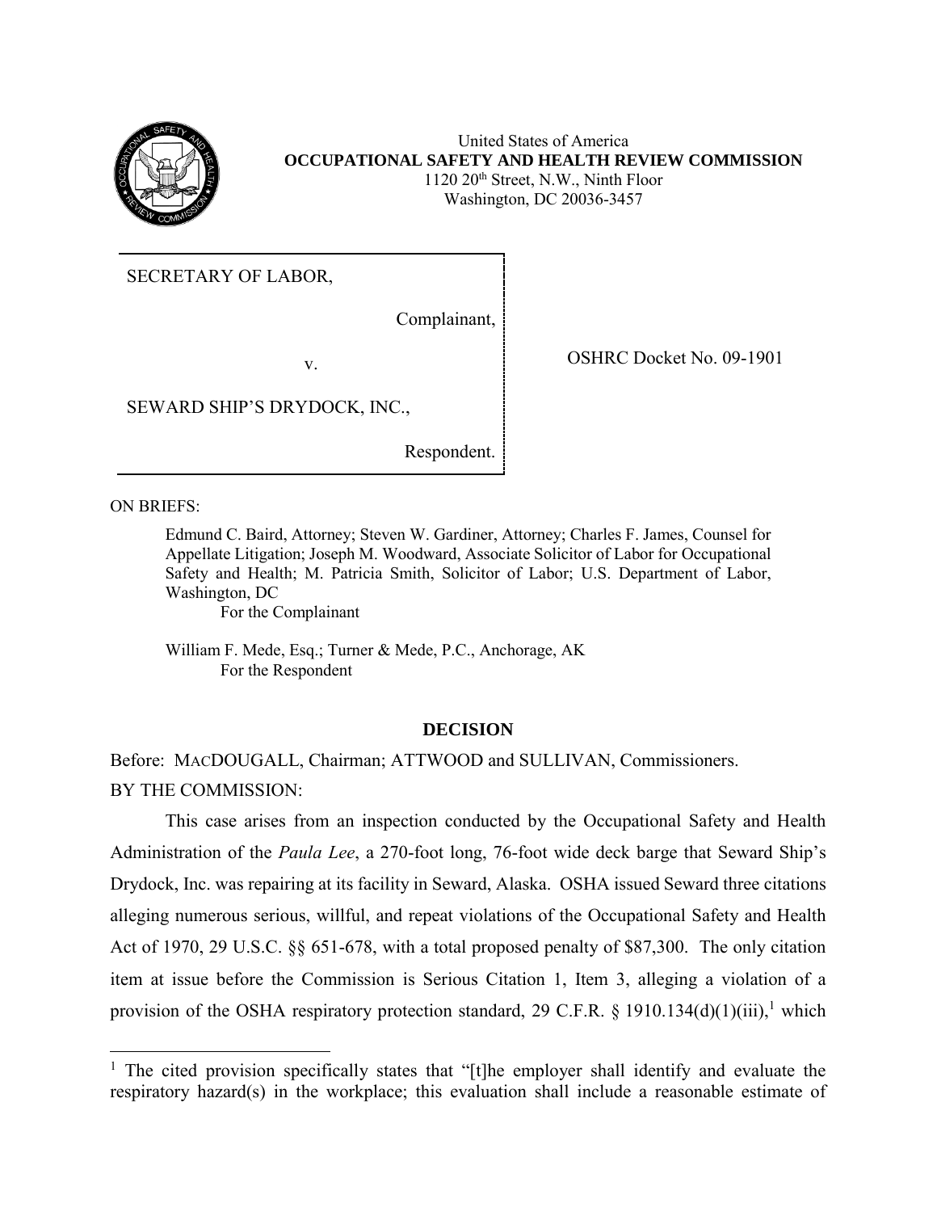United States of America
**OCCUPATIONAL SAFETY AND HEALTH REVIEW COMMISSION**
1120 20th Street, N.W., Ninth Floor
Washington, DC 20036-3457

| | |
|---|---|
| SECRETARY OF LABOR,<br><br>Complainant,<br><br>v.<br><br>SEWARD SHIP'S DRYDOCK, INC.,<br><br>Respondent. | OSHRC Docket No. 09-1901 |

ON BRIEFS:

Edmund C. Baird, Attorney; Steven W. Gardiner, Attorney; Charles F. James, Counsel for Appellate Litigation; Joseph M. Woodward, Associate Solicitor of Labor for Occupational Safety and Health; M. Patricia Smith, Solicitor of Labor; U.S. Department of Labor, Washington, DC
For the Complainant

William F. Mede, Esq.; Turner & Mede, P.C., Anchorage, AK
For the Respondent

## DECISION

Before: MACDOUGALL, Chairman; ATTWOOD and SULLIVAN, Commissioners.

BY THE COMMISSION:

This case arises from an inspection conducted by the Occupational Safety and Health Administration of the *Paula Lee*, a 270-foot long, 76-foot wide deck barge that Seward Ship's Drydock, Inc. was repairing at its facility in Seward, Alaska. OSHA issued Seward three citations alleging numerous serious, willful, and repeat violations of the Occupational Safety and Health Act of 1970, 29 U.S.C. §§ 651-678, with a total proposed penalty of $87,300. The only citation item at issue before the Commission is Serious Citation 1, Item 3, alleging a violation of a provision of the OSHA respiratory protection standard, 29 C.F.R. § 1910.134(d)(1)(iii),[1] which

[1] The cited provision specifically states that "[t]he employer shall identify and evaluate the respiratory hazard(s) in the workplace; this evaluation shall include a reasonable estimate of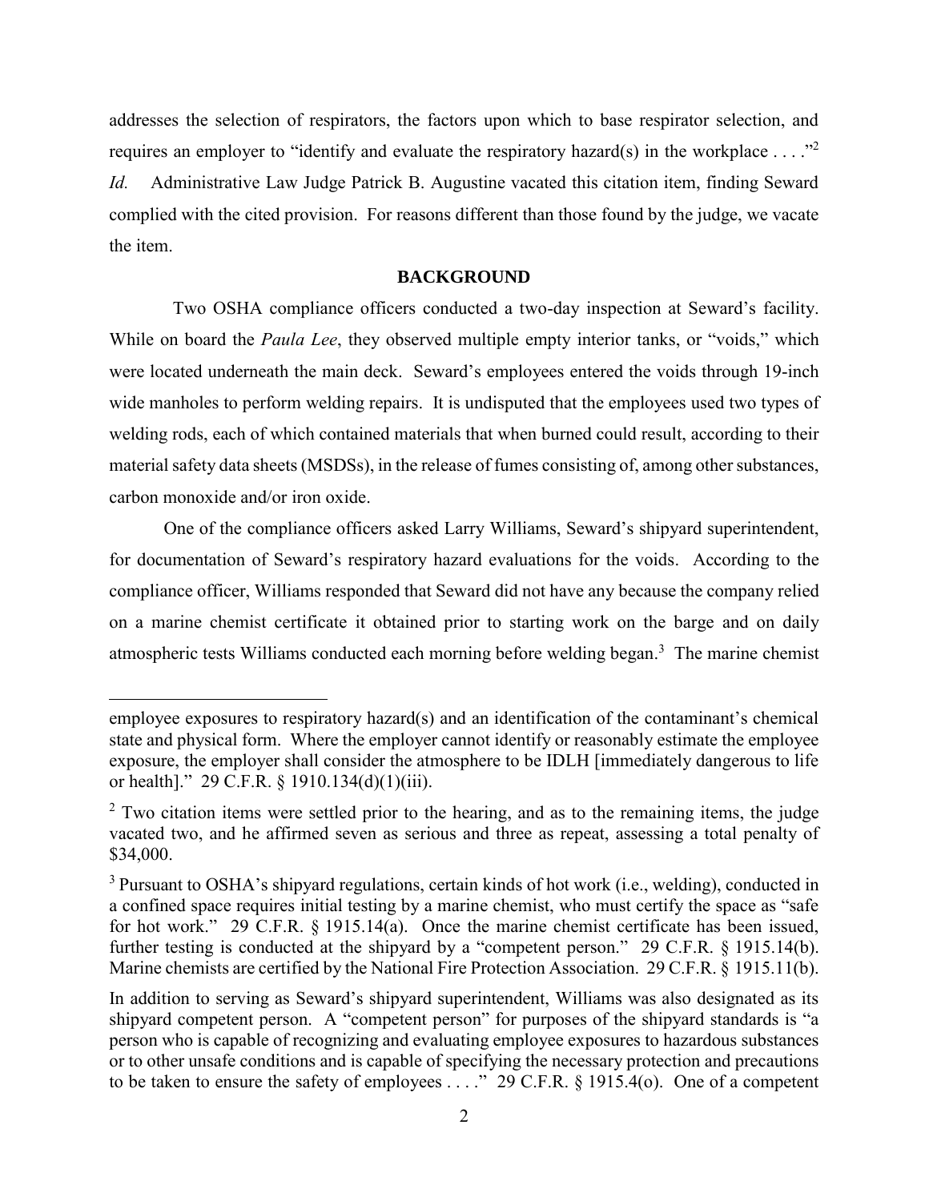addresses the selection of respirators, the factors upon which to base respirator selection, and requires an employer to "identify and evaluate the respiratory hazard(s) in the workplace . . . ."[2] *Id.* Administrative Law Judge Patrick B. Augustine vacated this citation item, finding Seward complied with the cited provision. For reasons different than those found by the judge, we vacate the item.

## BACKGROUND

Two OSHA compliance officers conducted a two-day inspection at Seward's facility. While on board the *Paula Lee*, they observed multiple empty interior tanks, or "voids," which were located underneath the main deck. Seward's employees entered the voids through 19-inch wide manholes to perform welding repairs. It is undisputed that the employees used two types of welding rods, each of which contained materials that when burned could result, according to their material safety data sheets (MSDSs), in the release of fumes consisting of, among other substances, carbon monoxide and/or iron oxide.

One of the compliance officers asked Larry Williams, Seward's shipyard superintendent, for documentation of Seward's respiratory hazard evaluations for the voids. According to the compliance officer, Williams responded that Seward did not have any because the company relied on a marine chemist certificate it obtained prior to starting work on the barge and on daily atmospheric tests Williams conducted each morning before welding began.[3] The marine chemist

---

employee exposures to respiratory hazard(s) and an identification of the contaminant's chemical state and physical form. Where the employer cannot identify or reasonably estimate the employee exposure, the employer shall consider the atmosphere to be IDLH [immediately dangerous to life or health]." 29 C.F.R. § 1910.134(d)(1)(iii).

[2] Two citation items were settled prior to the hearing, and as to the remaining items, the judge vacated two, and he affirmed seven as serious and three as repeat, assessing a total penalty of $34,000.

[3] Pursuant to OSHA's shipyard regulations, certain kinds of hot work (i.e., welding), conducted in a confined space requires initial testing by a marine chemist, who must certify the space as "safe for hot work." 29 C.F.R. § 1915.14(a). Once the marine chemist certificate has been issued, further testing is conducted at the shipyard by a "competent person." 29 C.F.R. § 1915.14(b). Marine chemists are certified by the National Fire Protection Association. 29 C.F.R. § 1915.11(b).

In addition to serving as Seward's shipyard superintendent, Williams was also designated as its shipyard competent person. A "competent person" for purposes of the shipyard standards is "a person who is capable of recognizing and evaluating employee exposures to hazardous substances or to other unsafe conditions and is capable of specifying the necessary protection and precautions to be taken to ensure the safety of employees . . . ." 29 C.F.R. § 1915.4(o). One of a competent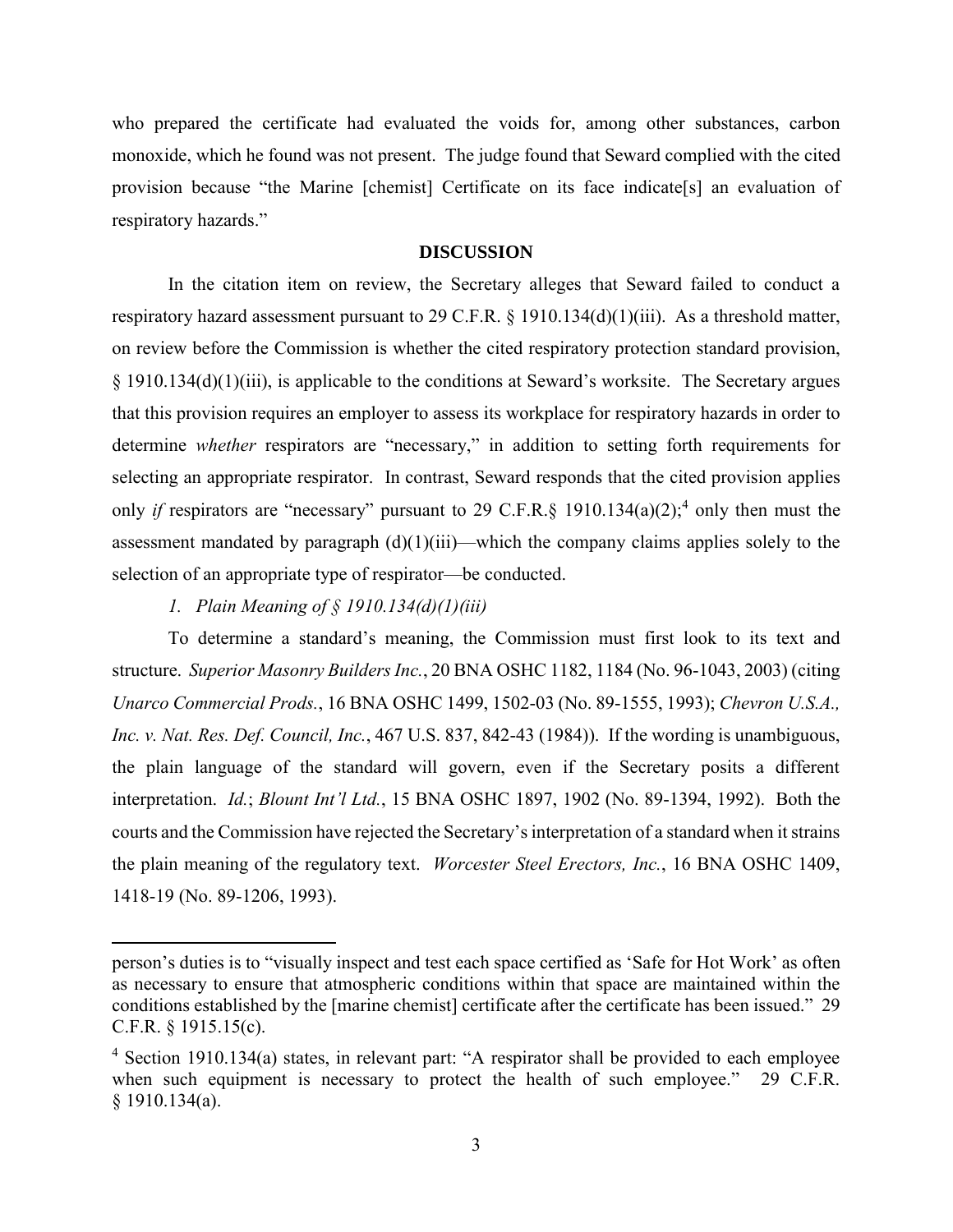who prepared the certificate had evaluated the voids for, among other substances, carbon monoxide, which he found was not present. The judge found that Seward complied with the cited provision because "the Marine [chemist] Certificate on its face indicate[s] an evaluation of respiratory hazards."

## DISCUSSION

In the citation item on review, the Secretary alleges that Seward failed to conduct a respiratory hazard assessment pursuant to 29 C.F.R. § 1910.134(d)(1)(iii). As a threshold matter, on review before the Commission is whether the cited respiratory protection standard provision, § 1910.134(d)(1)(iii), is applicable to the conditions at Seward's worksite. The Secretary argues that this provision requires an employer to assess its workplace for respiratory hazards in order to determine *whether* respirators are "necessary," in addition to setting forth requirements for selecting an appropriate respirator. In contrast, Seward responds that the cited provision applies only *if* respirators are "necessary" pursuant to 29 C.F.R.§ 1910.134(a)(2);[4] only then must the assessment mandated by paragraph (d)(1)(iii)—which the company claims applies solely to the selection of an appropriate type of respirator—be conducted.

*1. Plain Meaning of § 1910.134(d)(1)(iii)*

To determine a standard's meaning, the Commission must first look to its text and structure. *Superior Masonry Builders Inc.*, 20 BNA OSHC 1182, 1184 (No. 96-1043, 2003) (citing *Unarco Commercial Prods.*, 16 BNA OSHC 1499, 1502-03 (No. 89-1555, 1993); *Chevron U.S.A., Inc. v. Nat. Res. Def. Council, Inc.*, 467 U.S. 837, 842-43 (1984)). If the wording is unambiguous, the plain language of the standard will govern, even if the Secretary posits a different interpretation. *Id.*; *Blount Int'l Ltd.*, 15 BNA OSHC 1897, 1902 (No. 89-1394, 1992). Both the courts and the Commission have rejected the Secretary's interpretation of a standard when it strains the plain meaning of the regulatory text. *Worcester Steel Erectors, Inc.*, 16 BNA OSHC 1409, 1418-19 (No. 89-1206, 1993).

---

person's duties is to "visually inspect and test each space certified as 'Safe for Hot Work' as often as necessary to ensure that atmospheric conditions within that space are maintained within the conditions established by the [marine chemist] certificate after the certificate has been issued." 29 C.F.R. § 1915.15(c).

[4] Section 1910.134(a) states, in relevant part: "A respirator shall be provided to each employee when such equipment is necessary to protect the health of such employee." 29 C.F.R. § 1910.134(a).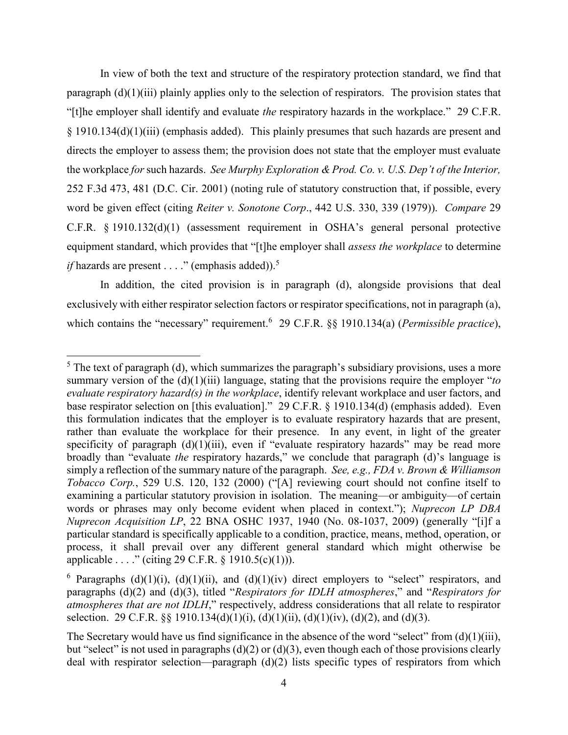In view of both the text and structure of the respiratory protection standard, we find that paragraph (d)(1)(iii) plainly applies only to the selection of respirators. The provision states that "[t]he employer shall identify and evaluate *the* respiratory hazards in the workplace." 29 C.F.R. § 1910.134(d)(1)(iii) (emphasis added). This plainly presumes that such hazards are present and directs the employer to assess them; the provision does not state that the employer must evaluate the workplace *for* such hazards. *See Murphy Exploration & Prod. Co. v. U.S. Dep't of the Interior,* 252 F.3d 473, 481 (D.C. Cir. 2001) (noting rule of statutory construction that, if possible, every word be given effect (citing *Reiter v. Sonotone Corp*., 442 U.S. 330, 339 (1979)). *Compare* 29 C.F.R. § 1910.132(d)(1) (assessment requirement in OSHA's general personal protective equipment standard, which provides that "[t]he employer shall *assess the workplace* to determine *if* hazards are present . . . ." (emphasis added)).[5]

In addition, the cited provision is in paragraph (d), alongside provisions that deal exclusively with either respirator selection factors or respirator specifications, not in paragraph (a), which contains the "necessary" requirement.[6] 29 C.F.R. §§ 1910.134(a) (*Permissible practice*),

---

[5] The text of paragraph (d), which summarizes the paragraph's subsidiary provisions, uses a more summary version of the (d)(1)(iii) language, stating that the provisions require the employer "*to evaluate respiratory hazard(s) in the workplace*, identify relevant workplace and user factors, and base respirator selection on [this evaluation]." 29 C.F.R. § 1910.134(d) (emphasis added). Even this formulation indicates that the employer is to evaluate respiratory hazards that are present, rather than evaluate the workplace for their presence. In any event, in light of the greater specificity of paragraph (d)(1)(iii), even if "evaluate respiratory hazards" may be read more broadly than "evaluate *the* respiratory hazards," we conclude that paragraph (d)'s language is simply a reflection of the summary nature of the paragraph. *See, e.g., FDA v. Brown & Williamson Tobacco Corp.*, 529 U.S. 120, 132 (2000) ("[A] reviewing court should not confine itself to examining a particular statutory provision in isolation. The meaning—or ambiguity—of certain words or phrases may only become evident when placed in context."); *Nuprecon LP DBA Nuprecon Acquisition LP*, 22 BNA OSHC 1937, 1940 (No. 08-1037, 2009) (generally "[i]f a particular standard is specifically applicable to a condition, practice, means, method, operation, or process, it shall prevail over any different general standard which might otherwise be applicable . . . ." (citing 29 C.F.R. § 1910.5(c)(1))).

[6] Paragraphs (d)(1)(i), (d)(1)(ii), and (d)(1)(iv) direct employers to "select" respirators, and paragraphs (d)(2) and (d)(3), titled "*Respirators for IDLH atmospheres*," and "*Respirators for atmospheres that are not IDLH*," respectively, address considerations that all relate to respirator selection. 29 C.F.R. §§ 1910.134(d)(1)(i), (d)(1)(ii), (d)(1)(iv), (d)(2), and (d)(3).

The Secretary would have us find significance in the absence of the word "select" from (d)(1)(iii), but "select" is not used in paragraphs (d)(2) or (d)(3), even though each of those provisions clearly deal with respirator selection—paragraph (d)(2) lists specific types of respirators from which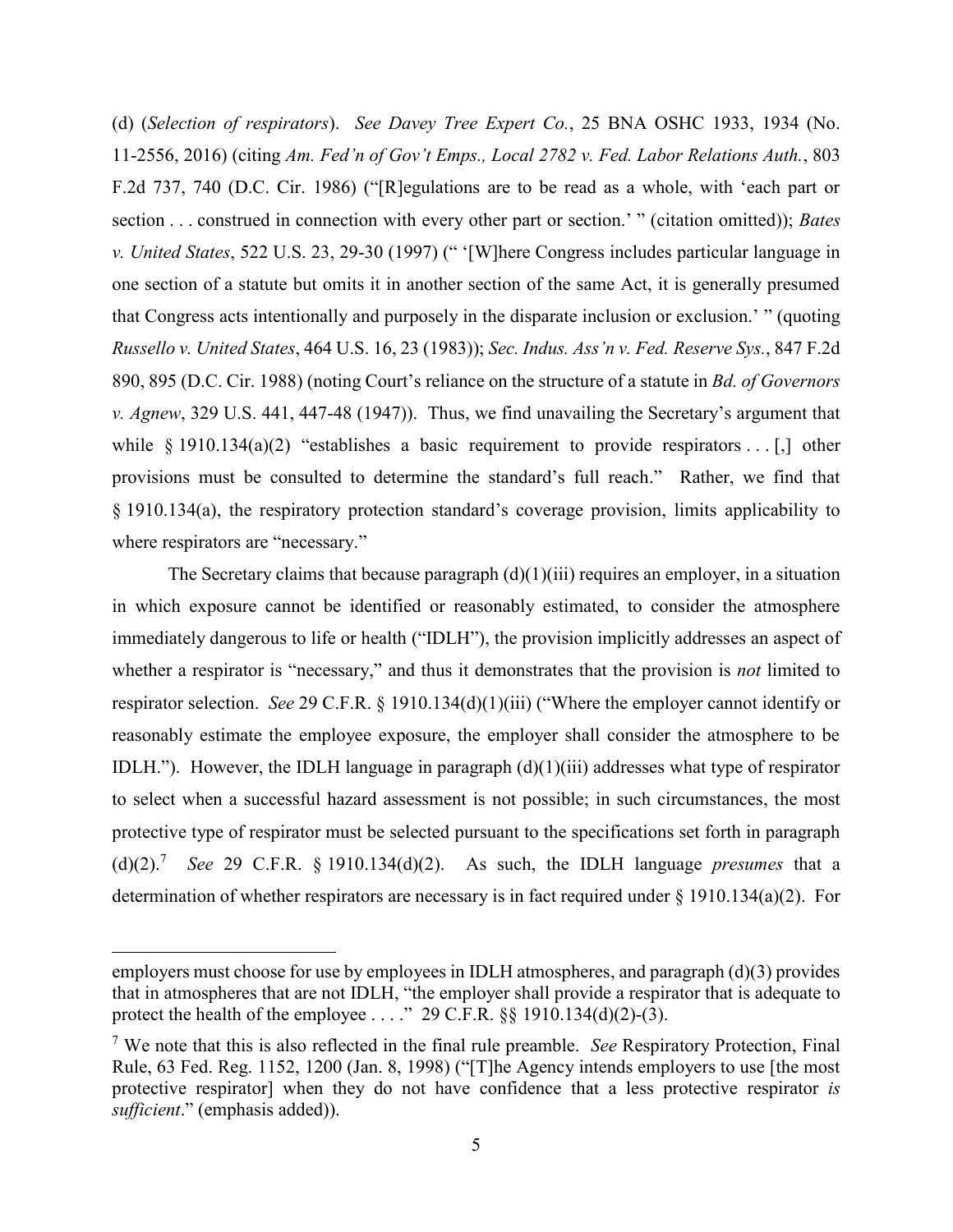(d) (*Selection of respirators*). *See Davey Tree Expert Co.*, 25 BNA OSHC 1933, 1934 (No. 11-2556, 2016) (citing *Am. Fed'n of Gov't Emps., Local 2782 v. Fed. Labor Relations Auth.*, 803 F.2d 737, 740 (D.C. Cir. 1986) ("[R]egulations are to be read as a whole, with 'each part or section . . . construed in connection with every other part or section.' " (citation omitted)); *Bates v. United States*, 522 U.S. 23, 29-30 (1997) (" '[W]here Congress includes particular language in one section of a statute but omits it in another section of the same Act, it is generally presumed that Congress acts intentionally and purposely in the disparate inclusion or exclusion.' " (quoting *Russello v. United States*, 464 U.S. 16, 23 (1983)); *Sec. Indus. Ass'n v. Fed. Reserve Sys.*, 847 F.2d 890, 895 (D.C. Cir. 1988) (noting Court's reliance on the structure of a statute in *Bd. of Governors v. Agnew*, 329 U.S. 441, 447-48 (1947)). Thus, we find unavailing the Secretary's argument that while § 1910.134(a)(2) "establishes a basic requirement to provide respirators . . . [,] other provisions must be consulted to determine the standard's full reach." Rather, we find that § 1910.134(a), the respiratory protection standard's coverage provision, limits applicability to where respirators are "necessary."

The Secretary claims that because paragraph (d)(1)(iii) requires an employer, in a situation in which exposure cannot be identified or reasonably estimated, to consider the atmosphere immediately dangerous to life or health ("IDLH"), the provision implicitly addresses an aspect of whether a respirator is "necessary," and thus it demonstrates that the provision is *not* limited to respirator selection. *See* 29 C.F.R. § 1910.134(d)(1)(iii) ("Where the employer cannot identify or reasonably estimate the employee exposure, the employer shall consider the atmosphere to be IDLH."). However, the IDLH language in paragraph (d)(1)(iii) addresses what type of respirator to select when a successful hazard assessment is not possible; in such circumstances, the most protective type of respirator must be selected pursuant to the specifications set forth in paragraph (d)(2).[7] *See* 29 C.F.R. § 1910.134(d)(2). As such, the IDLH language *presumes* that a determination of whether respirators are necessary is in fact required under § 1910.134(a)(2). For

---

employers must choose for use by employees in IDLH atmospheres, and paragraph (d)(3) provides that in atmospheres that are not IDLH, "the employer shall provide a respirator that is adequate to protect the health of the employee . . . ." 29 C.F.R. §§ 1910.134(d)(2)-(3).

[7] We note that this is also reflected in the final rule preamble. *See* Respiratory Protection, Final Rule, 63 Fed. Reg. 1152, 1200 (Jan. 8, 1998) ("[T]he Agency intends employers to use [the most protective respirator] when they do not have confidence that a less protective respirator *is sufficient*." (emphasis added)).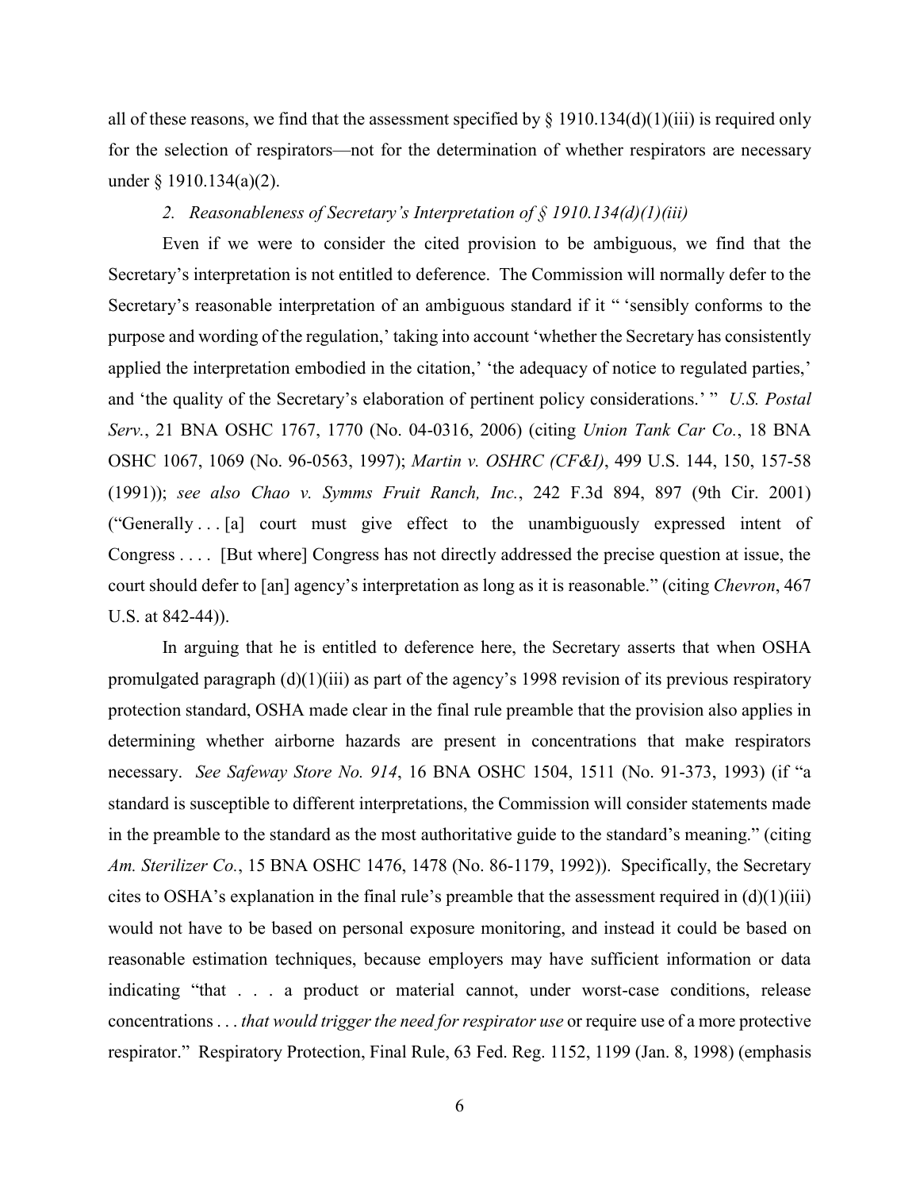all of these reasons, we find that the assessment specified by § 1910.134(d)(1)(iii) is required only for the selection of respirators—not for the determination of whether respirators are necessary under § 1910.134(a)(2).

### *2. Reasonableness of Secretary's Interpretation of § 1910.134(d)(1)(iii)*

Even if we were to consider the cited provision to be ambiguous, we find that the Secretary's interpretation is not entitled to deference. The Commission will normally defer to the Secretary's reasonable interpretation of an ambiguous standard if it " 'sensibly conforms to the purpose and wording of the regulation,' taking into account 'whether the Secretary has consistently applied the interpretation embodied in the citation,' 'the adequacy of notice to regulated parties,' and 'the quality of the Secretary's elaboration of pertinent policy considerations.' " *U.S. Postal Serv.*, 21 BNA OSHC 1767, 1770 (No. 04-0316, 2006) (citing *Union Tank Car Co.*, 18 BNA OSHC 1067, 1069 (No. 96-0563, 1997); *Martin v. OSHRC (CF&I)*, 499 U.S. 144, 150, 157-58 (1991)); *see also Chao v. Symms Fruit Ranch, Inc.*, 242 F.3d 894, 897 (9th Cir. 2001) ("Generally . . . [a] court must give effect to the unambiguously expressed intent of Congress . . . . [But where] Congress has not directly addressed the precise question at issue, the court should defer to [an] agency's interpretation as long as it is reasonable." (citing *Chevron*, 467 U.S. at 842-44)).

In arguing that he is entitled to deference here, the Secretary asserts that when OSHA promulgated paragraph (d)(1)(iii) as part of the agency's 1998 revision of its previous respiratory protection standard, OSHA made clear in the final rule preamble that the provision also applies in determining whether airborne hazards are present in concentrations that make respirators necessary. *See Safeway Store No. 914*, 16 BNA OSHC 1504, 1511 (No. 91-373, 1993) (if "a standard is susceptible to different interpretations, the Commission will consider statements made in the preamble to the standard as the most authoritative guide to the standard's meaning." (citing *Am. Sterilizer Co.*, 15 BNA OSHC 1476, 1478 (No. 86-1179, 1992)). Specifically, the Secretary cites to OSHA's explanation in the final rule's preamble that the assessment required in (d)(1)(iii) would not have to be based on personal exposure monitoring, and instead it could be based on reasonable estimation techniques, because employers may have sufficient information or data indicating "that . . . a product or material cannot, under worst-case conditions, release concentrations . . . *that would trigger the need for respirator use* or require use of a more protective respirator." Respiratory Protection, Final Rule, 63 Fed. Reg. 1152, 1199 (Jan. 8, 1998) (emphasis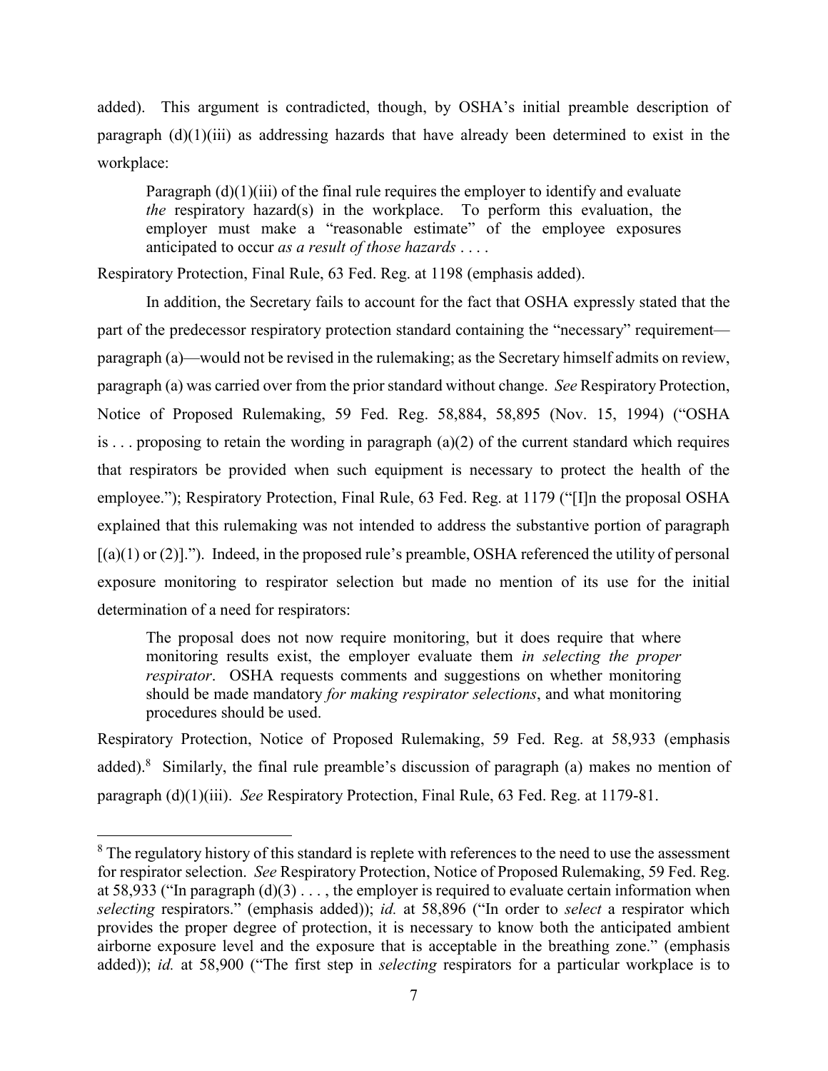added). This argument is contradicted, though, by OSHA's initial preamble description of paragraph (d)(1)(iii) as addressing hazards that have already been determined to exist in the workplace:

> Paragraph (d)(1)(iii) of the final rule requires the employer to identify and evaluate *the* respiratory hazard(s) in the workplace. To perform this evaluation, the employer must make a "reasonable estimate" of the employee exposures anticipated to occur *as a result of those hazards* . . . .

Respiratory Protection, Final Rule, 63 Fed. Reg. at 1198 (emphasis added).

In addition, the Secretary fails to account for the fact that OSHA expressly stated that the part of the predecessor respiratory protection standard containing the "necessary" requirement—paragraph (a)—would not be revised in the rulemaking; as the Secretary himself admits on review, paragraph (a) was carried over from the prior standard without change. *See* Respiratory Protection, Notice of Proposed Rulemaking, 59 Fed. Reg. 58,884, 58,895 (Nov. 15, 1994) ("OSHA is . . . proposing to retain the wording in paragraph (a)(2) of the current standard which requires that respirators be provided when such equipment is necessary to protect the health of the employee."); Respiratory Protection, Final Rule, 63 Fed. Reg. at 1179 ("[I]n the proposal OSHA explained that this rulemaking was not intended to address the substantive portion of paragraph [(a)(1) or (2)]."). Indeed, in the proposed rule's preamble, OSHA referenced the utility of personal exposure monitoring to respirator selection but made no mention of its use for the initial determination of a need for respirators:

> The proposal does not now require monitoring, but it does require that where monitoring results exist, the employer evaluate them *in selecting the proper respirator*. OSHA requests comments and suggestions on whether monitoring should be made mandatory *for making respirator selections*, and what monitoring procedures should be used.

Respiratory Protection, Notice of Proposed Rulemaking, 59 Fed. Reg. at 58,933 (emphasis added).[8] Similarly, the final rule preamble's discussion of paragraph (a) makes no mention of paragraph (d)(1)(iii). *See* Respiratory Protection, Final Rule, 63 Fed. Reg. at 1179-81.

---

[8] The regulatory history of this standard is replete with references to the need to use the assessment for respirator selection. *See* Respiratory Protection, Notice of Proposed Rulemaking, 59 Fed. Reg. at 58,933 ("In paragraph (d)(3) . . . , the employer is required to evaluate certain information when *selecting* respirators." (emphasis added)); *id.* at 58,896 ("In order to *select* a respirator which provides the proper degree of protection, it is necessary to know both the anticipated ambient airborne exposure level and the exposure that is acceptable in the breathing zone." (emphasis added)); *id.* at 58,900 ("The first step in *selecting* respirators for a particular workplace is to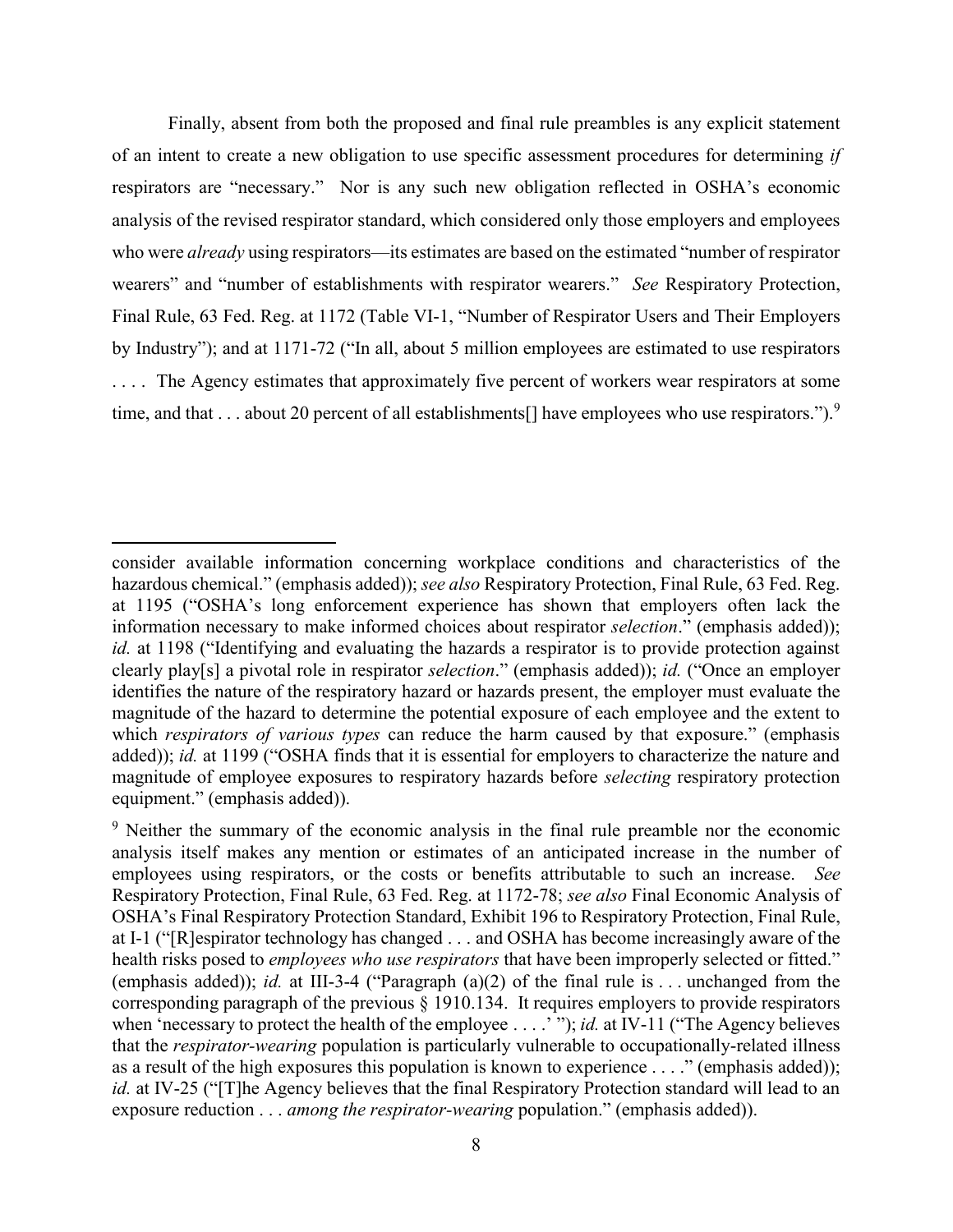Finally, absent from both the proposed and final rule preambles is any explicit statement of an intent to create a new obligation to use specific assessment procedures for determining *if* respirators are "necessary." Nor is any such new obligation reflected in OSHA's economic analysis of the revised respirator standard, which considered only those employers and employees who were *already* using respirators—its estimates are based on the estimated "number of respirator wearers" and "number of establishments with respirator wearers." *See* Respiratory Protection, Final Rule, 63 Fed. Reg. at 1172 (Table VI-1, "Number of Respirator Users and Their Employers by Industry"); and at 1171-72 ("In all, about 5 million employees are estimated to use respirators . . . . The Agency estimates that approximately five percent of workers wear respirators at some time, and that . . . about 20 percent of all establishments[] have employees who use respirators.").[9]

---

consider available information concerning workplace conditions and characteristics of the hazardous chemical." (emphasis added)); *see also* Respiratory Protection, Final Rule, 63 Fed. Reg. at 1195 ("OSHA's long enforcement experience has shown that employers often lack the information necessary to make informed choices about respirator *selection*." (emphasis added)); *id.* at 1198 ("Identifying and evaluating the hazards a respirator is to provide protection against clearly play[s] a pivotal role in respirator *selection*." (emphasis added)); *id.* ("Once an employer identifies the nature of the respiratory hazard or hazards present, the employer must evaluate the magnitude of the hazard to determine the potential exposure of each employee and the extent to which *respirators of various types* can reduce the harm caused by that exposure." (emphasis added)); *id.* at 1199 ("OSHA finds that it is essential for employers to characterize the nature and magnitude of employee exposures to respiratory hazards before *selecting* respiratory protection equipment." (emphasis added)).

[9] Neither the summary of the economic analysis in the final rule preamble nor the economic analysis itself makes any mention or estimates of an anticipated increase in the number of employees using respirators, or the costs or benefits attributable to such an increase. *See* Respiratory Protection, Final Rule, 63 Fed. Reg. at 1172-78; *see also* Final Economic Analysis of OSHA's Final Respiratory Protection Standard, Exhibit 196 to Respiratory Protection, Final Rule, at I-1 ("[R]espirator technology has changed . . . and OSHA has become increasingly aware of the health risks posed to *employees who use respirators* that have been improperly selected or fitted." (emphasis added)); *id.* at III-3-4 ("Paragraph (a)(2) of the final rule is . . . unchanged from the corresponding paragraph of the previous § 1910.134. It requires employers to provide respirators when 'necessary to protect the health of the employee . . . .' "); *id.* at IV-11 ("The Agency believes that the *respirator-wearing* population is particularly vulnerable to occupationally-related illness as a result of the high exposures this population is known to experience . . . ." (emphasis added)); *id.* at IV-25 ("[T]he Agency believes that the final Respiratory Protection standard will lead to an exposure reduction . . . *among the respirator-wearing* population." (emphasis added)).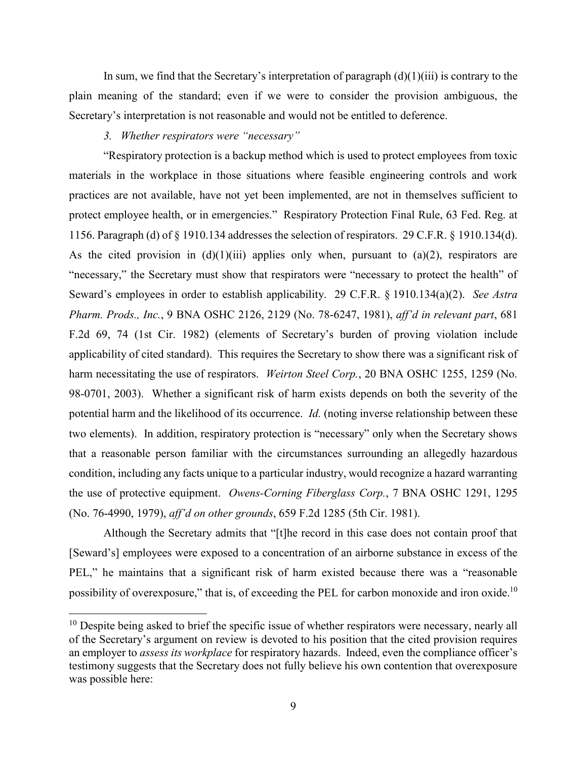In sum, we find that the Secretary's interpretation of paragraph (d)(1)(iii) is contrary to the plain meaning of the standard; even if we were to consider the provision ambiguous, the Secretary's interpretation is not reasonable and would not be entitled to deference.

*3. Whether respirators were "necessary"*

"Respiratory protection is a backup method which is used to protect employees from toxic materials in the workplace in those situations where feasible engineering controls and work practices are not available, have not yet been implemented, are not in themselves sufficient to protect employee health, or in emergencies." Respiratory Protection Final Rule, 63 Fed. Reg. at 1156. Paragraph (d) of § 1910.134 addresses the selection of respirators. 29 C.F.R. § 1910.134(d). As the cited provision in (d)(1)(iii) applies only when, pursuant to (a)(2), respirators are "necessary," the Secretary must show that respirators were "necessary to protect the health" of Seward's employees in order to establish applicability. 29 C.F.R. § 1910.134(a)(2). *See Astra Pharm. Prods., Inc.*, 9 BNA OSHC 2126, 2129 (No. 78-6247, 1981), *aff'd in relevant part*, 681 F.2d 69, 74 (1st Cir. 1982) (elements of Secretary's burden of proving violation include applicability of cited standard). This requires the Secretary to show there was a significant risk of harm necessitating the use of respirators. *Weirton Steel Corp.*, 20 BNA OSHC 1255, 1259 (No. 98-0701, 2003). Whether a significant risk of harm exists depends on both the severity of the potential harm and the likelihood of its occurrence. *Id.* (noting inverse relationship between these two elements). In addition, respiratory protection is "necessary" only when the Secretary shows that a reasonable person familiar with the circumstances surrounding an allegedly hazardous condition, including any facts unique to a particular industry, would recognize a hazard warranting the use of protective equipment. *Owens-Corning Fiberglass Corp.*, 7 BNA OSHC 1291, 1295 (No. 76-4990, 1979), *aff'd on other grounds*, 659 F.2d 1285 (5th Cir. 1981).

Although the Secretary admits that "[t]he record in this case does not contain proof that [Seward's] employees were exposed to a concentration of an airborne substance in excess of the PEL," he maintains that a significant risk of harm existed because there was a "reasonable possibility of overexposure," that is, of exceeding the PEL for carbon monoxide and iron oxide.[10]

[10] Despite being asked to brief the specific issue of whether respirators were necessary, nearly all of the Secretary's argument on review is devoted to his position that the cited provision requires an employer to *assess its workplace* for respiratory hazards. Indeed, even the compliance officer's testimony suggests that the Secretary does not fully believe his own contention that overexposure was possible here: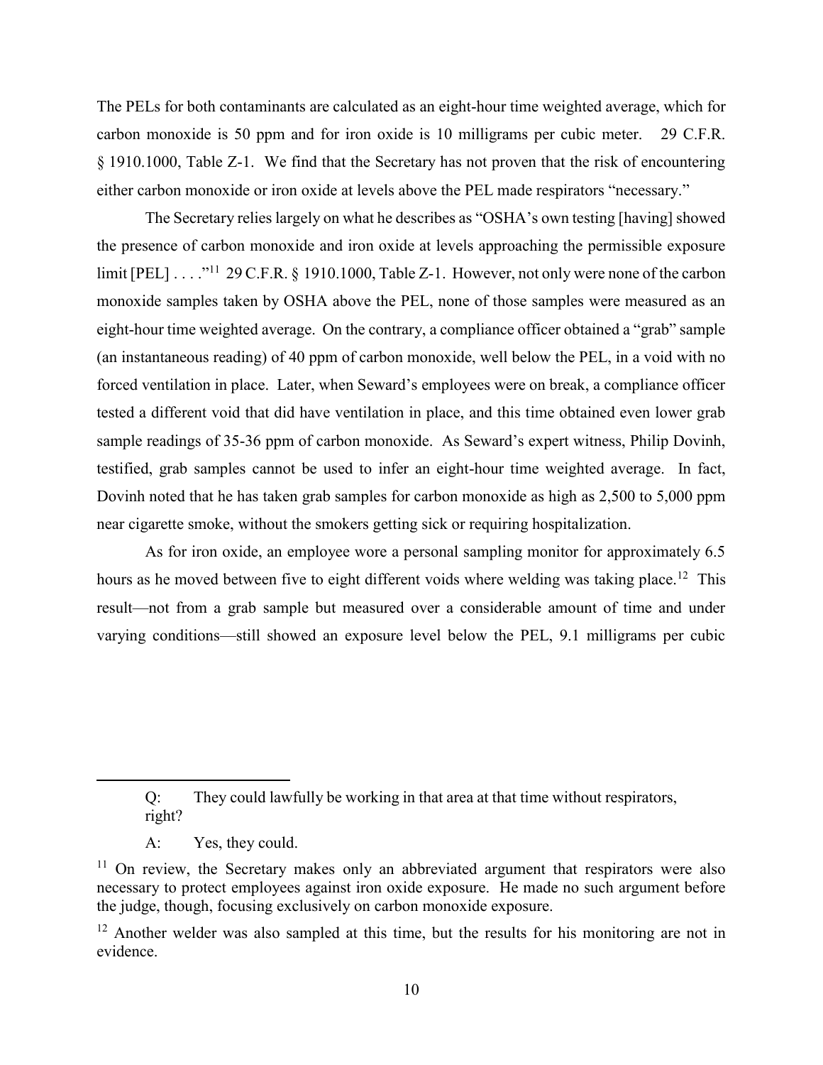The PELs for both contaminants are calculated as an eight-hour time weighted average, which for carbon monoxide is 50 ppm and for iron oxide is 10 milligrams per cubic meter. 29 C.F.R. § 1910.1000, Table Z-1. We find that the Secretary has not proven that the risk of encountering either carbon monoxide or iron oxide at levels above the PEL made respirators "necessary."

The Secretary relies largely on what he describes as "OSHA's own testing [having] showed the presence of carbon monoxide and iron oxide at levels approaching the permissible exposure limit [PEL] . . . ."[11] 29 C.F.R. § 1910.1000, Table Z-1. However, not only were none of the carbon monoxide samples taken by OSHA above the PEL, none of those samples were measured as an eight-hour time weighted average. On the contrary, a compliance officer obtained a "grab" sample (an instantaneous reading) of 40 ppm of carbon monoxide, well below the PEL, in a void with no forced ventilation in place. Later, when Seward's employees were on break, a compliance officer tested a different void that did have ventilation in place, and this time obtained even lower grab sample readings of 35-36 ppm of carbon monoxide. As Seward's expert witness, Philip Dovinh, testified, grab samples cannot be used to infer an eight-hour time weighted average. In fact, Dovinh noted that he has taken grab samples for carbon monoxide as high as 2,500 to 5,000 ppm near cigarette smoke, without the smokers getting sick or requiring hospitalization.

As for iron oxide, an employee wore a personal sampling monitor for approximately 6.5 hours as he moved between five to eight different voids where welding was taking place.[12] This result—not from a grab sample but measured over a considerable amount of time and under varying conditions—still showed an exposure level below the PEL, 9.1 milligrams per cubic

---

> Q: They could lawfully be working in that area at that time without respirators, right?
>
> A: Yes, they could.

[11] On review, the Secretary makes only an abbreviated argument that respirators were also necessary to protect employees against iron oxide exposure. He made no such argument before the judge, though, focusing exclusively on carbon monoxide exposure.

[12] Another welder was also sampled at this time, but the results for his monitoring are not in evidence.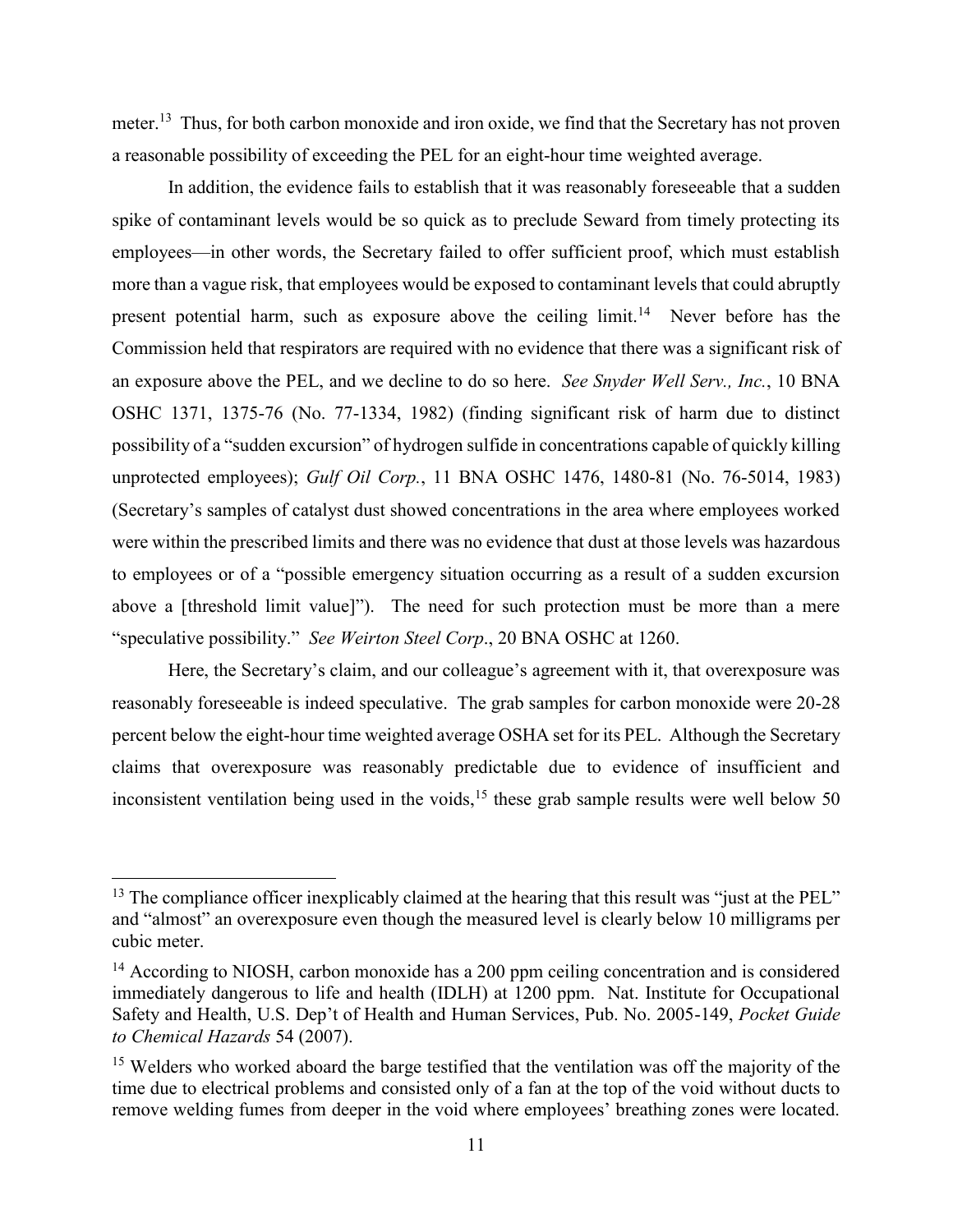meter.[13] Thus, for both carbon monoxide and iron oxide, we find that the Secretary has not proven a reasonable possibility of exceeding the PEL for an eight-hour time weighted average.

In addition, the evidence fails to establish that it was reasonably foreseeable that a sudden spike of contaminant levels would be so quick as to preclude Seward from timely protecting its employees—in other words, the Secretary failed to offer sufficient proof, which must establish more than a vague risk, that employees would be exposed to contaminant levels that could abruptly present potential harm, such as exposure above the ceiling limit.[14] Never before has the Commission held that respirators are required with no evidence that there was a significant risk of an exposure above the PEL, and we decline to do so here. *See Snyder Well Serv., Inc.*, 10 BNA OSHC 1371, 1375-76 (No. 77-1334, 1982) (finding significant risk of harm due to distinct possibility of a "sudden excursion" of hydrogen sulfide in concentrations capable of quickly killing unprotected employees); *Gulf Oil Corp.*, 11 BNA OSHC 1476, 1480-81 (No. 76-5014, 1983) (Secretary's samples of catalyst dust showed concentrations in the area where employees worked were within the prescribed limits and there was no evidence that dust at those levels was hazardous to employees or of a "possible emergency situation occurring as a result of a sudden excursion above a [threshold limit value]"). The need for such protection must be more than a mere "speculative possibility." *See Weirton Steel Corp*., 20 BNA OSHC at 1260.

Here, the Secretary's claim, and our colleague's agreement with it, that overexposure was reasonably foreseeable is indeed speculative. The grab samples for carbon monoxide were 20-28 percent below the eight-hour time weighted average OSHA set for its PEL. Although the Secretary claims that overexposure was reasonably predictable due to evidence of insufficient and inconsistent ventilation being used in the voids,[15] these grab sample results were well below 50

---

[13] The compliance officer inexplicably claimed at the hearing that this result was "just at the PEL" and "almost" an overexposure even though the measured level is clearly below 10 milligrams per cubic meter.

[14] According to NIOSH, carbon monoxide has a 200 ppm ceiling concentration and is considered immediately dangerous to life and health (IDLH) at 1200 ppm. Nat. Institute for Occupational Safety and Health, U.S. Dep't of Health and Human Services, Pub. No. 2005-149, *Pocket Guide to Chemical Hazards* 54 (2007).

[15] Welders who worked aboard the barge testified that the ventilation was off the majority of the time due to electrical problems and consisted only of a fan at the top of the void without ducts to remove welding fumes from deeper in the void where employees' breathing zones were located.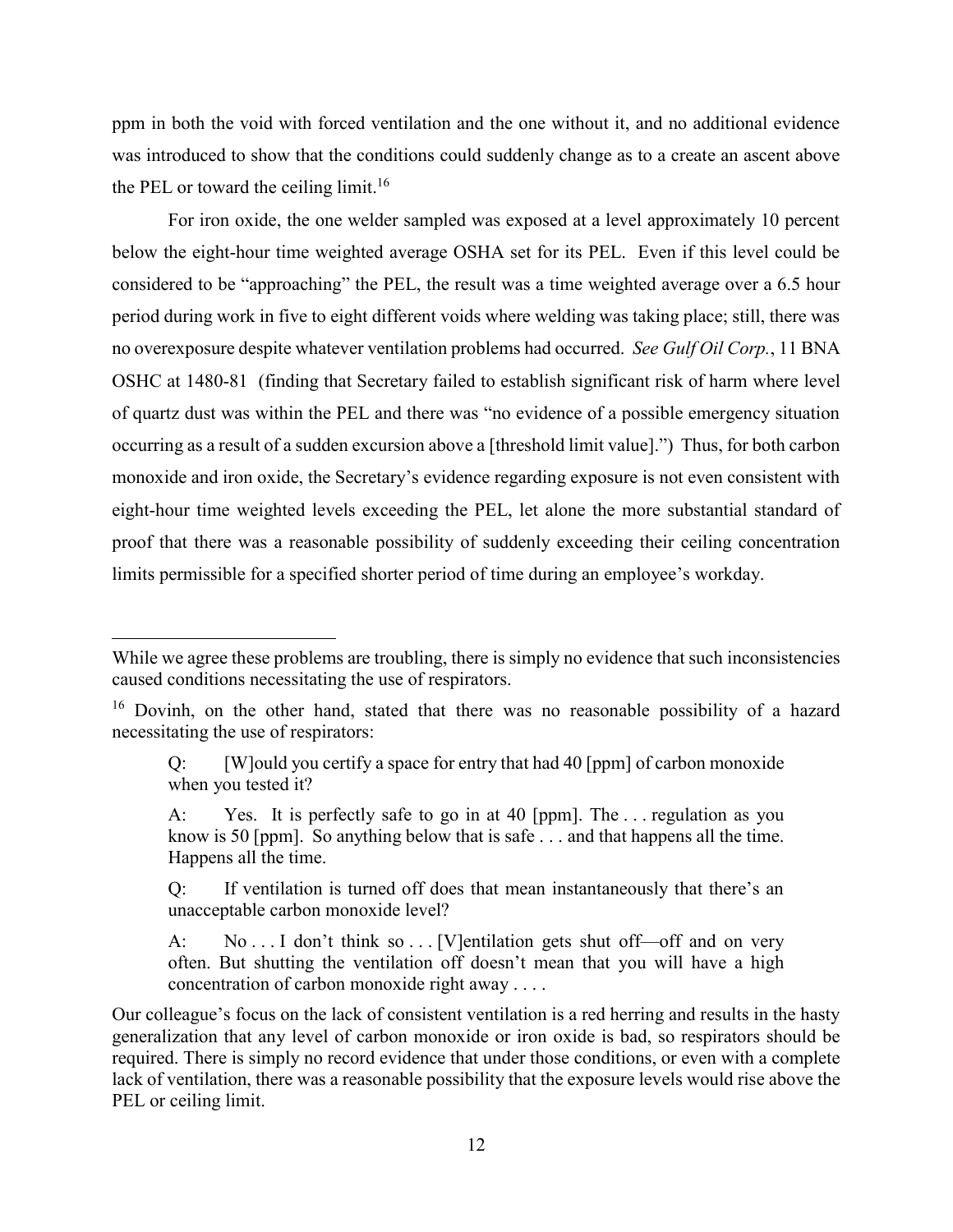ppm in both the void with forced ventilation and the one without it, and no additional evidence was introduced to show that the conditions could suddenly change as to a create an ascent above the PEL or toward the ceiling limit.[16]

For iron oxide, the one welder sampled was exposed at a level approximately 10 percent below the eight-hour time weighted average OSHA set for its PEL. Even if this level could be considered to be "approaching" the PEL, the result was a time weighted average over a 6.5 hour period during work in five to eight different voids where welding was taking place; still, there was no overexposure despite whatever ventilation problems had occurred. *See Gulf Oil Corp.*, 11 BNA OSHC at 1480-81 (finding that Secretary failed to establish significant risk of harm where level of quartz dust was within the PEL and there was "no evidence of a possible emergency situation occurring as a result of a sudden excursion above a [threshold limit value].") Thus, for both carbon monoxide and iron oxide, the Secretary's evidence regarding exposure is not even consistent with eight-hour time weighted levels exceeding the PEL, let alone the more substantial standard of proof that there was a reasonable possibility of suddenly exceeding their ceiling concentration limits permissible for a specified shorter period of time during an employee's workday.

---

While we agree these problems are troubling, there is simply no evidence that such inconsistencies caused conditions necessitating the use of respirators.

[16] Dovinh, on the other hand, stated that there was no reasonable possibility of a hazard necessitating the use of respirators:

> Q: [W]ould you certify a space for entry that had 40 [ppm] of carbon monoxide when you tested it?
>
> A: Yes. It is perfectly safe to go in at 40 [ppm]. The . . . regulation as you know is 50 [ppm]. So anything below that is safe . . . and that happens all the time. Happens all the time.
>
> Q: If ventilation is turned off does that mean instantaneously that there's an unacceptable carbon monoxide level?
>
> A: No . . . I don't think so . . . [V]entilation gets shut off—off and on very often. But shutting the ventilation off doesn't mean that you will have a high concentration of carbon monoxide right away . . . .

Our colleague's focus on the lack of consistent ventilation is a red herring and results in the hasty generalization that any level of carbon monoxide or iron oxide is bad, so respirators should be required. There is simply no record evidence that under those conditions, or even with a complete lack of ventilation, there was a reasonable possibility that the exposure levels would rise above the PEL or ceiling limit.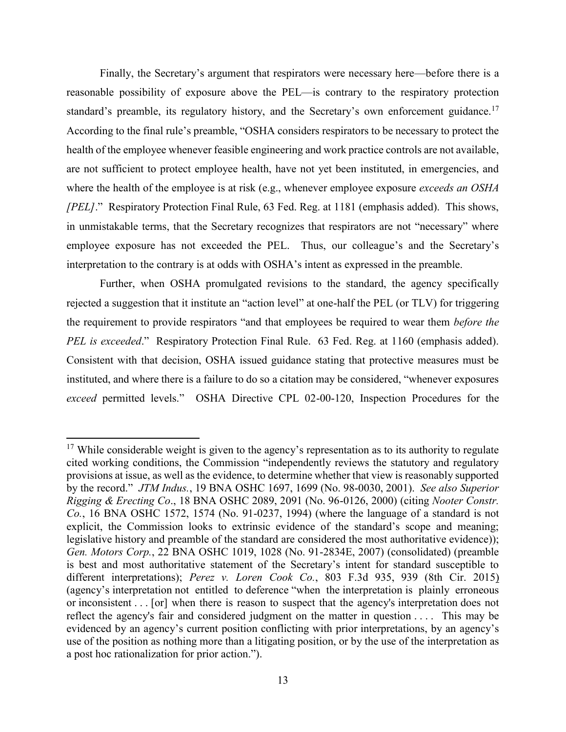Finally, the Secretary's argument that respirators were necessary here—before there is a reasonable possibility of exposure above the PEL—is contrary to the respiratory protection standard's preamble, its regulatory history, and the Secretary's own enforcement guidance.[17] According to the final rule's preamble, "OSHA considers respirators to be necessary to protect the health of the employee whenever feasible engineering and work practice controls are not available, are not sufficient to protect employee health, have not yet been instituted, in emergencies, and where the health of the employee is at risk (e.g., whenever employee exposure *exceeds an OSHA [PEL]*." Respiratory Protection Final Rule, 63 Fed. Reg. at 1181 (emphasis added). This shows, in unmistakable terms, that the Secretary recognizes that respirators are not "necessary" where employee exposure has not exceeded the PEL. Thus, our colleague's and the Secretary's interpretation to the contrary is at odds with OSHA's intent as expressed in the preamble.

Further, when OSHA promulgated revisions to the standard, the agency specifically rejected a suggestion that it institute an "action level" at one-half the PEL (or TLV) for triggering the requirement to provide respirators "and that employees be required to wear them *before the PEL is exceeded*." Respiratory Protection Final Rule. 63 Fed. Reg. at 1160 (emphasis added). Consistent with that decision, OSHA issued guidance stating that protective measures must be instituted, and where there is a failure to do so a citation may be considered, "whenever exposures *exceed* permitted levels." OSHA Directive CPL 02-00-120, Inspection Procedures for the

---

[17] While considerable weight is given to the agency's representation as to its authority to regulate cited working conditions, the Commission "independently reviews the statutory and regulatory provisions at issue, as well as the evidence, to determine whether that view is reasonably supported by the record." *JTM Indus.*, 19 BNA OSHC 1697, 1699 (No. 98-0030, 2001). *See also Superior Rigging & Erecting Co*., 18 BNA OSHC 2089, 2091 (No. 96-0126, 2000) (citing *Nooter Constr. Co.*, 16 BNA OSHC 1572, 1574 (No. 91-0237, 1994) (where the language of a standard is not explicit, the Commission looks to extrinsic evidence of the standard's scope and meaning; legislative history and preamble of the standard are considered the most authoritative evidence)); *Gen. Motors Corp.*, 22 BNA OSHC 1019, 1028 (No. 91-2834E, 2007) (consolidated) (preamble is best and most authoritative statement of the Secretary's intent for standard susceptible to different interpretations); *Perez v. Loren Cook Co.*, 803 F.3d 935, 939 (8th Cir. 2015) (agency's interpretation not entitled to deference "when the interpretation is plainly erroneous or inconsistent . . . [or] when there is reason to suspect that the agency's interpretation does not reflect the agency's fair and considered judgment on the matter in question . . . . This may be evidenced by an agency's current position conflicting with prior interpretations, by an agency's use of the position as nothing more than a litigating position, or by the use of the interpretation as a post hoc rationalization for prior action.").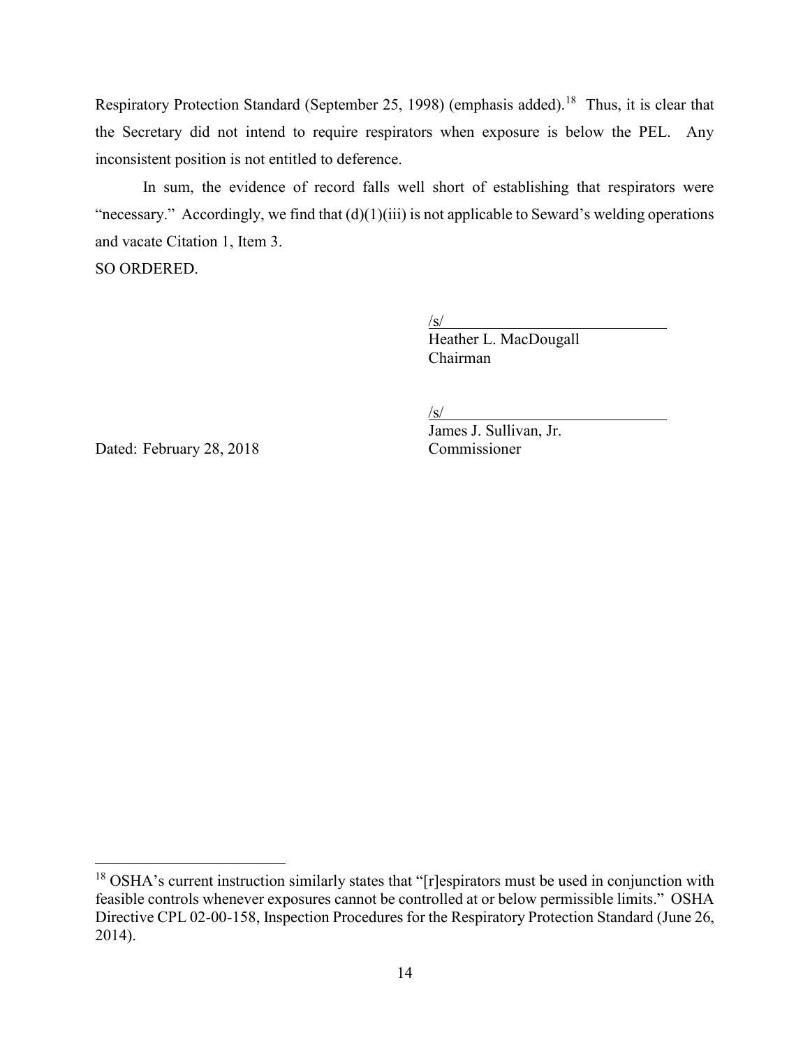Respiratory Protection Standard (September 25, 1998) (emphasis added).[18] Thus, it is clear that the Secretary did not intend to require respirators when exposure is below the PEL. Any inconsistent position is not entitled to deference.

In sum, the evidence of record falls well short of establishing that respirators were "necessary." Accordingly, we find that (d)(1)(iii) is not applicable to Seward's welding operations and vacate Citation 1, Item 3.

SO ORDERED.

/s/
Heather L. MacDougall
Chairman

/s/
James J. Sullivan, Jr.
Commissioner

Dated: February 28, 2018

---

[18] OSHA's current instruction similarly states that "[r]espirators must be used in conjunction with feasible controls whenever exposures cannot be controlled at or below permissible limits." OSHA Directive CPL 02-00-158, Inspection Procedures for the Respiratory Protection Standard (June 26, 2014).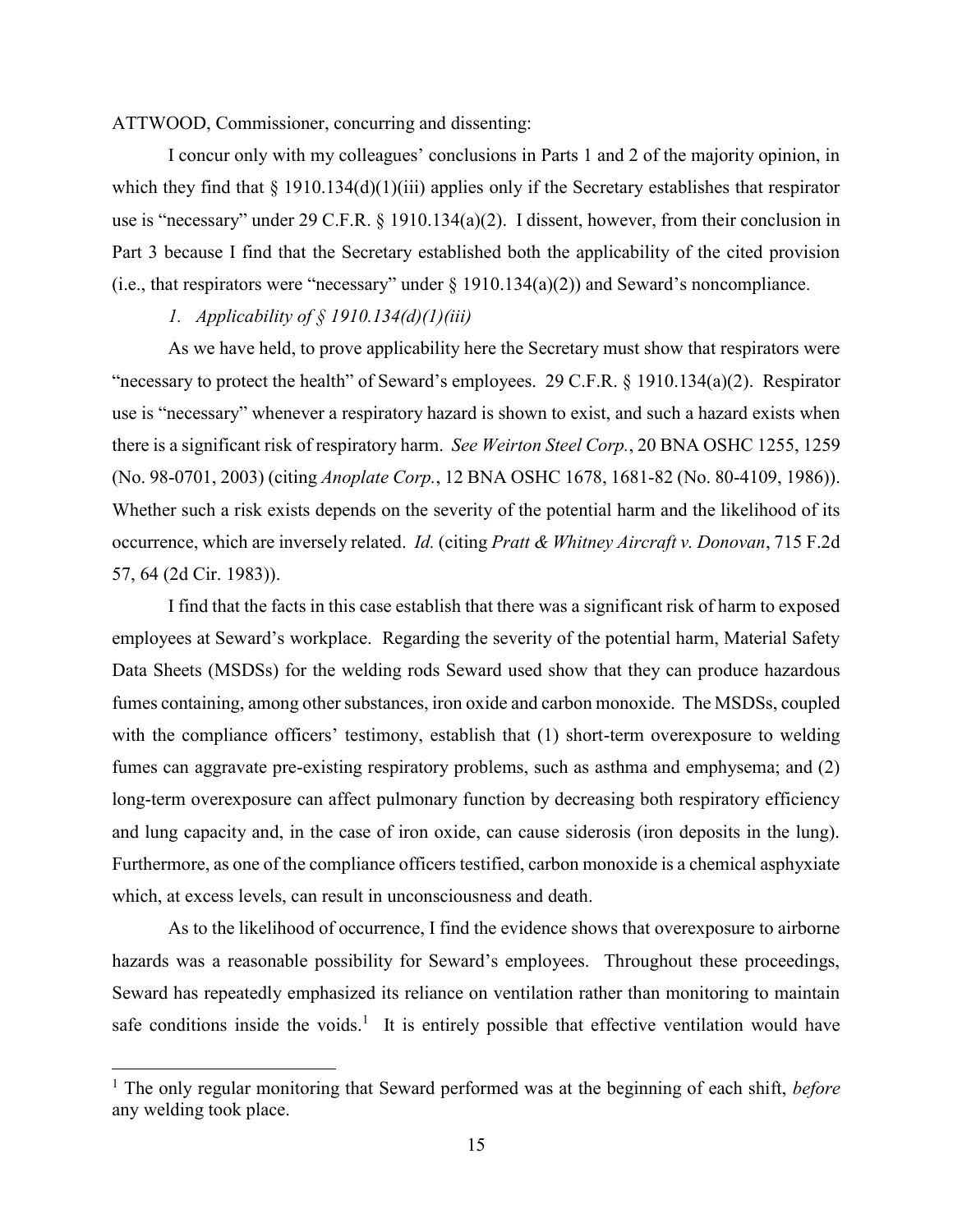ATTWOOD, Commissioner, concurring and dissenting:

I concur only with my colleagues' conclusions in Parts 1 and 2 of the majority opinion, in which they find that § 1910.134(d)(1)(iii) applies only if the Secretary establishes that respirator use is "necessary" under 29 C.F.R. § 1910.134(a)(2). I dissent, however, from their conclusion in Part 3 because I find that the Secretary established both the applicability of the cited provision (i.e., that respirators were "necessary" under § 1910.134(a)(2)) and Seward's noncompliance.

*1. Applicability of § 1910.134(d)(1)(iii)*

As we have held, to prove applicability here the Secretary must show that respirators were "necessary to protect the health" of Seward's employees. 29 C.F.R. § 1910.134(a)(2). Respirator use is "necessary" whenever a respiratory hazard is shown to exist, and such a hazard exists when there is a significant risk of respiratory harm. *See Weirton Steel Corp.*, 20 BNA OSHC 1255, 1259 (No. 98-0701, 2003) (citing *Anoplate Corp.*, 12 BNA OSHC 1678, 1681-82 (No. 80-4109, 1986)). Whether such a risk exists depends on the severity of the potential harm and the likelihood of its occurrence, which are inversely related. *Id.* (citing *Pratt & Whitney Aircraft v. Donovan*, 715 F.2d 57, 64 (2d Cir. 1983)).

I find that the facts in this case establish that there was a significant risk of harm to exposed employees at Seward's workplace. Regarding the severity of the potential harm, Material Safety Data Sheets (MSDSs) for the welding rods Seward used show that they can produce hazardous fumes containing, among other substances, iron oxide and carbon monoxide. The MSDSs, coupled with the compliance officers' testimony, establish that (1) short-term overexposure to welding fumes can aggravate pre-existing respiratory problems, such as asthma and emphysema; and (2) long-term overexposure can affect pulmonary function by decreasing both respiratory efficiency and lung capacity and, in the case of iron oxide, can cause siderosis (iron deposits in the lung). Furthermore, as one of the compliance officers testified, carbon monoxide is a chemical asphyxiate which, at excess levels, can result in unconsciousness and death.

As to the likelihood of occurrence, I find the evidence shows that overexposure to airborne hazards was a reasonable possibility for Seward's employees. Throughout these proceedings, Seward has repeatedly emphasized its reliance on ventilation rather than monitoring to maintain safe conditions inside the voids.[1] It is entirely possible that effective ventilation would have

[1] The only regular monitoring that Seward performed was at the beginning of each shift, *before* any welding took place.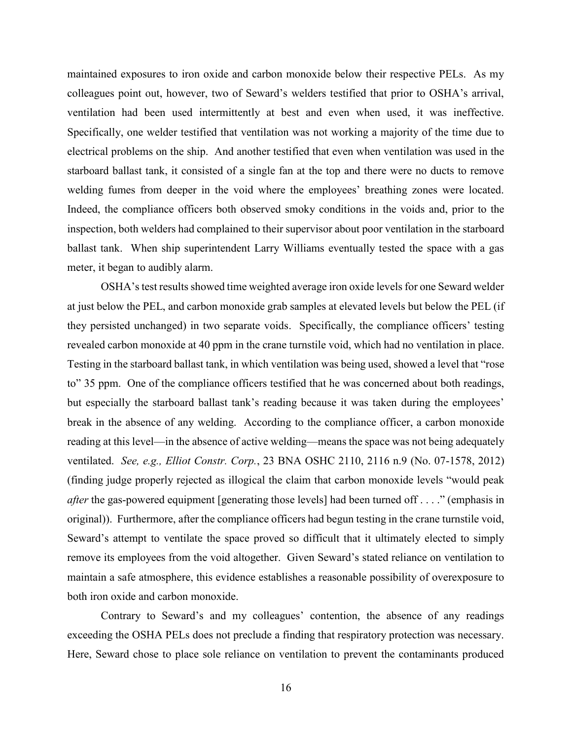maintained exposures to iron oxide and carbon monoxide below their respective PELs. As my colleagues point out, however, two of Seward's welders testified that prior to OSHA's arrival, ventilation had been used intermittently at best and even when used, it was ineffective. Specifically, one welder testified that ventilation was not working a majority of the time due to electrical problems on the ship. And another testified that even when ventilation was used in the starboard ballast tank, it consisted of a single fan at the top and there were no ducts to remove welding fumes from deeper in the void where the employees' breathing zones were located. Indeed, the compliance officers both observed smoky conditions in the voids and, prior to the inspection, both welders had complained to their supervisor about poor ventilation in the starboard ballast tank. When ship superintendent Larry Williams eventually tested the space with a gas meter, it began to audibly alarm.

OSHA's test results showed time weighted average iron oxide levels for one Seward welder at just below the PEL, and carbon monoxide grab samples at elevated levels but below the PEL (if they persisted unchanged) in two separate voids. Specifically, the compliance officers' testing revealed carbon monoxide at 40 ppm in the crane turnstile void, which had no ventilation in place. Testing in the starboard ballast tank, in which ventilation was being used, showed a level that "rose to" 35 ppm. One of the compliance officers testified that he was concerned about both readings, but especially the starboard ballast tank's reading because it was taken during the employees' break in the absence of any welding. According to the compliance officer, a carbon monoxide reading at this level—in the absence of active welding—means the space was not being adequately ventilated. *See, e.g., Elliot Constr. Corp.*, 23 BNA OSHC 2110, 2116 n.9 (No. 07-1578, 2012) (finding judge properly rejected as illogical the claim that carbon monoxide levels "would peak *after* the gas-powered equipment [generating those levels] had been turned off . . . ." (emphasis in original)). Furthermore, after the compliance officers had begun testing in the crane turnstile void, Seward's attempt to ventilate the space proved so difficult that it ultimately elected to simply remove its employees from the void altogether. Given Seward's stated reliance on ventilation to maintain a safe atmosphere, this evidence establishes a reasonable possibility of overexposure to both iron oxide and carbon monoxide.

Contrary to Seward's and my colleagues' contention, the absence of any readings exceeding the OSHA PELs does not preclude a finding that respiratory protection was necessary. Here, Seward chose to place sole reliance on ventilation to prevent the contaminants produced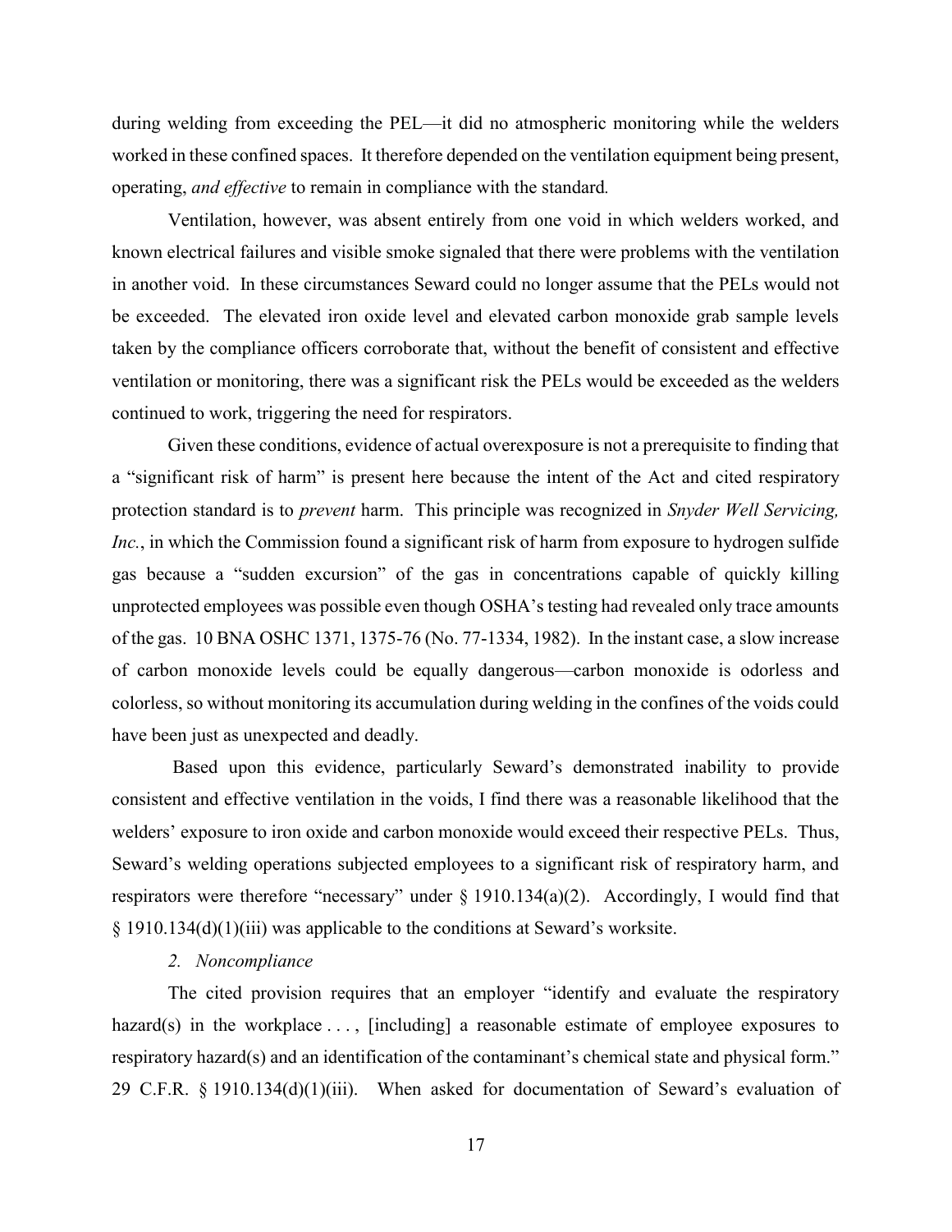during welding from exceeding the PEL—it did no atmospheric monitoring while the welders worked in these confined spaces. It therefore depended on the ventilation equipment being present, operating, *and effective* to remain in compliance with the standard.

Ventilation, however, was absent entirely from one void in which welders worked, and known electrical failures and visible smoke signaled that there were problems with the ventilation in another void. In these circumstances Seward could no longer assume that the PELs would not be exceeded. The elevated iron oxide level and elevated carbon monoxide grab sample levels taken by the compliance officers corroborate that, without the benefit of consistent and effective ventilation or monitoring, there was a significant risk the PELs would be exceeded as the welders continued to work, triggering the need for respirators.

Given these conditions, evidence of actual overexposure is not a prerequisite to finding that a "significant risk of harm" is present here because the intent of the Act and cited respiratory protection standard is to *prevent* harm. This principle was recognized in *Snyder Well Servicing, Inc.*, in which the Commission found a significant risk of harm from exposure to hydrogen sulfide gas because a "sudden excursion" of the gas in concentrations capable of quickly killing unprotected employees was possible even though OSHA's testing had revealed only trace amounts of the gas. 10 BNA OSHC 1371, 1375-76 (No. 77-1334, 1982). In the instant case, a slow increase of carbon monoxide levels could be equally dangerous—carbon monoxide is odorless and colorless, so without monitoring its accumulation during welding in the confines of the voids could have been just as unexpected and deadly.

Based upon this evidence, particularly Seward's demonstrated inability to provide consistent and effective ventilation in the voids, I find there was a reasonable likelihood that the welders' exposure to iron oxide and carbon monoxide would exceed their respective PELs. Thus, Seward's welding operations subjected employees to a significant risk of respiratory harm, and respirators were therefore "necessary" under § 1910.134(a)(2). Accordingly, I would find that § 1910.134(d)(1)(iii) was applicable to the conditions at Seward's worksite.

*2. Noncompliance*

The cited provision requires that an employer "identify and evaluate the respiratory hazard(s) in the workplace . . . , [including] a reasonable estimate of employee exposures to respiratory hazard(s) and an identification of the contaminant's chemical state and physical form." 29 C.F.R. § 1910.134(d)(1)(iii). When asked for documentation of Seward's evaluation of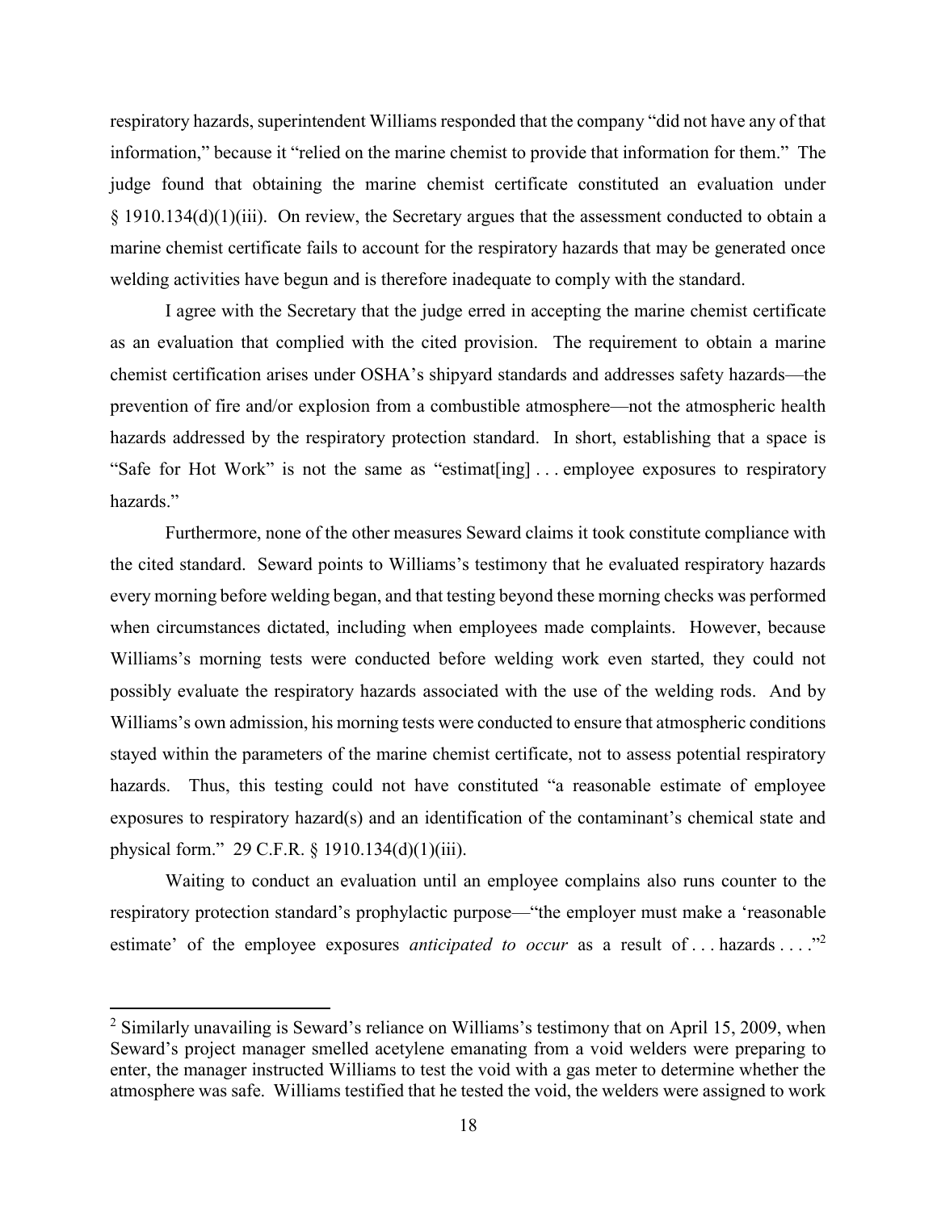respiratory hazards, superintendent Williams responded that the company "did not have any of that information," because it "relied on the marine chemist to provide that information for them." The judge found that obtaining the marine chemist certificate constituted an evaluation under § 1910.134(d)(1)(iii). On review, the Secretary argues that the assessment conducted to obtain a marine chemist certificate fails to account for the respiratory hazards that may be generated once welding activities have begun and is therefore inadequate to comply with the standard.

I agree with the Secretary that the judge erred in accepting the marine chemist certificate as an evaluation that complied with the cited provision. The requirement to obtain a marine chemist certification arises under OSHA's shipyard standards and addresses safety hazards—the prevention of fire and/or explosion from a combustible atmosphere—not the atmospheric health hazards addressed by the respiratory protection standard. In short, establishing that a space is "Safe for Hot Work" is not the same as "estimat[ing] . . . employee exposures to respiratory hazards."

Furthermore, none of the other measures Seward claims it took constitute compliance with the cited standard. Seward points to Williams's testimony that he evaluated respiratory hazards every morning before welding began, and that testing beyond these morning checks was performed when circumstances dictated, including when employees made complaints. However, because Williams's morning tests were conducted before welding work even started, they could not possibly evaluate the respiratory hazards associated with the use of the welding rods. And by Williams's own admission, his morning tests were conducted to ensure that atmospheric conditions stayed within the parameters of the marine chemist certificate, not to assess potential respiratory hazards. Thus, this testing could not have constituted "a reasonable estimate of employee exposures to respiratory hazard(s) and an identification of the contaminant's chemical state and physical form." 29 C.F.R. § 1910.134(d)(1)(iii).

Waiting to conduct an evaluation until an employee complains also runs counter to the respiratory protection standard's prophylactic purpose—"the employer must make a 'reasonable estimate' of the employee exposures *anticipated to occur* as a result of . . . hazards . . . ."[2]

---

[2] Similarly unavailing is Seward's reliance on Williams's testimony that on April 15, 2009, when Seward's project manager smelled acetylene emanating from a void welders were preparing to enter, the manager instructed Williams to test the void with a gas meter to determine whether the atmosphere was safe. Williams testified that he tested the void, the welders were assigned to work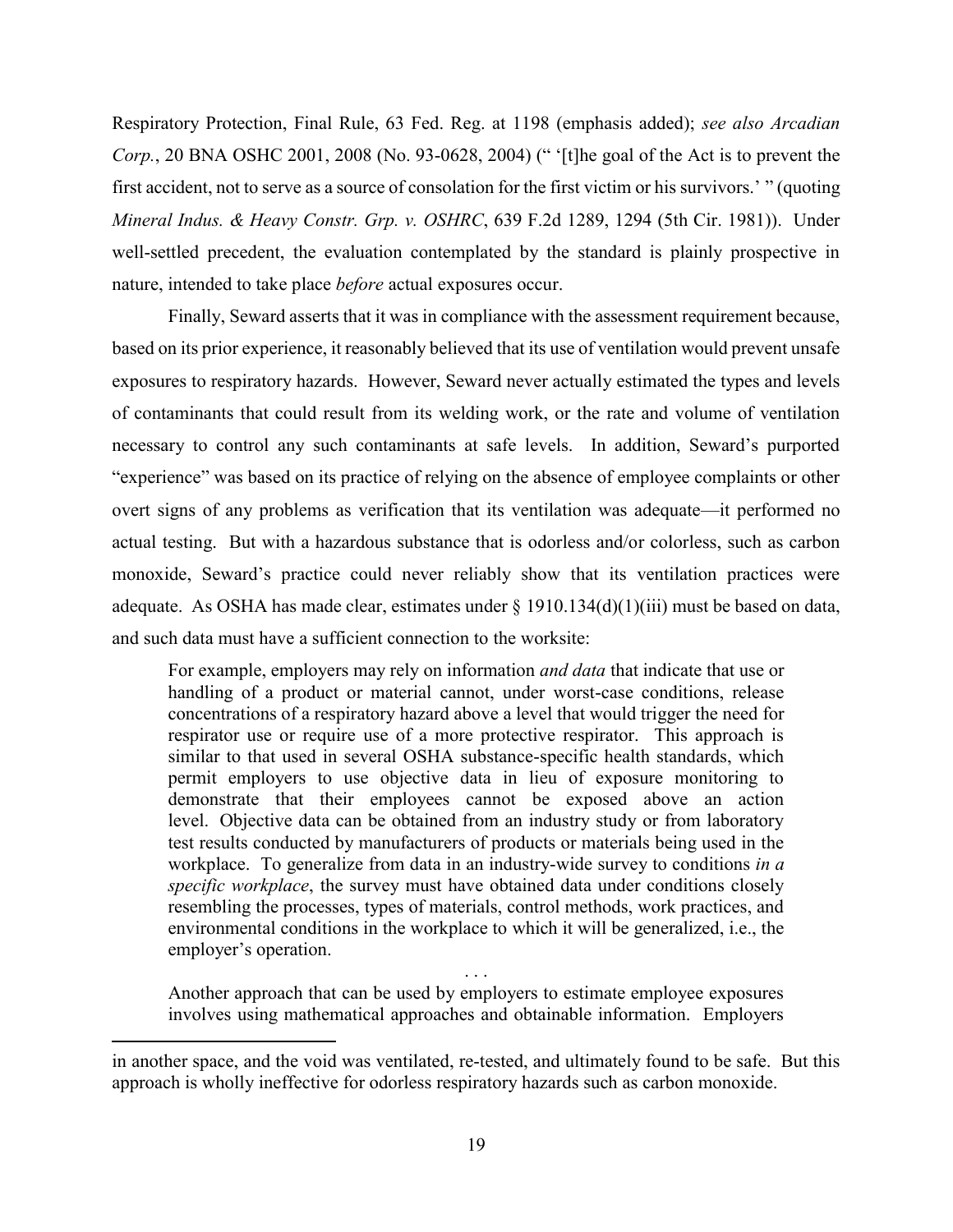Respiratory Protection, Final Rule, 63 Fed. Reg. at 1198 (emphasis added); *see also Arcadian Corp.*, 20 BNA OSHC 2001, 2008 (No. 93-0628, 2004) (" '[t]he goal of the Act is to prevent the first accident, not to serve as a source of consolation for the first victim or his survivors.' " (quoting *Mineral Indus. & Heavy Constr. Grp. v. OSHRC*, 639 F.2d 1289, 1294 (5th Cir. 1981)). Under well-settled precedent, the evaluation contemplated by the standard is plainly prospective in nature, intended to take place *before* actual exposures occur.

Finally, Seward asserts that it was in compliance with the assessment requirement because, based on its prior experience, it reasonably believed that its use of ventilation would prevent unsafe exposures to respiratory hazards. However, Seward never actually estimated the types and levels of contaminants that could result from its welding work, or the rate and volume of ventilation necessary to control any such contaminants at safe levels. In addition, Seward's purported "experience" was based on its practice of relying on the absence of employee complaints or other overt signs of any problems as verification that its ventilation was adequate—it performed no actual testing. But with a hazardous substance that is odorless and/or colorless, such as carbon monoxide, Seward's practice could never reliably show that its ventilation practices were adequate. As OSHA has made clear, estimates under § 1910.134(d)(1)(iii) must be based on data, and such data must have a sufficient connection to the worksite:

> For example, employers may rely on information *and data* that indicate that use or handling of a product or material cannot, under worst-case conditions, release concentrations of a respiratory hazard above a level that would trigger the need for respirator use or require use of a more protective respirator. This approach is similar to that used in several OSHA substance-specific health standards, which permit employers to use objective data in lieu of exposure monitoring to demonstrate that their employees cannot be exposed above an action level. Objective data can be obtained from an industry study or from laboratory test results conducted by manufacturers of products or materials being used in the workplace. To generalize from data in an industry-wide survey to conditions *in a specific workplace*, the survey must have obtained data under conditions closely resembling the processes, types of materials, control methods, work practices, and environmental conditions in the workplace to which it will be generalized, i.e., the employer's operation.
>
> . . .
>
> Another approach that can be used by employers to estimate employee exposures involves using mathematical approaches and obtainable information. Employers

in another space, and the void was ventilated, re-tested, and ultimately found to be safe. But this approach is wholly ineffective for odorless respiratory hazards such as carbon monoxide.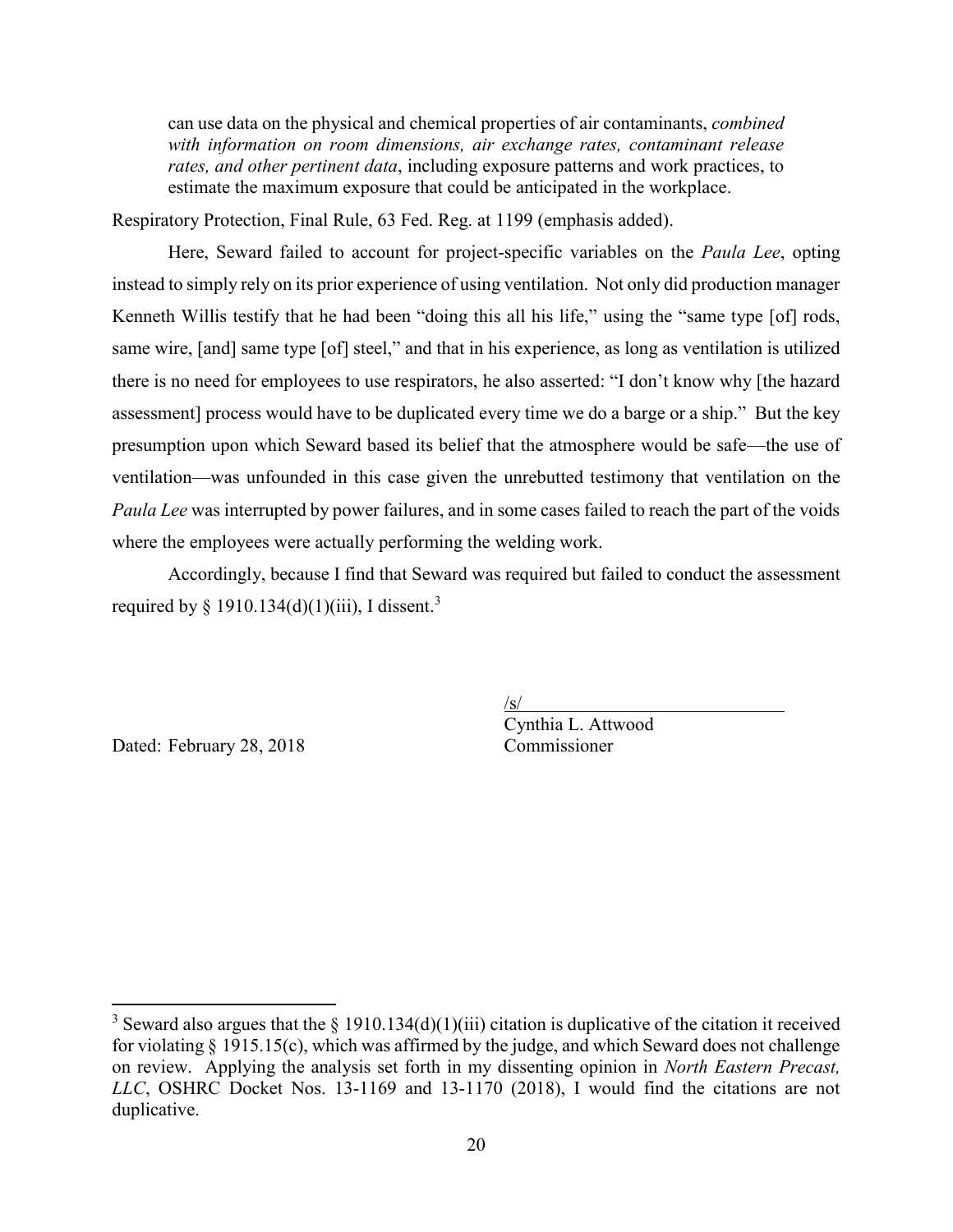> can use data on the physical and chemical properties of air contaminants, *combined with information on room dimensions, air exchange rates, contaminant release rates, and other pertinent data*, including exposure patterns and work practices, to estimate the maximum exposure that could be anticipated in the workplace.

Respiratory Protection, Final Rule, 63 Fed. Reg. at 1199 (emphasis added).

Here, Seward failed to account for project-specific variables on the *Paula Lee*, opting instead to simply rely on its prior experience of using ventilation. Not only did production manager Kenneth Willis testify that he had been "doing this all his life," using the "same type [of] rods, same wire, [and] same type [of] steel," and that in his experience, as long as ventilation is utilized there is no need for employees to use respirators, he also asserted: "I don't know why [the hazard assessment] process would have to be duplicated every time we do a barge or a ship." But the key presumption upon which Seward based its belief that the atmosphere would be safe—the use of ventilation—was unfounded in this case given the unrebutted testimony that ventilation on the *Paula Lee* was interrupted by power failures, and in some cases failed to reach the part of the voids where the employees were actually performing the welding work.

Accordingly, because I find that Seward was required but failed to conduct the assessment required by § 1910.134(d)(1)(iii), I dissent.[3]

/s/
Cynthia L. Attwood
Commissioner

Dated: February 28, 2018

[3] Seward also argues that the § 1910.134(d)(1)(iii) citation is duplicative of the citation it received for violating § 1915.15(c), which was affirmed by the judge, and which Seward does not challenge on review. Applying the analysis set forth in my dissenting opinion in *North Eastern Precast, LLC*, OSHRC Docket Nos. 13-1169 and 13-1170 (2018), I would find the citations are not duplicative.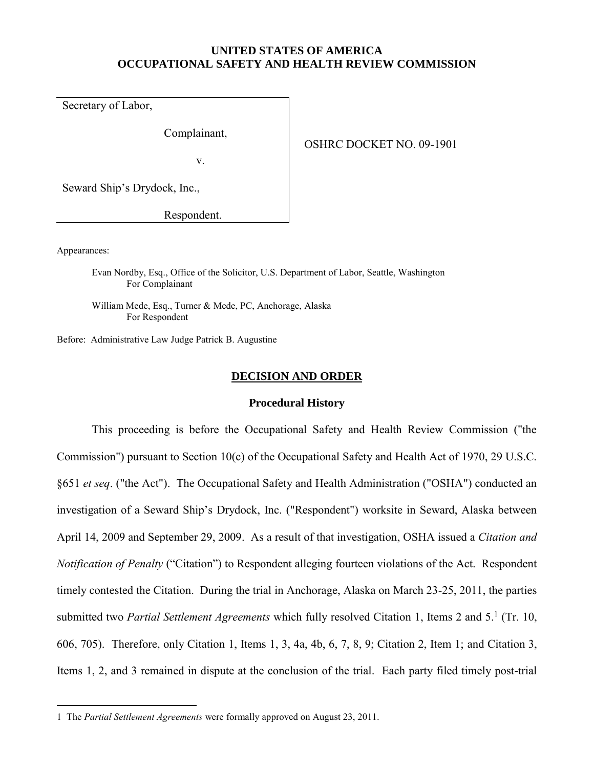**UNITED STATES OF AMERICA**
**OCCUPATIONAL SAFETY AND HEALTH REVIEW COMMISSION**

| | |
|---|---|
| Secretary of Labor,<br><br>Complainant,<br><br>v.<br><br>Seward Ship's Drydock, Inc.,<br><br>Respondent. | OSHRC DOCKET NO. 09-1901 |

Appearances:

> Evan Nordby, Esq., Office of the Solicitor, U.S. Department of Labor, Seattle, Washington
> For Complainant
>
> William Mede, Esq., Turner & Mede, PC, Anchorage, Alaska
> For Respondent

Before: Administrative Law Judge Patrick B. Augustine

## DECISION AND ORDER

### Procedural History

This proceeding is before the Occupational Safety and Health Review Commission ("the Commission") pursuant to Section 10(c) of the Occupational Safety and Health Act of 1970, 29 U.S.C. §651 *et seq*. ("the Act"). The Occupational Safety and Health Administration ("OSHA") conducted an investigation of a Seward Ship's Drydock, Inc. ("Respondent") worksite in Seward, Alaska between April 14, 2009 and September 29, 2009. As a result of that investigation, OSHA issued a *Citation and Notification of Penalty* ("Citation") to Respondent alleging fourteen violations of the Act. Respondent timely contested the Citation. During the trial in Anchorage, Alaska on March 23-25, 2011, the parties submitted two *Partial Settlement Agreements* which fully resolved Citation 1, Items 2 and 5.[1] (Tr. 10, 606, 705). Therefore, only Citation 1, Items 1, 3, 4a, 4b, 6, 7, 8, 9; Citation 2, Item 1; and Citation 3, Items 1, 2, and 3 remained in dispute at the conclusion of the trial. Each party filed timely post-trial

1 The *Partial Settlement Agreements* were formally approved on August 23, 2011.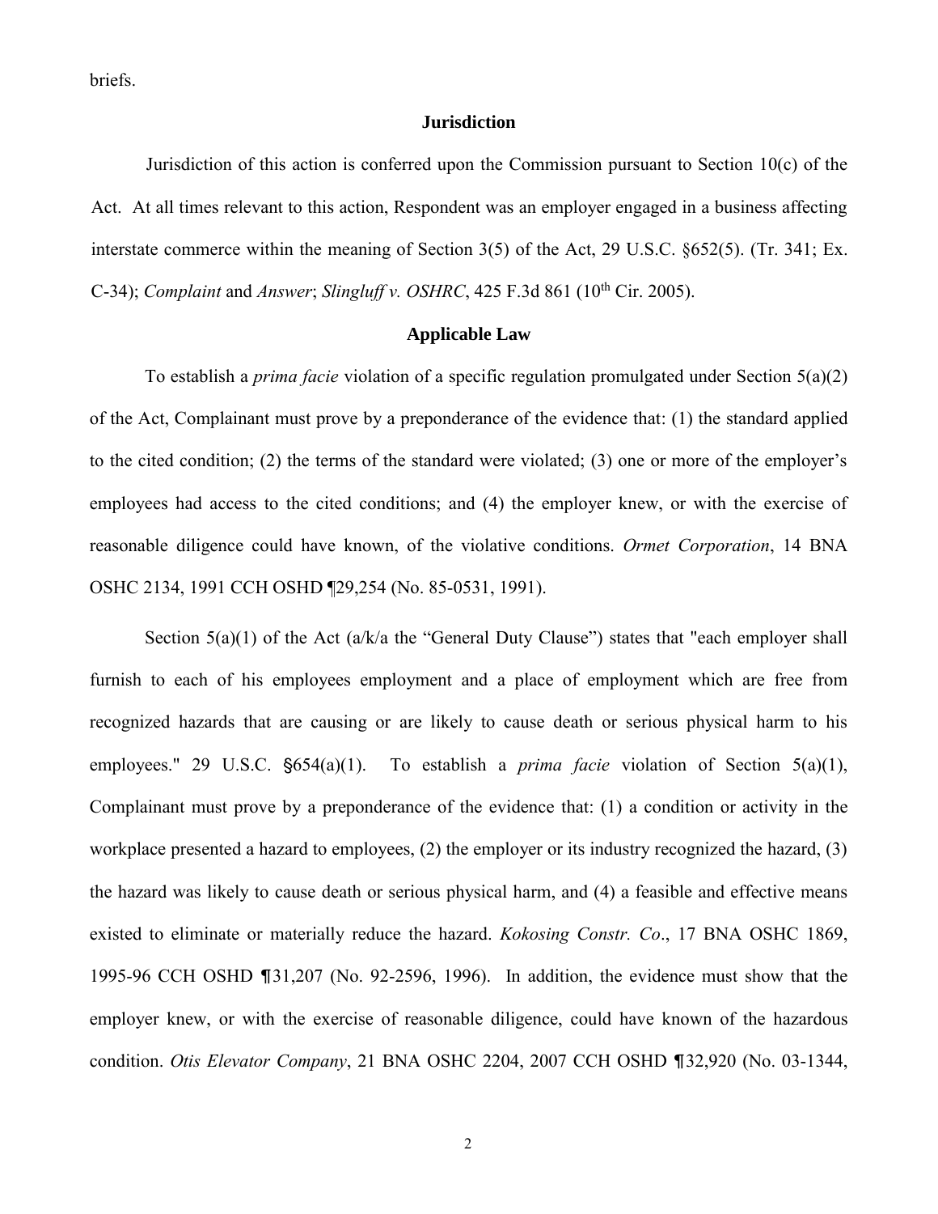briefs.

## Jurisdiction

Jurisdiction of this action is conferred upon the Commission pursuant to Section 10(c) of the Act. At all times relevant to this action, Respondent was an employer engaged in a business affecting interstate commerce within the meaning of Section 3(5) of the Act, 29 U.S.C. §652(5). (Tr. 341; Ex. C-34); *Complaint* and *Answer*; *Slingluff v. OSHRC*, 425 F.3d 861 (10th Cir. 2005).

## Applicable Law

To establish a *prima facie* violation of a specific regulation promulgated under Section 5(a)(2) of the Act, Complainant must prove by a preponderance of the evidence that: (1) the standard applied to the cited condition; (2) the terms of the standard were violated; (3) one or more of the employer's employees had access to the cited conditions; and (4) the employer knew, or with the exercise of reasonable diligence could have known, of the violative conditions. *Ormet Corporation*, 14 BNA OSHC 2134, 1991 CCH OSHD ¶29,254 (No. 85-0531, 1991).

Section 5(a)(1) of the Act (a/k/a the "General Duty Clause") states that "each employer shall furnish to each of his employees employment and a place of employment which are free from recognized hazards that are causing or are likely to cause death or serious physical harm to his employees." 29 U.S.C. §654(a)(1). To establish a *prima facie* violation of Section 5(a)(1), Complainant must prove by a preponderance of the evidence that: (1) a condition or activity in the workplace presented a hazard to employees, (2) the employer or its industry recognized the hazard, (3) the hazard was likely to cause death or serious physical harm, and (4) a feasible and effective means existed to eliminate or materially reduce the hazard. *Kokosing Constr. Co*., 17 BNA OSHC 1869, 1995-96 CCH OSHD ¶31,207 (No. 92-2596, 1996). In addition, the evidence must show that the employer knew, or with the exercise of reasonable diligence, could have known of the hazardous condition. *Otis Elevator Company*, 21 BNA OSHC 2204, 2007 CCH OSHD ¶32,920 (No. 03-1344,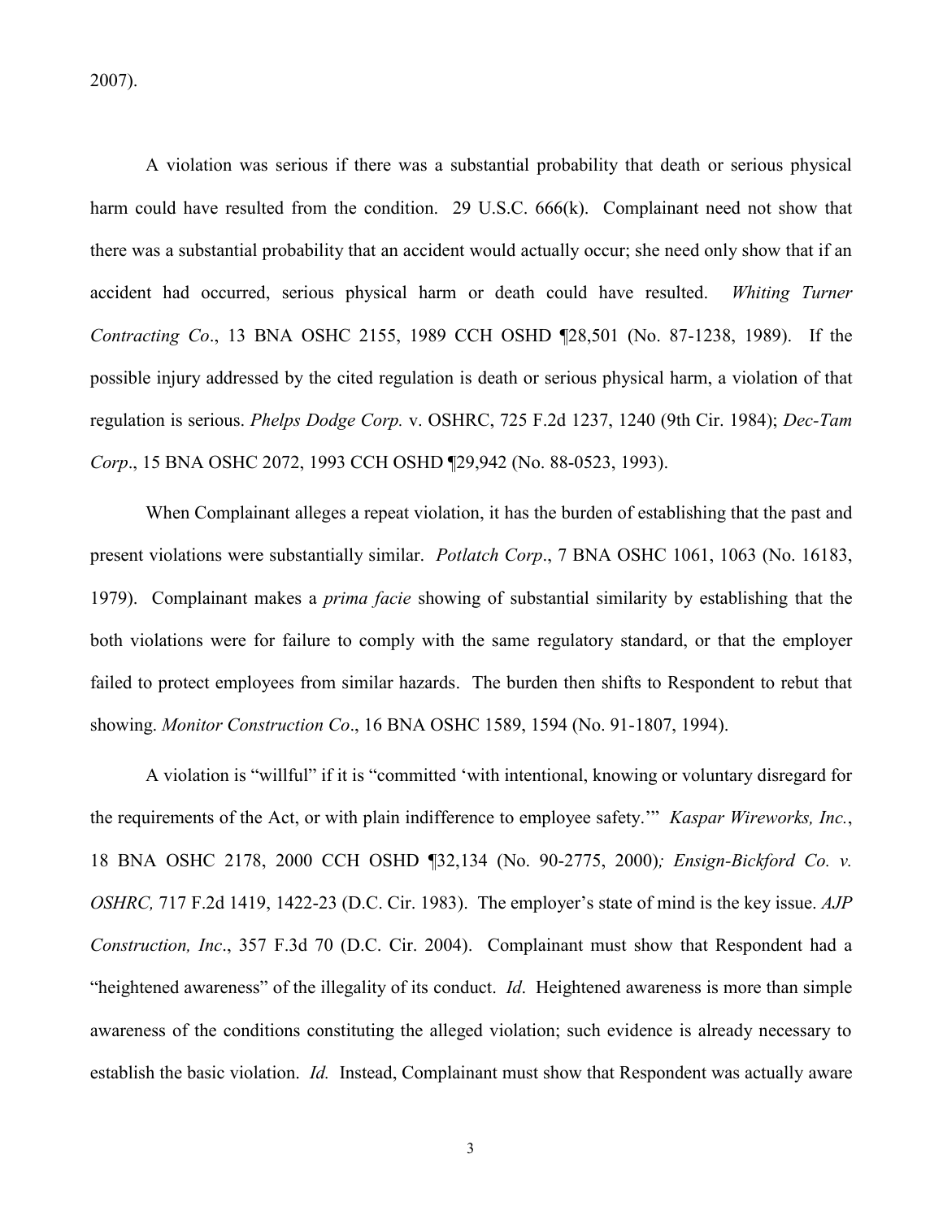2007).

A violation was serious if there was a substantial probability that death or serious physical harm could have resulted from the condition. 29 U.S.C. 666(k). Complainant need not show that there was a substantial probability that an accident would actually occur; she need only show that if an accident had occurred, serious physical harm or death could have resulted. *Whiting Turner Contracting Co*., 13 BNA OSHC 2155, 1989 CCH OSHD ¶28,501 (No. 87-1238, 1989). If the possible injury addressed by the cited regulation is death or serious physical harm, a violation of that regulation is serious. *Phelps Dodge Corp.* v. OSHRC, 725 F.2d 1237, 1240 (9th Cir. 1984); *Dec-Tam Corp*., 15 BNA OSHC 2072, 1993 CCH OSHD ¶29,942 (No. 88-0523, 1993).

When Complainant alleges a repeat violation, it has the burden of establishing that the past and present violations were substantially similar. *Potlatch Corp*., 7 BNA OSHC 1061, 1063 (No. 16183, 1979). Complainant makes a *prima facie* showing of substantial similarity by establishing that the both violations were for failure to comply with the same regulatory standard, or that the employer failed to protect employees from similar hazards. The burden then shifts to Respondent to rebut that showing. *Monitor Construction Co*., 16 BNA OSHC 1589, 1594 (No. 91-1807, 1994).

A violation is "willful" if it is "committed 'with intentional, knowing or voluntary disregard for the requirements of the Act, or with plain indifference to employee safety.'" *Kaspar Wireworks, Inc.*, 18 BNA OSHC 2178, 2000 CCH OSHD ¶32,134 (No. 90-2775, 2000)*; Ensign-Bickford Co. v. OSHRC,* 717 F.2d 1419, 1422-23 (D.C. Cir. 1983). The employer's state of mind is the key issue. *AJP Construction, Inc*., 357 F.3d 70 (D.C. Cir. 2004). Complainant must show that Respondent had a "heightened awareness" of the illegality of its conduct. *Id*. Heightened awareness is more than simple awareness of the conditions constituting the alleged violation; such evidence is already necessary to establish the basic violation. *Id.* Instead, Complainant must show that Respondent was actually aware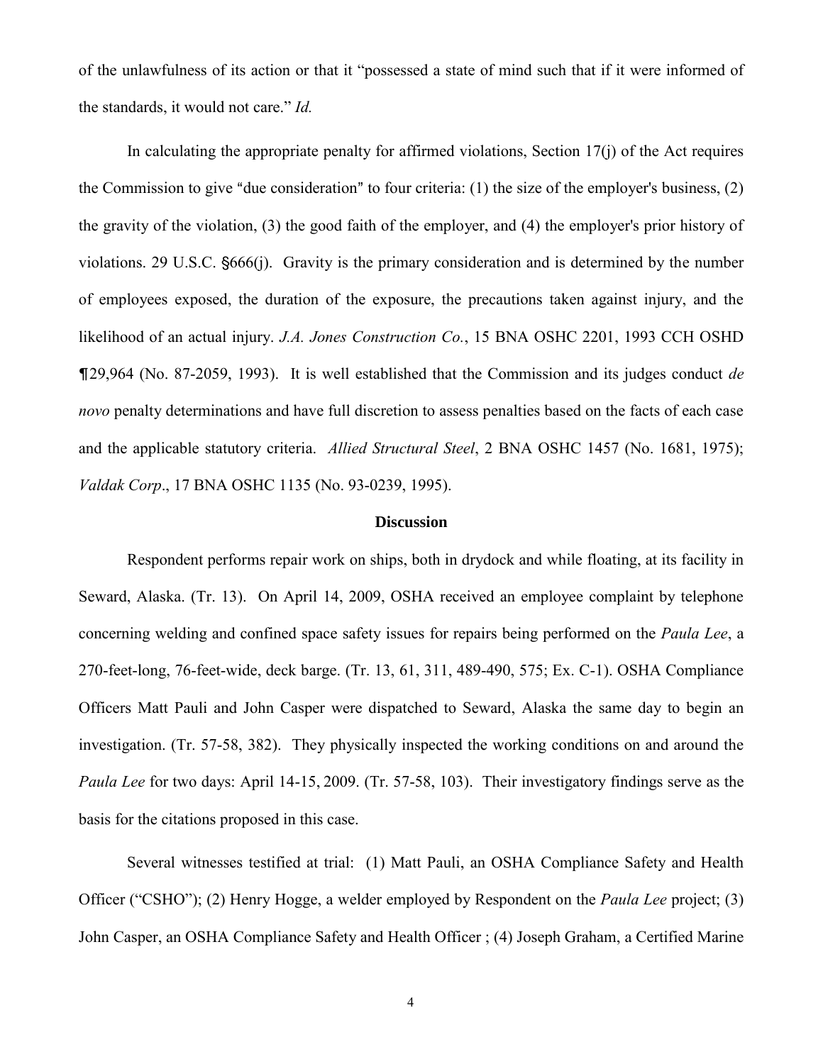of the unlawfulness of its action or that it "possessed a state of mind such that if it were informed of the standards, it would not care." *Id.*

In calculating the appropriate penalty for affirmed violations, Section 17(j) of the Act requires the Commission to give "due consideration" to four criteria: (1) the size of the employer's business, (2) the gravity of the violation, (3) the good faith of the employer, and (4) the employer's prior history of violations. 29 U.S.C. §666(j). Gravity is the primary consideration and is determined by the number of employees exposed, the duration of the exposure, the precautions taken against injury, and the likelihood of an actual injury. *J.A. Jones Construction Co.*, 15 BNA OSHC 2201, 1993 CCH OSHD ¶29,964 (No. 87-2059, 1993). It is well established that the Commission and its judges conduct *de novo* penalty determinations and have full discretion to assess penalties based on the facts of each case and the applicable statutory criteria. *Allied Structural Steel*, 2 BNA OSHC 1457 (No. 1681, 1975); *Valdak Corp*., 17 BNA OSHC 1135 (No. 93-0239, 1995).

## Discussion

Respondent performs repair work on ships, both in drydock and while floating, at its facility in Seward, Alaska. (Tr. 13). On April 14, 2009, OSHA received an employee complaint by telephone concerning welding and confined space safety issues for repairs being performed on the *Paula Lee*, a 270-feet-long, 76-feet-wide, deck barge. (Tr. 13, 61, 311, 489-490, 575; Ex. C-1). OSHA Compliance Officers Matt Pauli and John Casper were dispatched to Seward, Alaska the same day to begin an investigation. (Tr. 57-58, 382). They physically inspected the working conditions on and around the *Paula Lee* for two days: April 14-15, 2009. (Tr. 57-58, 103). Their investigatory findings serve as the basis for the citations proposed in this case.

Several witnesses testified at trial: (1) Matt Pauli, an OSHA Compliance Safety and Health Officer ("CSHO"); (2) Henry Hogge, a welder employed by Respondent on the *Paula Lee* project; (3) John Casper, an OSHA Compliance Safety and Health Officer ; (4) Joseph Graham, a Certified Marine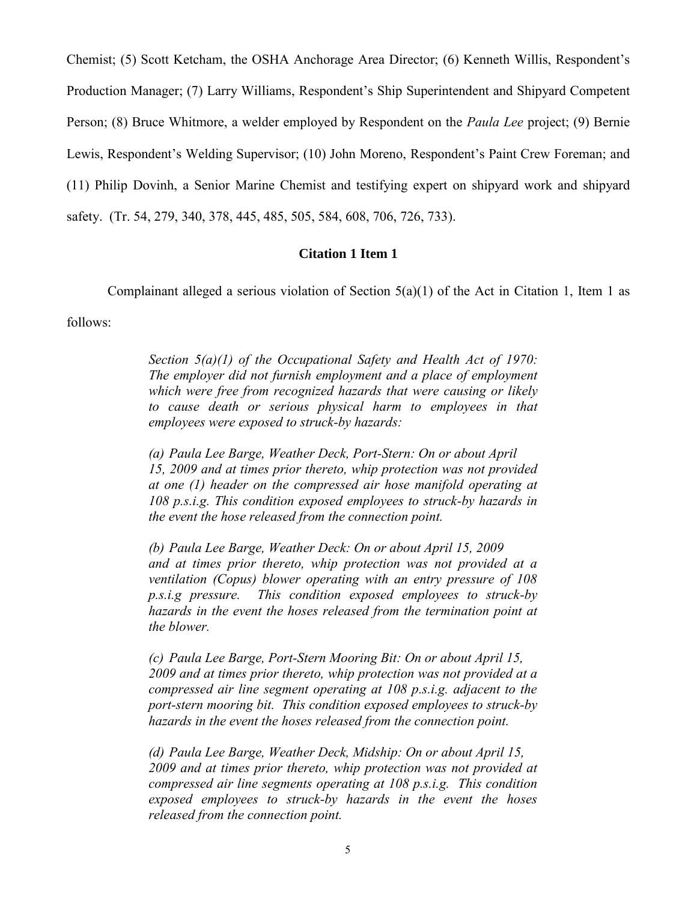Chemist; (5) Scott Ketcham, the OSHA Anchorage Area Director; (6) Kenneth Willis, Respondent's Production Manager; (7) Larry Williams, Respondent's Ship Superintendent and Shipyard Competent Person; (8) Bruce Whitmore, a welder employed by Respondent on the *Paula Lee* project; (9) Bernie Lewis, Respondent's Welding Supervisor; (10) John Moreno, Respondent's Paint Crew Foreman; and (11) Philip Dovinh, a Senior Marine Chemist and testifying expert on shipyard work and shipyard safety. (Tr. 54, 279, 340, 378, 445, 485, 505, 584, 608, 706, 726, 733).

## Citation 1 Item 1

Complainant alleged a serious violation of Section 5(a)(1) of the Act in Citation 1, Item 1 as follows:

> *Section 5(a)(1) of the Occupational Safety and Health Act of 1970: The employer did not furnish employment and a place of employment which were free from recognized hazards that were causing or likely to cause death or serious physical harm to employees in that employees were exposed to struck-by hazards:*
>
> *(a) Paula Lee Barge, Weather Deck, Port-Stern: On or about April 15, 2009 and at times prior thereto, whip protection was not provided at one (1) header on the compressed air hose manifold operating at 108 p.s.i.g. This condition exposed employees to struck-by hazards in the event the hose released from the connection point.*
>
> *(b) Paula Lee Barge, Weather Deck: On or about April 15, 2009 and at times prior thereto, whip protection was not provided at a ventilation (Copus) blower operating with an entry pressure of 108 p.s.i.g pressure. This condition exposed employees to struck-by hazards in the event the hoses released from the termination point at the blower.*
>
> *(c) Paula Lee Barge, Port-Stern Mooring Bit: On or about April 15, 2009 and at times prior thereto, whip protection was not provided at a compressed air line segment operating at 108 p.s.i.g. adjacent to the port-stern mooring bit. This condition exposed employees to struck-by hazards in the event the hoses released from the connection point.*
>
> *(d) Paula Lee Barge, Weather Deck, Midship: On or about April 15, 2009 and at times prior thereto, whip protection was not provided at compressed air line segments operating at 108 p.s.i.g. This condition exposed employees to struck-by hazards in the event the hoses released from the connection point.*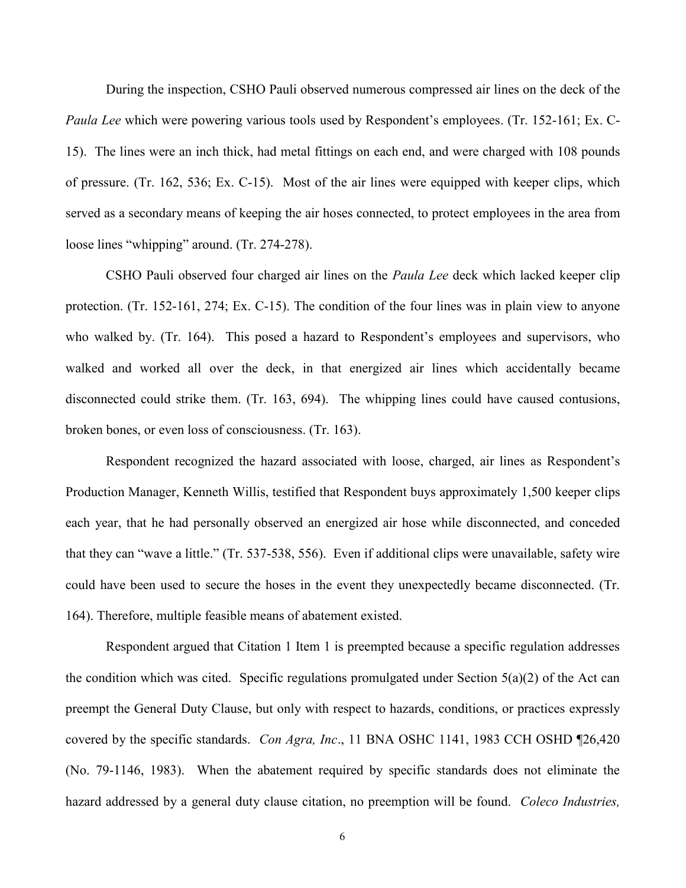During the inspection, CSHO Pauli observed numerous compressed air lines on the deck of the *Paula Lee* which were powering various tools used by Respondent's employees. (Tr. 152-161; Ex. C-15). The lines were an inch thick, had metal fittings on each end, and were charged with 108 pounds of pressure. (Tr. 162, 536; Ex. C-15). Most of the air lines were equipped with keeper clips, which served as a secondary means of keeping the air hoses connected, to protect employees in the area from loose lines "whipping" around. (Tr. 274-278).

CSHO Pauli observed four charged air lines on the *Paula Lee* deck which lacked keeper clip protection. (Tr. 152-161, 274; Ex. C-15). The condition of the four lines was in plain view to anyone who walked by. (Tr. 164). This posed a hazard to Respondent's employees and supervisors, who walked and worked all over the deck, in that energized air lines which accidentally became disconnected could strike them. (Tr. 163, 694). The whipping lines could have caused contusions, broken bones, or even loss of consciousness. (Tr. 163).

Respondent recognized the hazard associated with loose, charged, air lines as Respondent's Production Manager, Kenneth Willis, testified that Respondent buys approximately 1,500 keeper clips each year, that he had personally observed an energized air hose while disconnected, and conceded that they can "wave a little." (Tr. 537-538, 556). Even if additional clips were unavailable, safety wire could have been used to secure the hoses in the event they unexpectedly became disconnected. (Tr. 164). Therefore, multiple feasible means of abatement existed.

Respondent argued that Citation 1 Item 1 is preempted because a specific regulation addresses the condition which was cited. Specific regulations promulgated under Section 5(a)(2) of the Act can preempt the General Duty Clause, but only with respect to hazards, conditions, or practices expressly covered by the specific standards. *Con Agra, Inc*., 11 BNA OSHC 1141, 1983 CCH OSHD ¶26,420 (No. 79-1146, 1983). When the abatement required by specific standards does not eliminate the hazard addressed by a general duty clause citation, no preemption will be found. *Coleco Industries,*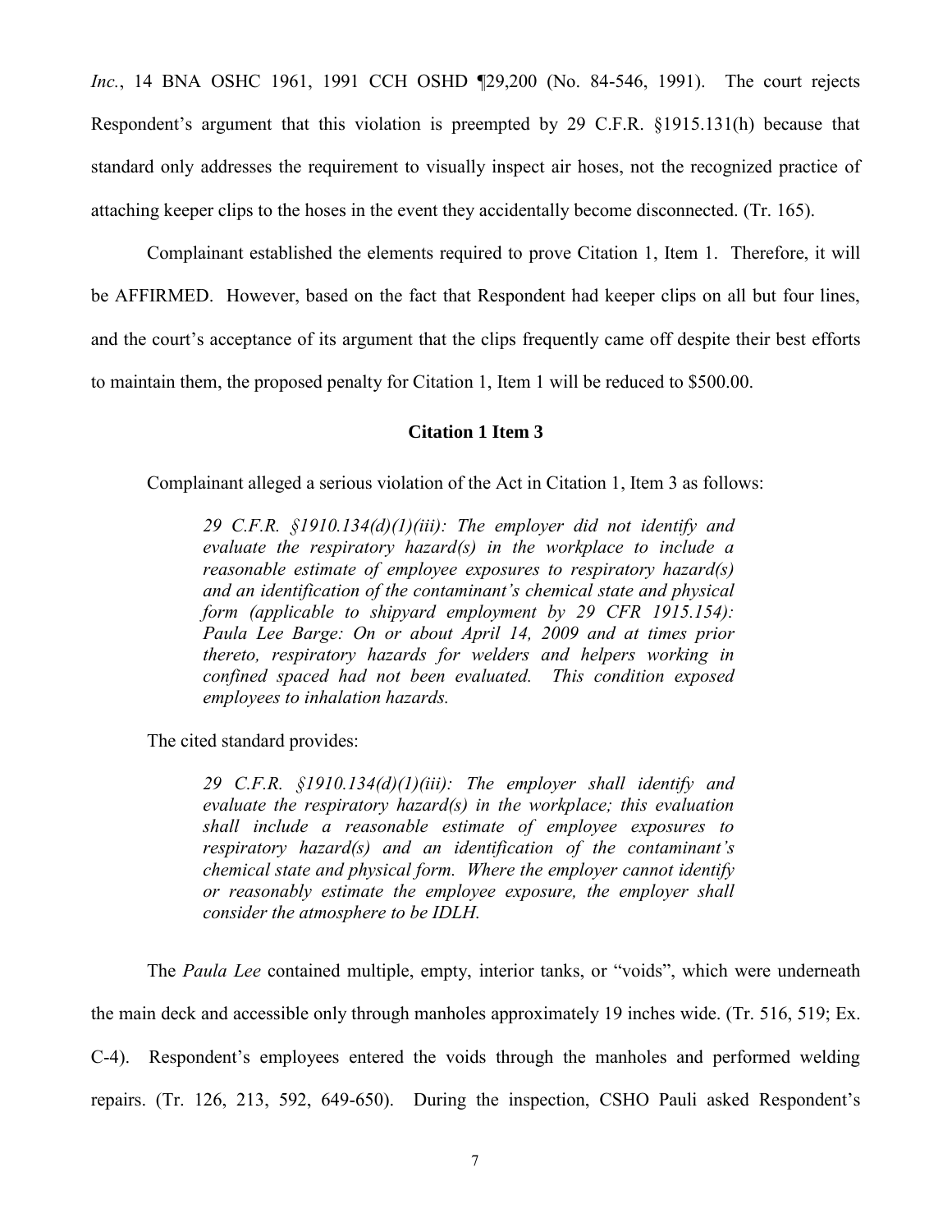*Inc.*, 14 BNA OSHC 1961, 1991 CCH OSHD ¶29,200 (No. 84-546, 1991). The court rejects Respondent's argument that this violation is preempted by 29 C.F.R. §1915.131(h) because that standard only addresses the requirement to visually inspect air hoses, not the recognized practice of attaching keeper clips to the hoses in the event they accidentally become disconnected. (Tr. 165).

Complainant established the elements required to prove Citation 1, Item 1. Therefore, it will be AFFIRMED. However, based on the fact that Respondent had keeper clips on all but four lines, and the court's acceptance of its argument that the clips frequently came off despite their best efforts to maintain them, the proposed penalty for Citation 1, Item 1 will be reduced to $500.00.

**Citation 1 Item 3**

Complainant alleged a serious violation of the Act in Citation 1, Item 3 as follows:

> *29 C.F.R. §1910.134(d)(1)(iii): The employer did not identify and evaluate the respiratory hazard(s) in the workplace to include a reasonable estimate of employee exposures to respiratory hazard(s) and an identification of the contaminant's chemical state and physical form (applicable to shipyard employment by 29 CFR 1915.154): Paula Lee Barge: On or about April 14, 2009 and at times prior thereto, respiratory hazards for welders and helpers working in confined spaced had not been evaluated. This condition exposed employees to inhalation hazards.*

The cited standard provides:

> *29 C.F.R. §1910.134(d)(1)(iii): The employer shall identify and evaluate the respiratory hazard(s) in the workplace; this evaluation shall include a reasonable estimate of employee exposures to respiratory hazard(s) and an identification of the contaminant's chemical state and physical form. Where the employer cannot identify or reasonably estimate the employee exposure, the employer shall consider the atmosphere to be IDLH.*

The *Paula Lee* contained multiple, empty, interior tanks, or "voids", which were underneath the main deck and accessible only through manholes approximately 19 inches wide. (Tr. 516, 519; Ex. C-4). Respondent's employees entered the voids through the manholes and performed welding repairs. (Tr. 126, 213, 592, 649-650). During the inspection, CSHO Pauli asked Respondent's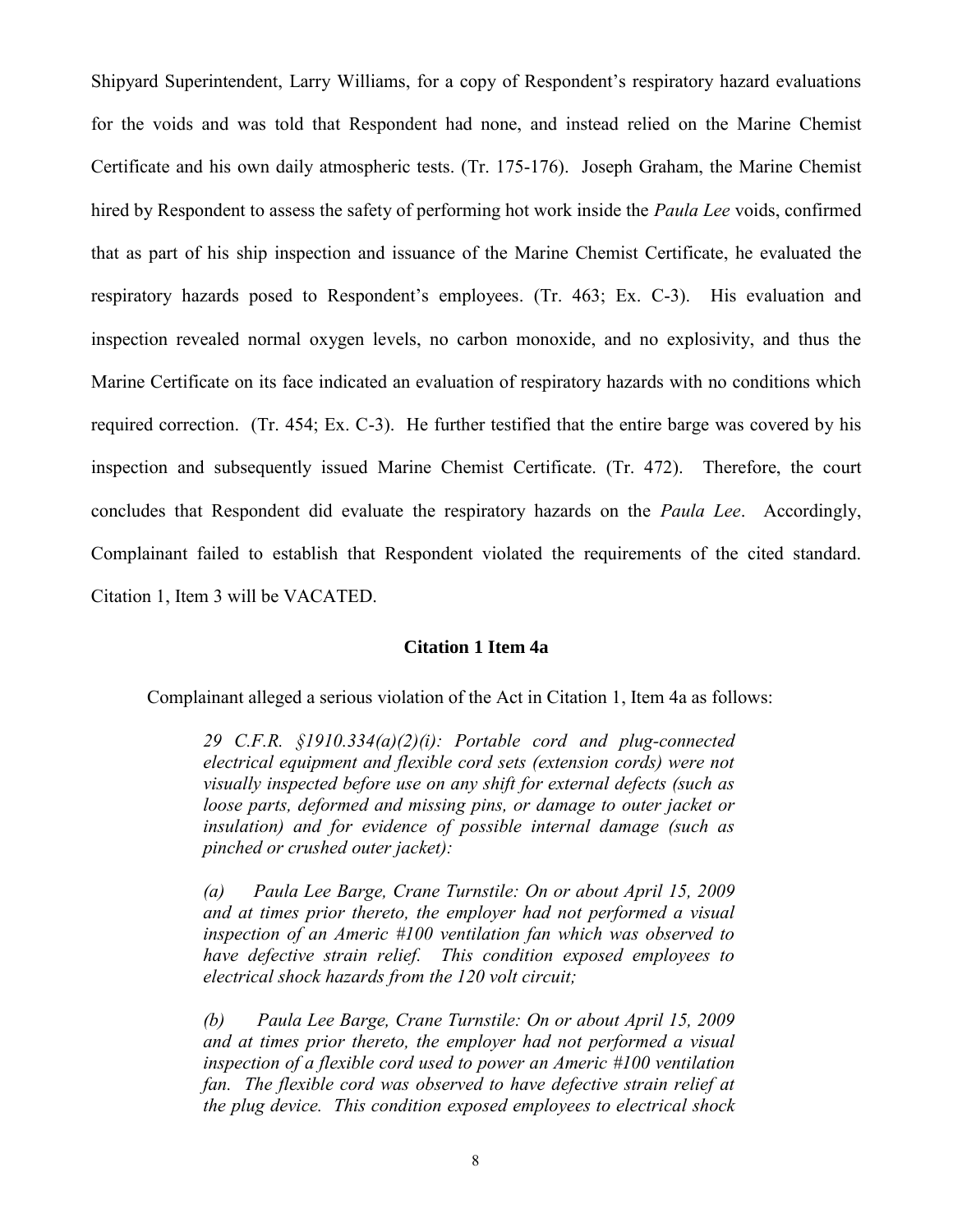Shipyard Superintendent, Larry Williams, for a copy of Respondent's respiratory hazard evaluations for the voids and was told that Respondent had none, and instead relied on the Marine Chemist Certificate and his own daily atmospheric tests. (Tr. 175-176). Joseph Graham, the Marine Chemist hired by Respondent to assess the safety of performing hot work inside the *Paula Lee* voids, confirmed that as part of his ship inspection and issuance of the Marine Chemist Certificate, he evaluated the respiratory hazards posed to Respondent's employees. (Tr. 463; Ex. C-3). His evaluation and inspection revealed normal oxygen levels, no carbon monoxide, and no explosivity, and thus the Marine Certificate on its face indicated an evaluation of respiratory hazards with no conditions which required correction. (Tr. 454; Ex. C-3). He further testified that the entire barge was covered by his inspection and subsequently issued Marine Chemist Certificate. (Tr. 472). Therefore, the court concludes that Respondent did evaluate the respiratory hazards on the *Paula Lee*. Accordingly, Complainant failed to establish that Respondent violated the requirements of the cited standard. Citation 1, Item 3 will be VACATED.

**Citation 1 Item 4a**

Complainant alleged a serious violation of the Act in Citation 1, Item 4a as follows:

> *29 C.F.R. §1910.334(a)(2)(i): Portable cord and plug-connected electrical equipment and flexible cord sets (extension cords) were not visually inspected before use on any shift for external defects (such as loose parts, deformed and missing pins, or damage to outer jacket or insulation) and for evidence of possible internal damage (such as pinched or crushed outer jacket):*
>
> *(a) Paula Lee Barge, Crane Turnstile: On or about April 15, 2009 and at times prior thereto, the employer had not performed a visual inspection of an Americ #100 ventilation fan which was observed to have defective strain relief. This condition exposed employees to electrical shock hazards from the 120 volt circuit;*
>
> *(b) Paula Lee Barge, Crane Turnstile: On or about April 15, 2009 and at times prior thereto, the employer had not performed a visual inspection of a flexible cord used to power an Americ #100 ventilation fan. The flexible cord was observed to have defective strain relief at the plug device. This condition exposed employees to electrical shock*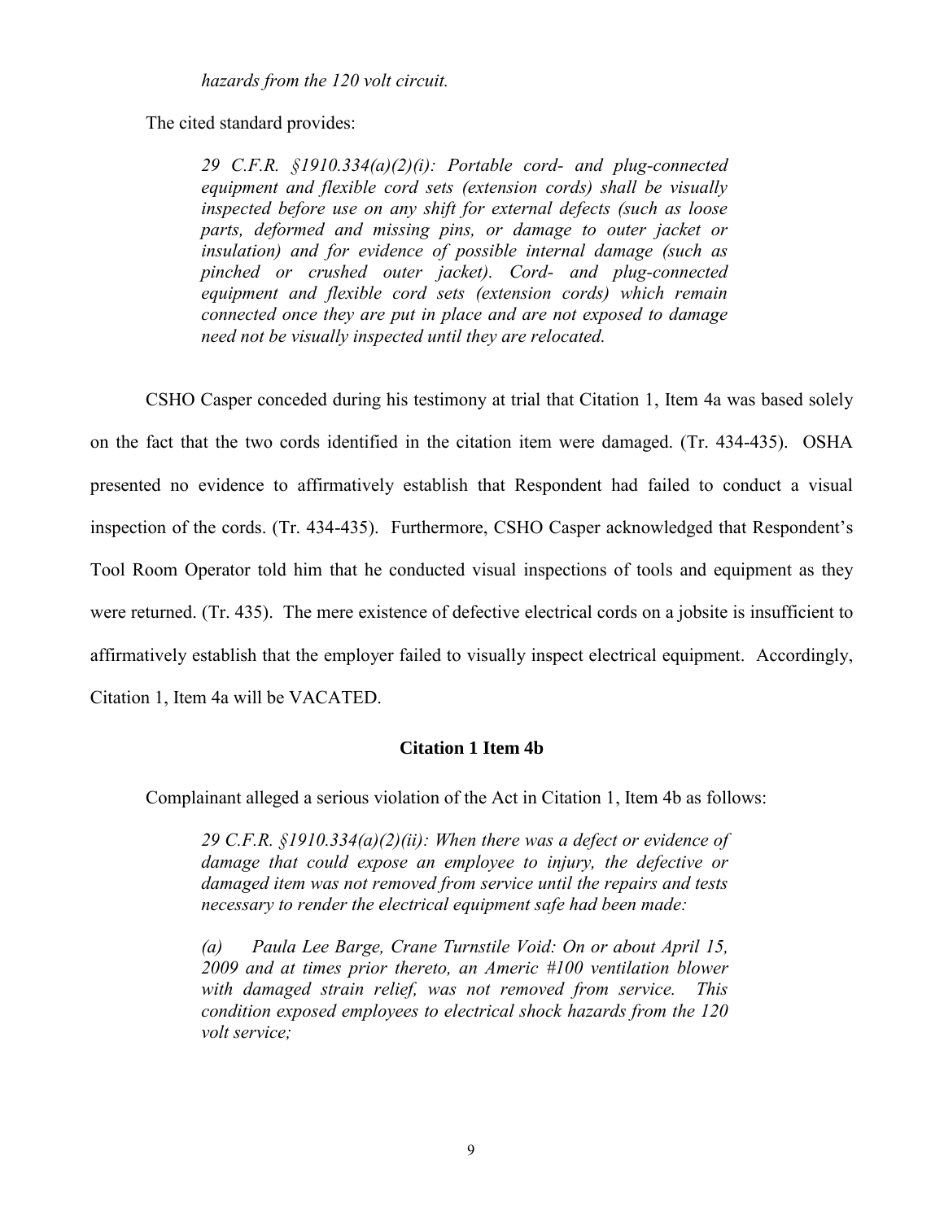*hazards from the 120 volt circuit.*

The cited standard provides:

> *29 C.F.R. §1910.334(a)(2)(i): Portable cord- and plug-connected equipment and flexible cord sets (extension cords) shall be visually inspected before use on any shift for external defects (such as loose parts, deformed and missing pins, or damage to outer jacket or insulation) and for evidence of possible internal damage (such as pinched or crushed outer jacket). Cord- and plug-connected equipment and flexible cord sets (extension cords) which remain connected once they are put in place and are not exposed to damage need not be visually inspected until they are relocated.*

CSHO Casper conceded during his testimony at trial that Citation 1, Item 4a was based solely on the fact that the two cords identified in the citation item were damaged. (Tr. 434-435). OSHA presented no evidence to affirmatively establish that Respondent had failed to conduct a visual inspection of the cords. (Tr. 434-435). Furthermore, CSHO Casper acknowledged that Respondent's Tool Room Operator told him that he conducted visual inspections of tools and equipment as they were returned. (Tr. 435). The mere existence of defective electrical cords on a jobsite is insufficient to affirmatively establish that the employer failed to visually inspect electrical equipment. Accordingly, Citation 1, Item 4a will be VACATED.

### Citation 1 Item 4b

Complainant alleged a serious violation of the Act in Citation 1, Item 4b as follows:

> *29 C.F.R. §1910.334(a)(2)(ii): When there was a defect or evidence of damage that could expose an employee to injury, the defective or damaged item was not removed from service until the repairs and tests necessary to render the electrical equipment safe had been made:*
>
> *(a) Paula Lee Barge, Crane Turnstile Void: On or about April 15, 2009 and at times prior thereto, an Americ #100 ventilation blower with damaged strain relief, was not removed from service. This condition exposed employees to electrical shock hazards from the 120 volt service;*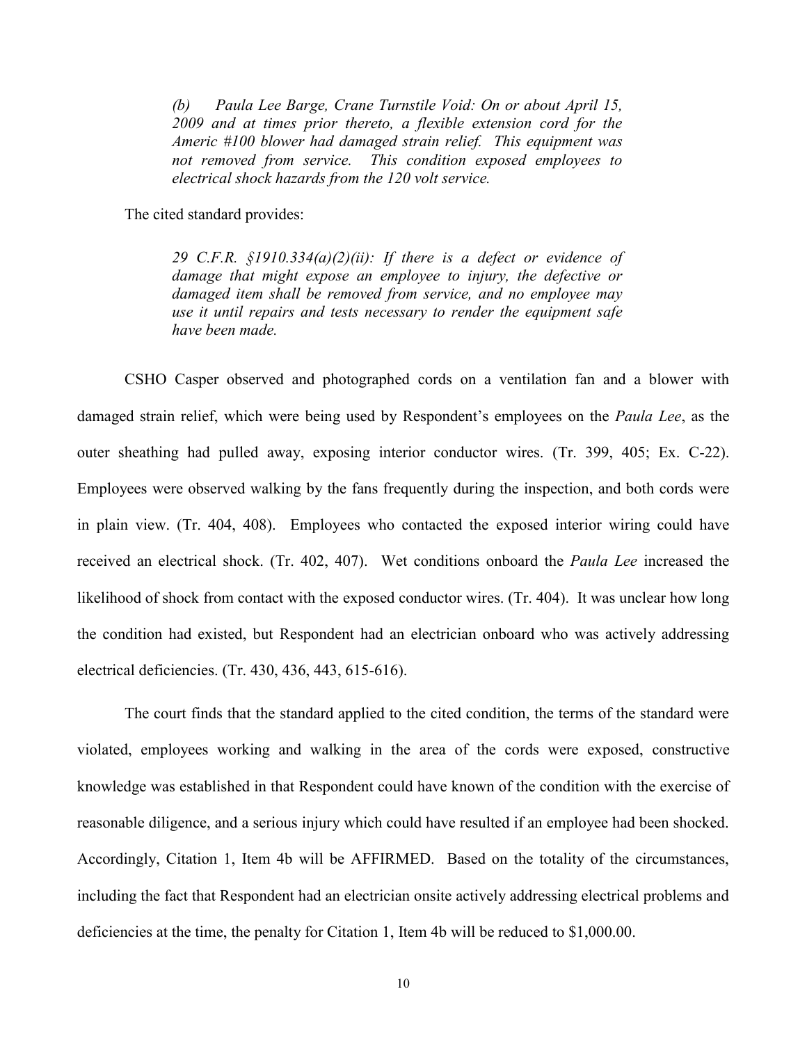> *(b) Paula Lee Barge, Crane Turnstile Void: On or about April 15, 2009 and at times prior thereto, a flexible extension cord for the Americ #100 blower had damaged strain relief. This equipment was not removed from service. This condition exposed employees to electrical shock hazards from the 120 volt service.*

The cited standard provides:

> *29 C.F.R. §1910.334(a)(2)(ii): If there is a defect or evidence of damage that might expose an employee to injury, the defective or damaged item shall be removed from service, and no employee may use it until repairs and tests necessary to render the equipment safe have been made.*

CSHO Casper observed and photographed cords on a ventilation fan and a blower with damaged strain relief, which were being used by Respondent's employees on the *Paula Lee*, as the outer sheathing had pulled away, exposing interior conductor wires. (Tr. 399, 405; Ex. C-22). Employees were observed walking by the fans frequently during the inspection, and both cords were in plain view. (Tr. 404, 408). Employees who contacted the exposed interior wiring could have received an electrical shock. (Tr. 402, 407). Wet conditions onboard the *Paula Lee* increased the likelihood of shock from contact with the exposed conductor wires. (Tr. 404). It was unclear how long the condition had existed, but Respondent had an electrician onboard who was actively addressing electrical deficiencies. (Tr. 430, 436, 443, 615-616).

The court finds that the standard applied to the cited condition, the terms of the standard were violated, employees working and walking in the area of the cords were exposed, constructive knowledge was established in that Respondent could have known of the condition with the exercise of reasonable diligence, and a serious injury which could have resulted if an employee had been shocked. Accordingly, Citation 1, Item 4b will be AFFIRMED. Based on the totality of the circumstances, including the fact that Respondent had an electrician onsite actively addressing electrical problems and deficiencies at the time, the penalty for Citation 1, Item 4b will be reduced to $1,000.00.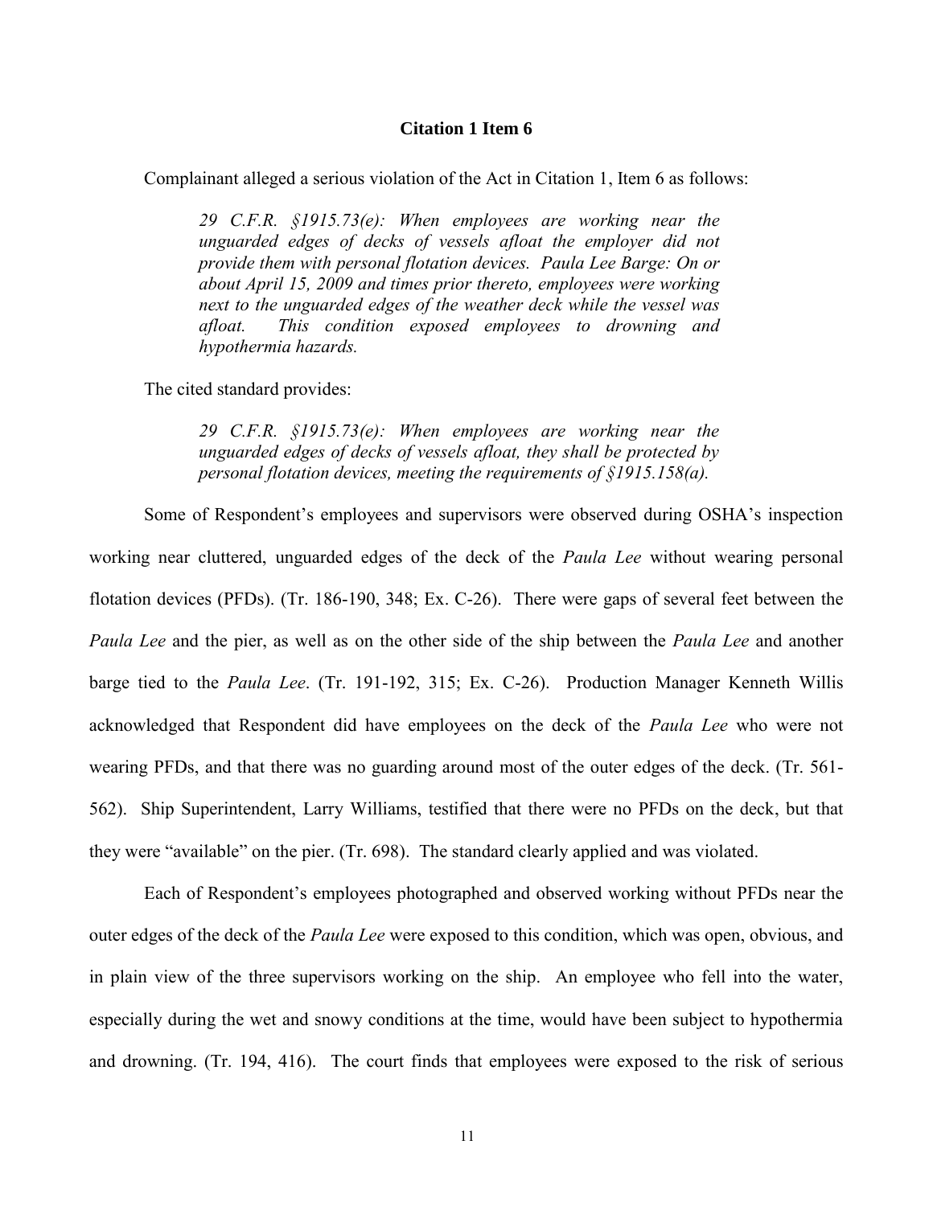### Citation 1 Item 6

Complainant alleged a serious violation of the Act in Citation 1, Item 6 as follows:

> *29 C.F.R. §1915.73(e): When employees are working near the unguarded edges of decks of vessels afloat the employer did not provide them with personal flotation devices. Paula Lee Barge: On or about April 15, 2009 and times prior thereto, employees were working next to the unguarded edges of the weather deck while the vessel was afloat. This condition exposed employees to drowning and hypothermia hazards.*

The cited standard provides:

> *29 C.F.R. §1915.73(e): When employees are working near the unguarded edges of decks of vessels afloat, they shall be protected by personal flotation devices, meeting the requirements of §1915.158(a).*

Some of Respondent's employees and supervisors were observed during OSHA's inspection working near cluttered, unguarded edges of the deck of the *Paula Lee* without wearing personal flotation devices (PFDs). (Tr. 186-190, 348; Ex. C-26). There were gaps of several feet between the *Paula Lee* and the pier, as well as on the other side of the ship between the *Paula Lee* and another barge tied to the *Paula Lee*. (Tr. 191-192, 315; Ex. C-26). Production Manager Kenneth Willis acknowledged that Respondent did have employees on the deck of the *Paula Lee* who were not wearing PFDs, and that there was no guarding around most of the outer edges of the deck. (Tr. 561-562). Ship Superintendent, Larry Williams, testified that there were no PFDs on the deck, but that they were "available" on the pier. (Tr. 698). The standard clearly applied and was violated.

Each of Respondent's employees photographed and observed working without PFDs near the outer edges of the deck of the *Paula Lee* were exposed to this condition, which was open, obvious, and in plain view of the three supervisors working on the ship. An employee who fell into the water, especially during the wet and snowy conditions at the time, would have been subject to hypothermia and drowning. (Tr. 194, 416). The court finds that employees were exposed to the risk of serious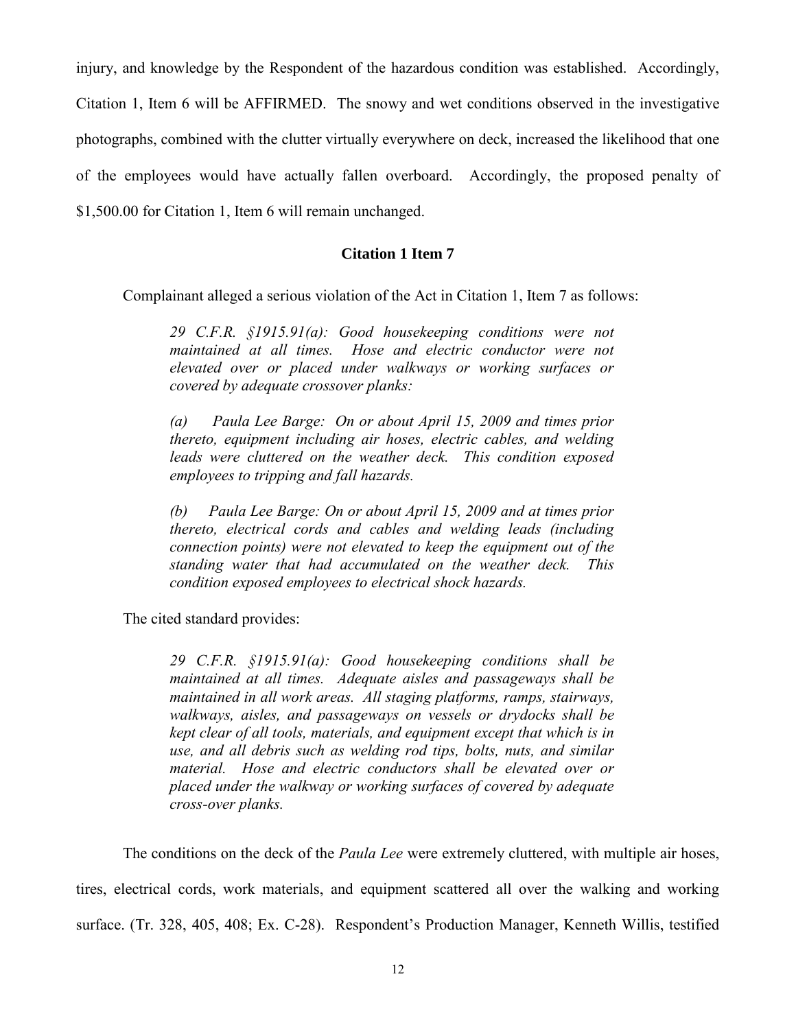injury, and knowledge by the Respondent of the hazardous condition was established. Accordingly, Citation 1, Item 6 will be AFFIRMED. The snowy and wet conditions observed in the investigative photographs, combined with the clutter virtually everywhere on deck, increased the likelihood that one of the employees would have actually fallen overboard. Accordingly, the proposed penalty of $1,500.00 for Citation 1, Item 6 will remain unchanged.

### Citation 1 Item 7

Complainant alleged a serious violation of the Act in Citation 1, Item 7 as follows:

> *29 C.F.R. §1915.91(a): Good housekeeping conditions were not maintained at all times. Hose and electric conductor were not elevated over or placed under walkways or working surfaces or covered by adequate crossover planks:*
>
> *(a) Paula Lee Barge: On or about April 15, 2009 and times prior thereto, equipment including air hoses, electric cables, and welding leads were cluttered on the weather deck. This condition exposed employees to tripping and fall hazards.*
>
> *(b) Paula Lee Barge: On or about April 15, 2009 and at times prior thereto, electrical cords and cables and welding leads (including connection points) were not elevated to keep the equipment out of the standing water that had accumulated on the weather deck. This condition exposed employees to electrical shock hazards.*

The cited standard provides:

> *29 C.F.R. §1915.91(a): Good housekeeping conditions shall be maintained at all times. Adequate aisles and passageways shall be maintained in all work areas. All staging platforms, ramps, stairways, walkways, aisles, and passageways on vessels or drydocks shall be kept clear of all tools, materials, and equipment except that which is in use, and all debris such as welding rod tips, bolts, nuts, and similar material. Hose and electric conductors shall be elevated over or placed under the walkway or working surfaces of covered by adequate cross-over planks.*

The conditions on the deck of the *Paula Lee* were extremely cluttered, with multiple air hoses, tires, electrical cords, work materials, and equipment scattered all over the walking and working surface. (Tr. 328, 405, 408; Ex. C-28). Respondent's Production Manager, Kenneth Willis, testified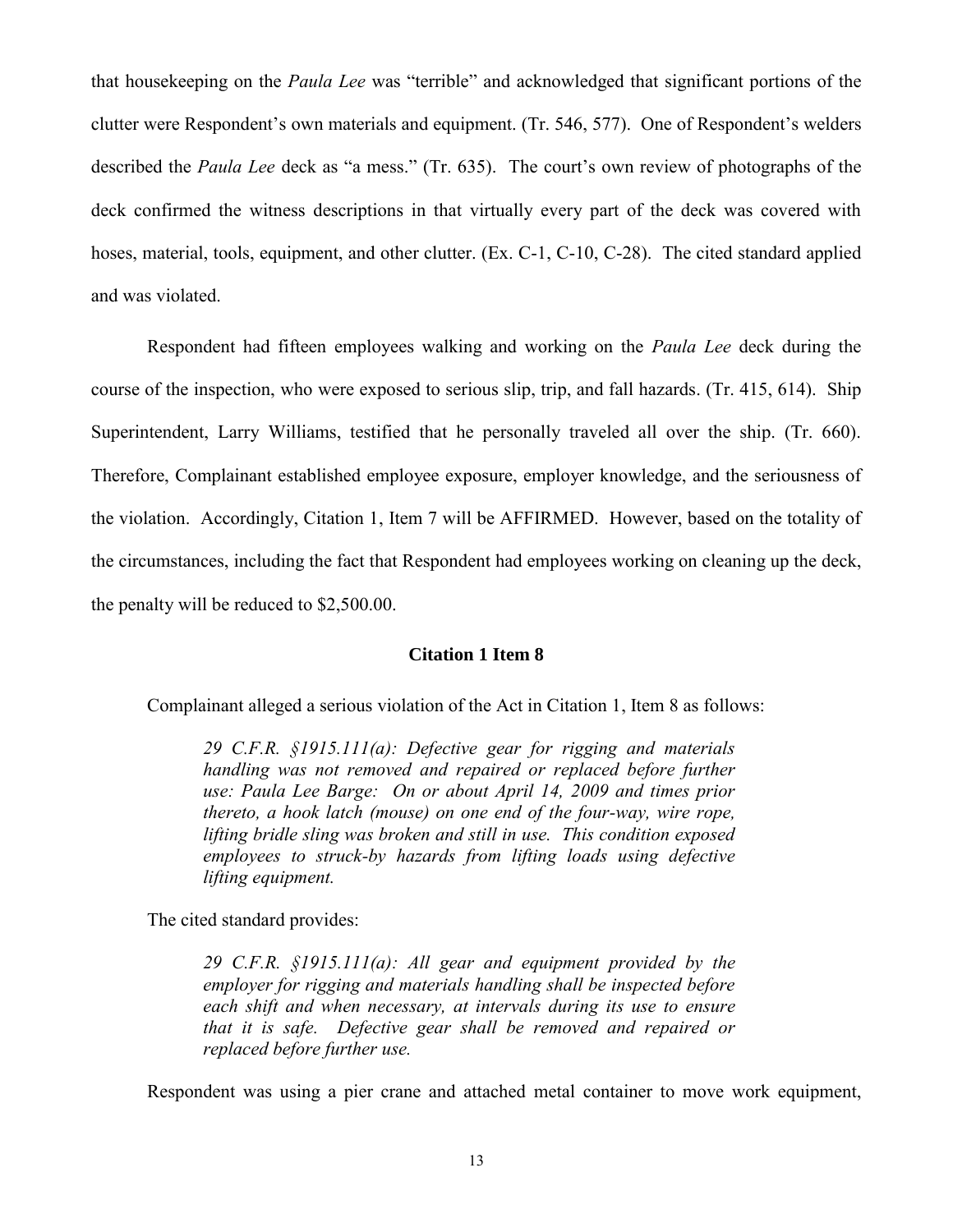that housekeeping on the *Paula Lee* was "terrible" and acknowledged that significant portions of the clutter were Respondent's own materials and equipment. (Tr. 546, 577). One of Respondent's welders described the *Paula Lee* deck as "a mess." (Tr. 635). The court's own review of photographs of the deck confirmed the witness descriptions in that virtually every part of the deck was covered with hoses, material, tools, equipment, and other clutter. (Ex. C-1, C-10, C-28). The cited standard applied and was violated.

Respondent had fifteen employees walking and working on the *Paula Lee* deck during the course of the inspection, who were exposed to serious slip, trip, and fall hazards. (Tr. 415, 614). Ship Superintendent, Larry Williams, testified that he personally traveled all over the ship. (Tr. 660). Therefore, Complainant established employee exposure, employer knowledge, and the seriousness of the violation. Accordingly, Citation 1, Item 7 will be AFFIRMED. However, based on the totality of the circumstances, including the fact that Respondent had employees working on cleaning up the deck, the penalty will be reduced to $2,500.00.

### Citation 1 Item 8

Complainant alleged a serious violation of the Act in Citation 1, Item 8 as follows:

> *29 C.F.R. §1915.111(a): Defective gear for rigging and materials handling was not removed and repaired or replaced before further use: Paula Lee Barge: On or about April 14, 2009 and times prior thereto, a hook latch (mouse) on one end of the four-way, wire rope, lifting bridle sling was broken and still in use. This condition exposed employees to struck-by hazards from lifting loads using defective lifting equipment.*

The cited standard provides:

> *29 C.F.R. §1915.111(a): All gear and equipment provided by the employer for rigging and materials handling shall be inspected before each shift and when necessary, at intervals during its use to ensure that it is safe. Defective gear shall be removed and repaired or replaced before further use.*

Respondent was using a pier crane and attached metal container to move work equipment,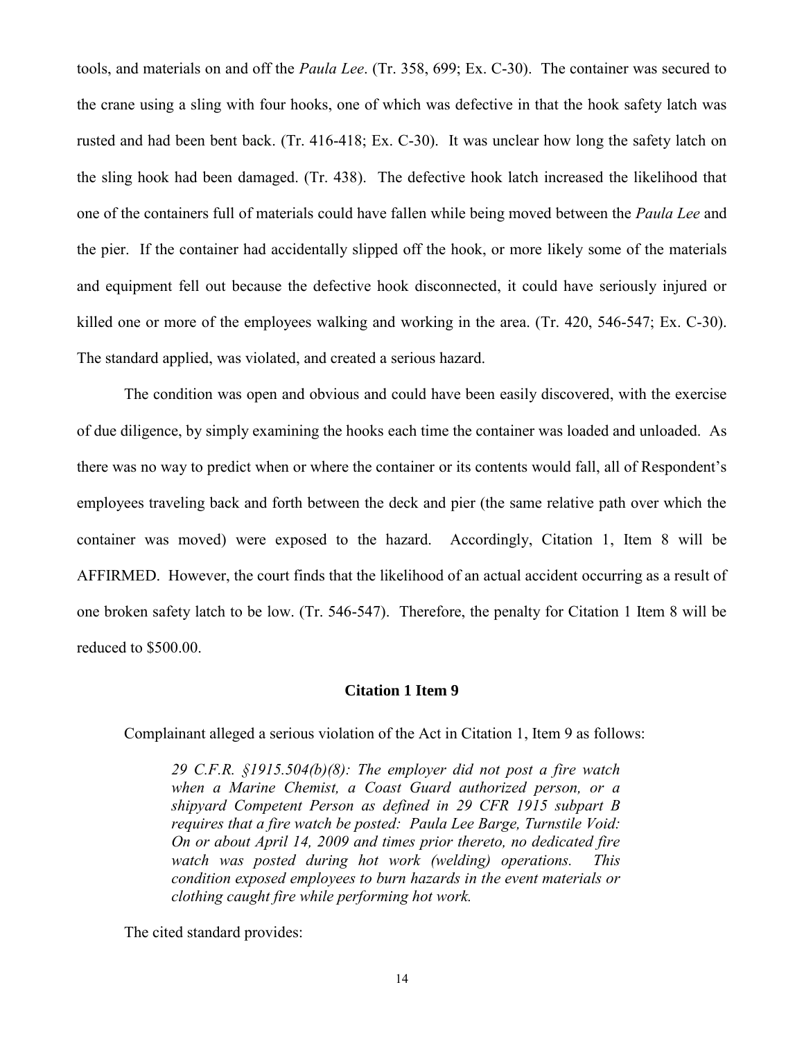tools, and materials on and off the *Paula Lee*. (Tr. 358, 699; Ex. C-30). The container was secured to the crane using a sling with four hooks, one of which was defective in that the hook safety latch was rusted and had been bent back. (Tr. 416-418; Ex. C-30). It was unclear how long the safety latch on the sling hook had been damaged. (Tr. 438). The defective hook latch increased the likelihood that one of the containers full of materials could have fallen while being moved between the *Paula Lee* and the pier. If the container had accidentally slipped off the hook, or more likely some of the materials and equipment fell out because the defective hook disconnected, it could have seriously injured or killed one or more of the employees walking and working in the area. (Tr. 420, 546-547; Ex. C-30). The standard applied, was violated, and created a serious hazard.

The condition was open and obvious and could have been easily discovered, with the exercise of due diligence, by simply examining the hooks each time the container was loaded and unloaded. As there was no way to predict when or where the container or its contents would fall, all of Respondent's employees traveling back and forth between the deck and pier (the same relative path over which the container was moved) were exposed to the hazard. Accordingly, Citation 1, Item 8 will be AFFIRMED. However, the court finds that the likelihood of an actual accident occurring as a result of one broken safety latch to be low. (Tr. 546-547). Therefore, the penalty for Citation 1 Item 8 will be reduced to $500.00.

### Citation 1 Item 9

Complainant alleged a serious violation of the Act in Citation 1, Item 9 as follows:

> *29 C.F.R. §1915.504(b)(8): The employer did not post a fire watch when a Marine Chemist, a Coast Guard authorized person, or a shipyard Competent Person as defined in 29 CFR 1915 subpart B requires that a fire watch be posted: Paula Lee Barge, Turnstile Void: On or about April 14, 2009 and times prior thereto, no dedicated fire watch was posted during hot work (welding) operations. This condition exposed employees to burn hazards in the event materials or clothing caught fire while performing hot work.*

The cited standard provides: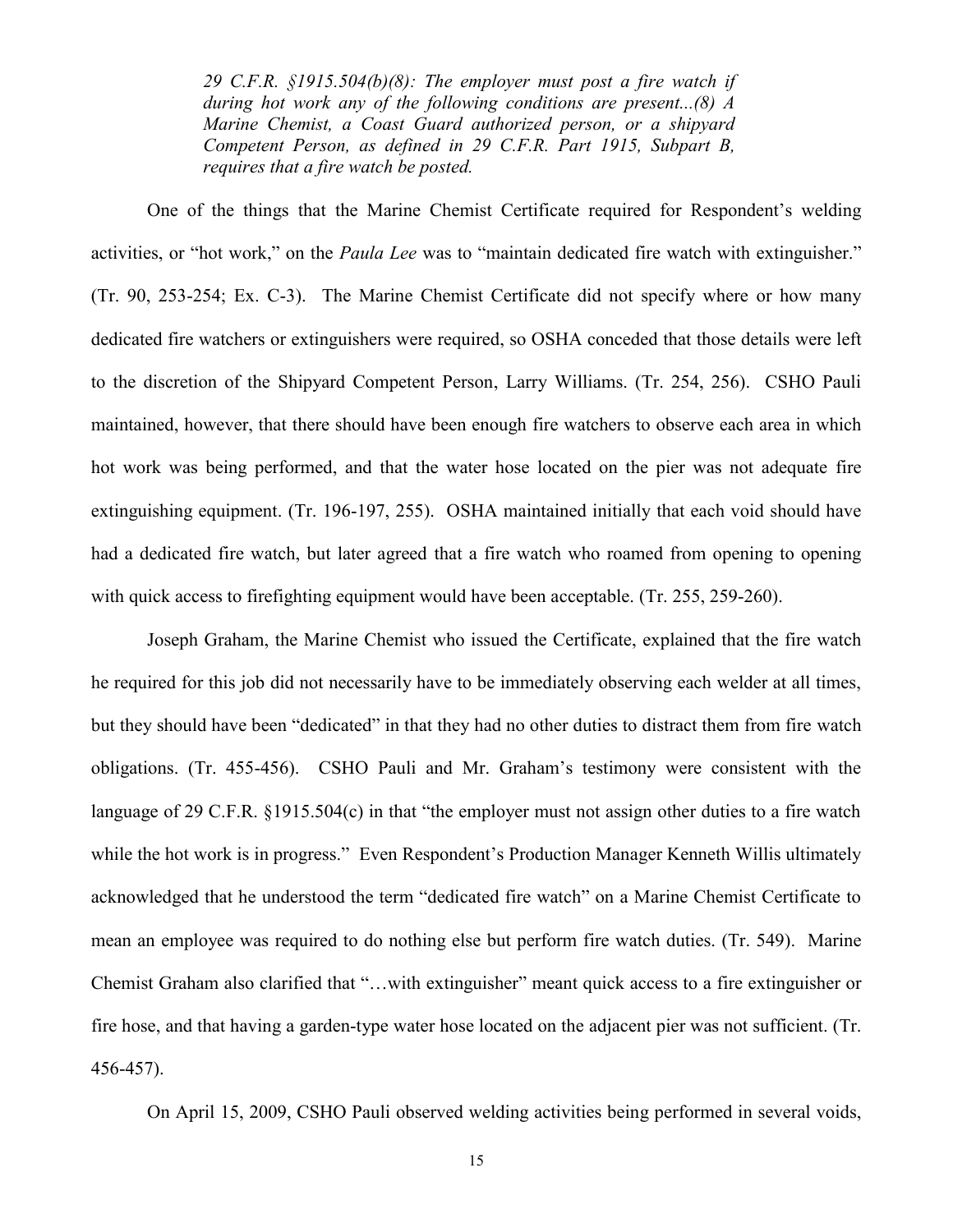*29 C.F.R. §1915.504(b)(8): The employer must post a fire watch if during hot work any of the following conditions are present...(8) A Marine Chemist, a Coast Guard authorized person, or a shipyard Competent Person, as defined in 29 C.F.R. Part 1915, Subpart B, requires that a fire watch be posted.*

One of the things that the Marine Chemist Certificate required for Respondent's welding activities, or "hot work," on the *Paula Lee* was to "maintain dedicated fire watch with extinguisher." (Tr. 90, 253-254; Ex. C-3). The Marine Chemist Certificate did not specify where or how many dedicated fire watchers or extinguishers were required, so OSHA conceded that those details were left to the discretion of the Shipyard Competent Person, Larry Williams. (Tr. 254, 256). CSHO Pauli maintained, however, that there should have been enough fire watchers to observe each area in which hot work was being performed, and that the water hose located on the pier was not adequate fire extinguishing equipment. (Tr. 196-197, 255). OSHA maintained initially that each void should have had a dedicated fire watch, but later agreed that a fire watch who roamed from opening to opening with quick access to firefighting equipment would have been acceptable. (Tr. 255, 259-260).

Joseph Graham, the Marine Chemist who issued the Certificate, explained that the fire watch he required for this job did not necessarily have to be immediately observing each welder at all times, but they should have been "dedicated" in that they had no other duties to distract them from fire watch obligations. (Tr. 455-456). CSHO Pauli and Mr. Graham's testimony were consistent with the language of 29 C.F.R. §1915.504(c) in that "the employer must not assign other duties to a fire watch while the hot work is in progress." Even Respondent's Production Manager Kenneth Willis ultimately acknowledged that he understood the term "dedicated fire watch" on a Marine Chemist Certificate to mean an employee was required to do nothing else but perform fire watch duties. (Tr. 549). Marine Chemist Graham also clarified that "…with extinguisher" meant quick access to a fire extinguisher or fire hose, and that having a garden-type water hose located on the adjacent pier was not sufficient. (Tr. 456-457).

On April 15, 2009, CSHO Pauli observed welding activities being performed in several voids,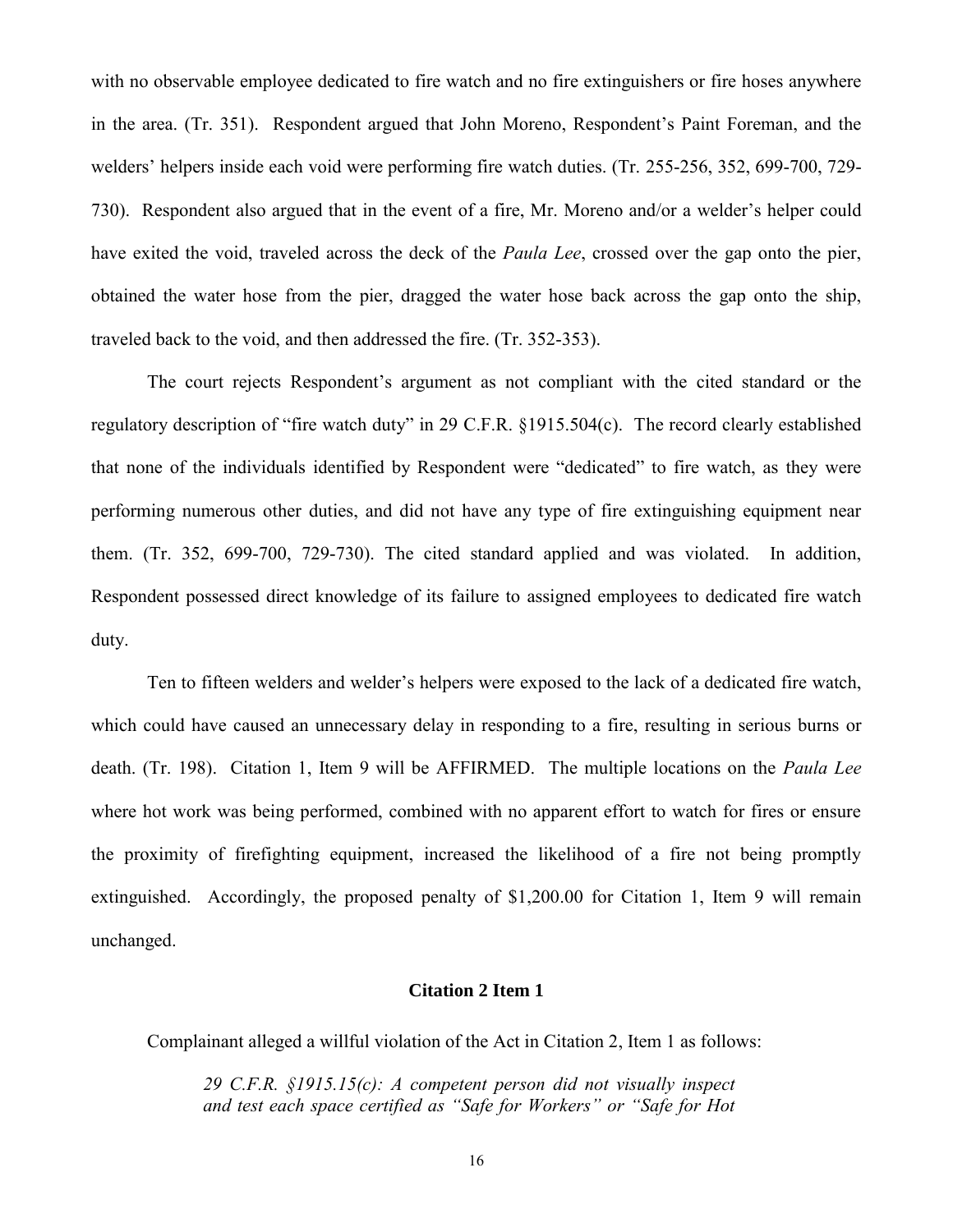with no observable employee dedicated to fire watch and no fire extinguishers or fire hoses anywhere in the area. (Tr. 351). Respondent argued that John Moreno, Respondent's Paint Foreman, and the welders' helpers inside each void were performing fire watch duties. (Tr. 255-256, 352, 699-700, 729-730). Respondent also argued that in the event of a fire, Mr. Moreno and/or a welder's helper could have exited the void, traveled across the deck of the *Paula Lee*, crossed over the gap onto the pier, obtained the water hose from the pier, dragged the water hose back across the gap onto the ship, traveled back to the void, and then addressed the fire. (Tr. 352-353).

The court rejects Respondent's argument as not compliant with the cited standard or the regulatory description of "fire watch duty" in 29 C.F.R. §1915.504(c). The record clearly established that none of the individuals identified by Respondent were "dedicated" to fire watch, as they were performing numerous other duties, and did not have any type of fire extinguishing equipment near them. (Tr. 352, 699-700, 729-730). The cited standard applied and was violated. In addition, Respondent possessed direct knowledge of its failure to assigned employees to dedicated fire watch duty.

Ten to fifteen welders and welder's helpers were exposed to the lack of a dedicated fire watch, which could have caused an unnecessary delay in responding to a fire, resulting in serious burns or death. (Tr. 198). Citation 1, Item 9 will be AFFIRMED. The multiple locations on the *Paula Lee* where hot work was being performed, combined with no apparent effort to watch for fires or ensure the proximity of firefighting equipment, increased the likelihood of a fire not being promptly extinguished. Accordingly, the proposed penalty of $1,200.00 for Citation 1, Item 9 will remain unchanged.

**Citation 2 Item 1**

Complainant alleged a willful violation of the Act in Citation 2, Item 1 as follows:

> *29 C.F.R. §1915.15(c): A competent person did not visually inspect and test each space certified as "Safe for Workers" or "Safe for Hot*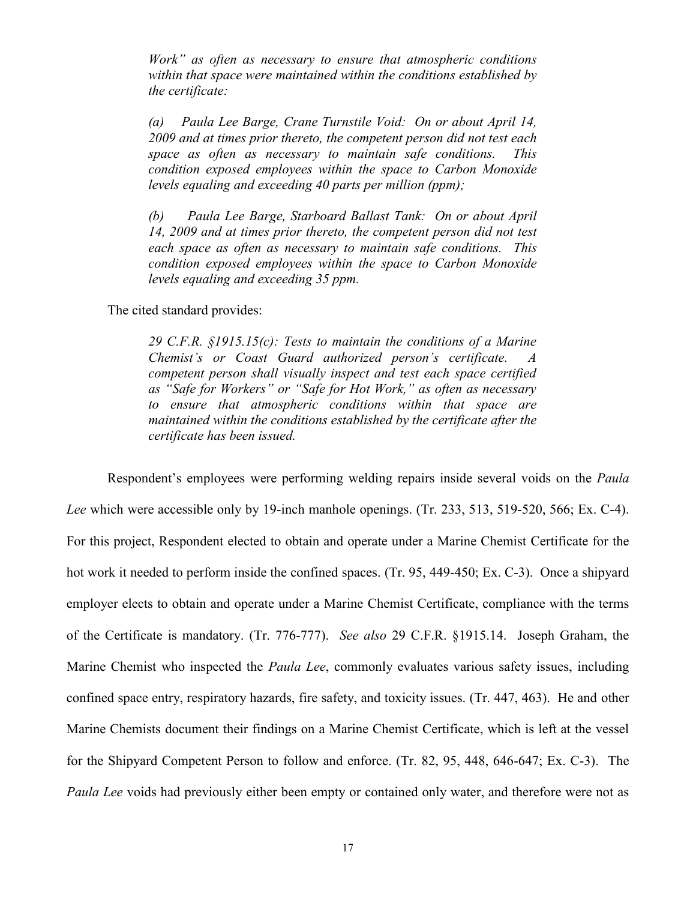*Work" as often as necessary to ensure that atmospheric conditions within that space were maintained within the conditions established by the certificate:*

*(a) Paula Lee Barge, Crane Turnstile Void: On or about April 14, 2009 and at times prior thereto, the competent person did not test each space as often as necessary to maintain safe conditions. This condition exposed employees within the space to Carbon Monoxide levels equaling and exceeding 40 parts per million (ppm);*

*(b) Paula Lee Barge, Starboard Ballast Tank: On or about April 14, 2009 and at times prior thereto, the competent person did not test each space as often as necessary to maintain safe conditions. This condition exposed employees within the space to Carbon Monoxide levels equaling and exceeding 35 ppm.*

The cited standard provides:

*29 C.F.R. §1915.15(c): Tests to maintain the conditions of a Marine Chemist's or Coast Guard authorized person's certificate. A competent person shall visually inspect and test each space certified as "Safe for Workers" or "Safe for Hot Work," as often as necessary to ensure that atmospheric conditions within that space are maintained within the conditions established by the certificate after the certificate has been issued.*

Respondent's employees were performing welding repairs inside several voids on the *Paula Lee* which were accessible only by 19-inch manhole openings. (Tr. 233, 513, 519-520, 566; Ex. C-4). For this project, Respondent elected to obtain and operate under a Marine Chemist Certificate for the hot work it needed to perform inside the confined spaces. (Tr. 95, 449-450; Ex. C-3). Once a shipyard employer elects to obtain and operate under a Marine Chemist Certificate, compliance with the terms of the Certificate is mandatory. (Tr. 776-777). *See also* 29 C.F.R. §1915.14. Joseph Graham, the Marine Chemist who inspected the *Paula Lee*, commonly evaluates various safety issues, including confined space entry, respiratory hazards, fire safety, and toxicity issues. (Tr. 447, 463). He and other Marine Chemists document their findings on a Marine Chemist Certificate, which is left at the vessel for the Shipyard Competent Person to follow and enforce. (Tr. 82, 95, 448, 646-647; Ex. C-3). The *Paula Lee* voids had previously either been empty or contained only water, and therefore were not as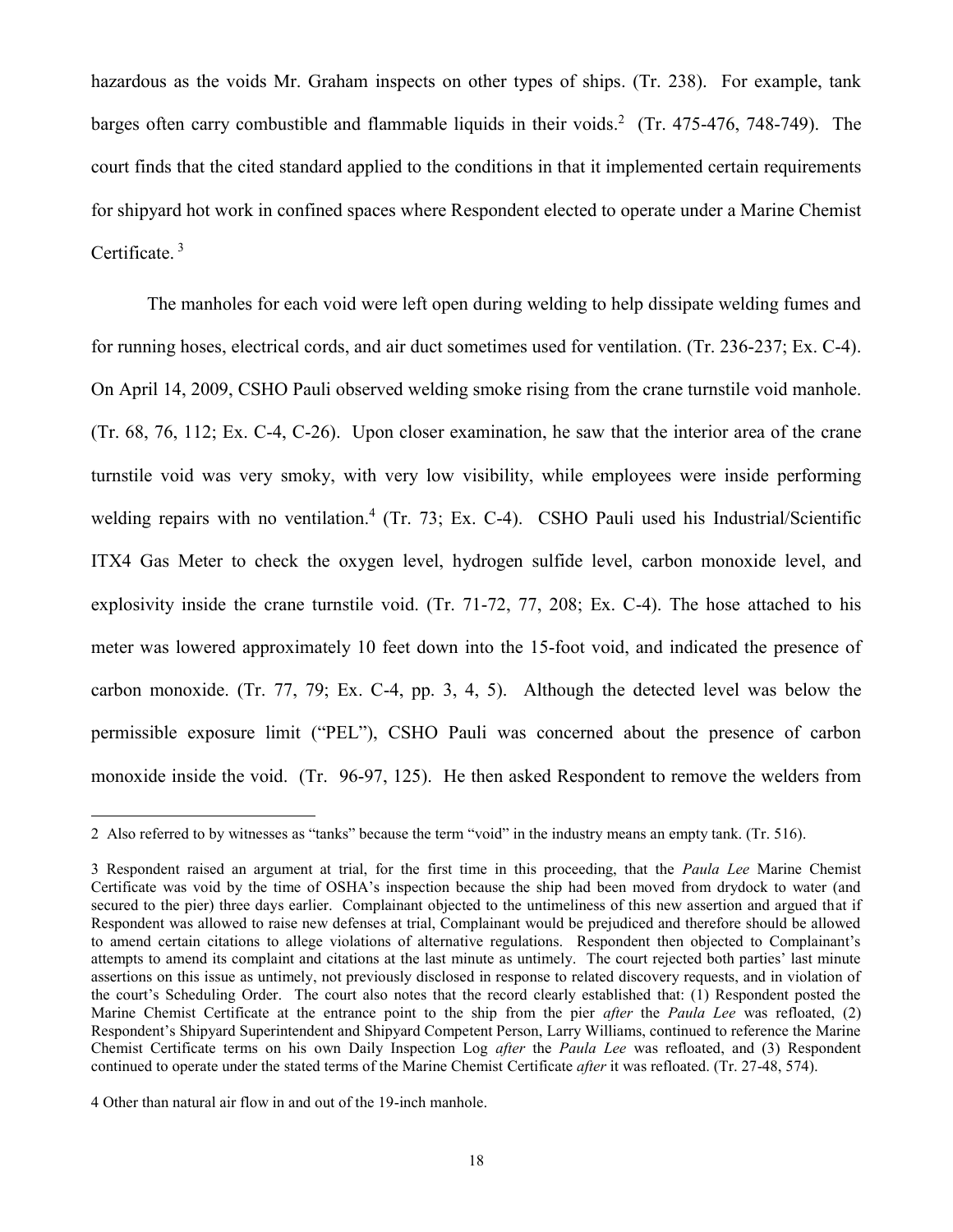hazardous as the voids Mr. Graham inspects on other types of ships. (Tr. 238). For example, tank barges often carry combustible and flammable liquids in their voids.[2] (Tr. 475-476, 748-749). The court finds that the cited standard applied to the conditions in that it implemented certain requirements for shipyard hot work in confined spaces where Respondent elected to operate under a Marine Chemist Certificate.[3]

The manholes for each void were left open during welding to help dissipate welding fumes and for running hoses, electrical cords, and air duct sometimes used for ventilation. (Tr. 236-237; Ex. C-4). On April 14, 2009, CSHO Pauli observed welding smoke rising from the crane turnstile void manhole. (Tr. 68, 76, 112; Ex. C-4, C-26). Upon closer examination, he saw that the interior area of the crane turnstile void was very smoky, with very low visibility, while employees were inside performing welding repairs with no ventilation.[4] (Tr. 73; Ex. C-4). CSHO Pauli used his Industrial/Scientific ITX4 Gas Meter to check the oxygen level, hydrogen sulfide level, carbon monoxide level, and explosivity inside the crane turnstile void. (Tr. 71-72, 77, 208; Ex. C-4). The hose attached to his meter was lowered approximately 10 feet down into the 15-foot void, and indicated the presence of carbon monoxide. (Tr. 77, 79; Ex. C-4, pp. 3, 4, 5). Although the detected level was below the permissible exposure limit ("PEL"), CSHO Pauli was concerned about the presence of carbon monoxide inside the void. (Tr. 96-97, 125). He then asked Respondent to remove the welders from

---

2 Also referred to by witnesses as "tanks" because the term "void" in the industry means an empty tank. (Tr. 516).

3 Respondent raised an argument at trial, for the first time in this proceeding, that the *Paula Lee* Marine Chemist Certificate was void by the time of OSHA's inspection because the ship had been moved from drydock to water (and secured to the pier) three days earlier. Complainant objected to the untimeliness of this new assertion and argued that if Respondent was allowed to raise new defenses at trial, Complainant would be prejudiced and therefore should be allowed to amend certain citations to allege violations of alternative regulations. Respondent then objected to Complainant's attempts to amend its complaint and citations at the last minute as untimely. The court rejected both parties' last minute assertions on this issue as untimely, not previously disclosed in response to related discovery requests, and in violation of the court's Scheduling Order. The court also notes that the record clearly established that: (1) Respondent posted the Marine Chemist Certificate at the entrance point to the ship from the pier *after* the *Paula Lee* was refloated, (2) Respondent's Shipyard Superintendent and Shipyard Competent Person, Larry Williams, continued to reference the Marine Chemist Certificate terms on his own Daily Inspection Log *after* the *Paula Lee* was refloated, and (3) Respondent continued to operate under the stated terms of the Marine Chemist Certificate *after* it was refloated. (Tr. 27-48, 574).

4 Other than natural air flow in and out of the 19-inch manhole.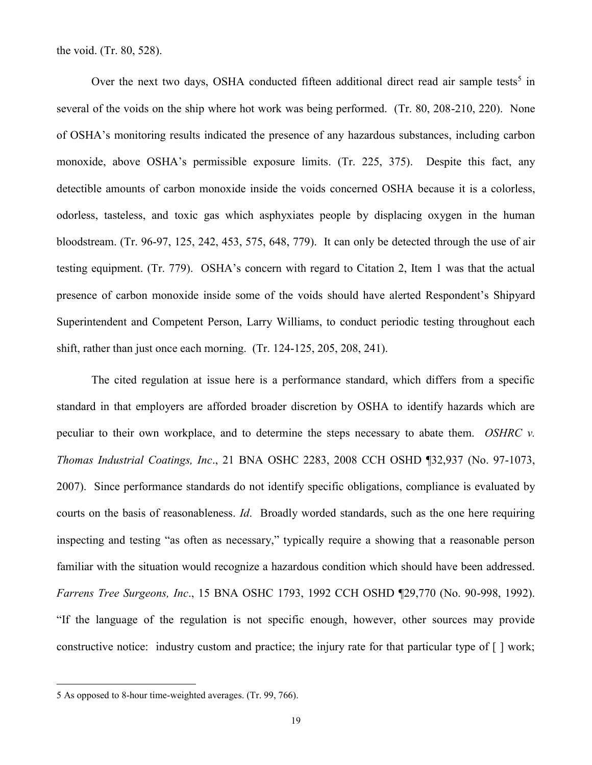the void. (Tr. 80, 528).

Over the next two days, OSHA conducted fifteen additional direct read air sample tests[5] in several of the voids on the ship where hot work was being performed. (Tr. 80, 208-210, 220). None of OSHA's monitoring results indicated the presence of any hazardous substances, including carbon monoxide, above OSHA's permissible exposure limits. (Tr. 225, 375). Despite this fact, any detectible amounts of carbon monoxide inside the voids concerned OSHA because it is a colorless, odorless, tasteless, and toxic gas which asphyxiates people by displacing oxygen in the human bloodstream. (Tr. 96-97, 125, 242, 453, 575, 648, 779). It can only be detected through the use of air testing equipment. (Tr. 779). OSHA's concern with regard to Citation 2, Item 1 was that the actual presence of carbon monoxide inside some of the voids should have alerted Respondent's Shipyard Superintendent and Competent Person, Larry Williams, to conduct periodic testing throughout each shift, rather than just once each morning. (Tr. 124-125, 205, 208, 241).

The cited regulation at issue here is a performance standard, which differs from a specific standard in that employers are afforded broader discretion by OSHA to identify hazards which are peculiar to their own workplace, and to determine the steps necessary to abate them. *OSHRC v. Thomas Industrial Coatings, Inc*., 21 BNA OSHC 2283, 2008 CCH OSHD ¶32,937 (No. 97-1073, 2007). Since performance standards do not identify specific obligations, compliance is evaluated by courts on the basis of reasonableness. *Id*. Broadly worded standards, such as the one here requiring inspecting and testing "as often as necessary," typically require a showing that a reasonable person familiar with the situation would recognize a hazardous condition which should have been addressed. *Farrens Tree Surgeons, Inc*., 15 BNA OSHC 1793, 1992 CCH OSHD ¶29,770 (No. 90-998, 1992). "If the language of the regulation is not specific enough, however, other sources may provide constructive notice: industry custom and practice; the injury rate for that particular type of [ ] work;

---

5 As opposed to 8-hour time-weighted averages. (Tr. 99, 766).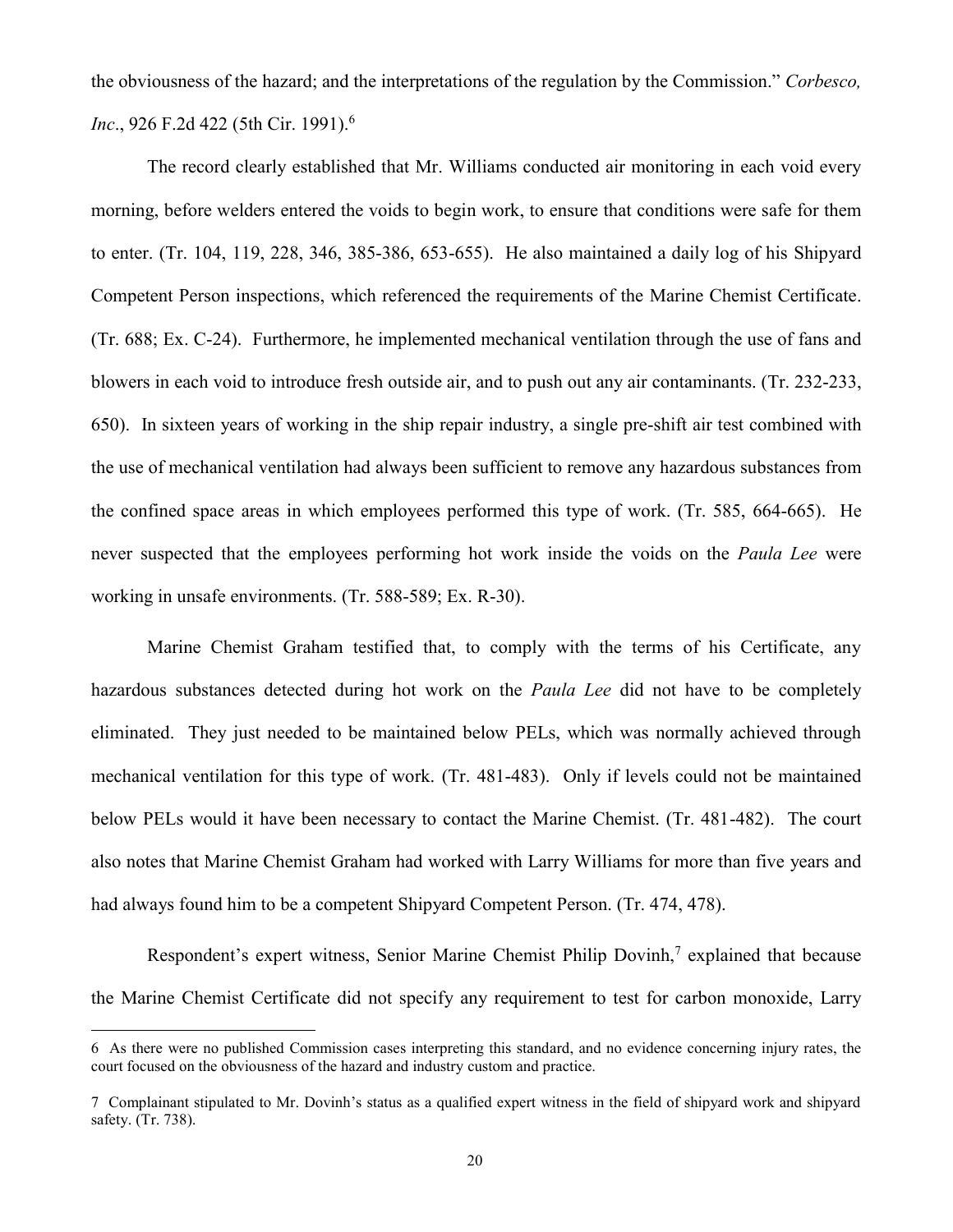the obviousness of the hazard; and the interpretations of the regulation by the Commission." *Corbesco, Inc*., 926 F.2d 422 (5th Cir. 1991).[6]

The record clearly established that Mr. Williams conducted air monitoring in each void every morning, before welders entered the voids to begin work, to ensure that conditions were safe for them to enter. (Tr. 104, 119, 228, 346, 385-386, 653-655). He also maintained a daily log of his Shipyard Competent Person inspections, which referenced the requirements of the Marine Chemist Certificate. (Tr. 688; Ex. C-24). Furthermore, he implemented mechanical ventilation through the use of fans and blowers in each void to introduce fresh outside air, and to push out any air contaminants. (Tr. 232-233, 650). In sixteen years of working in the ship repair industry, a single pre-shift air test combined with the use of mechanical ventilation had always been sufficient to remove any hazardous substances from the confined space areas in which employees performed this type of work. (Tr. 585, 664-665). He never suspected that the employees performing hot work inside the voids on the *Paula Lee* were working in unsafe environments. (Tr. 588-589; Ex. R-30).

Marine Chemist Graham testified that, to comply with the terms of his Certificate, any hazardous substances detected during hot work on the *Paula Lee* did not have to be completely eliminated. They just needed to be maintained below PELs, which was normally achieved through mechanical ventilation for this type of work. (Tr. 481-483). Only if levels could not be maintained below PELs would it have been necessary to contact the Marine Chemist. (Tr. 481-482). The court also notes that Marine Chemist Graham had worked with Larry Williams for more than five years and had always found him to be a competent Shipyard Competent Person. (Tr. 474, 478).

Respondent's expert witness, Senior Marine Chemist Philip Dovinh,[7] explained that because the Marine Chemist Certificate did not specify any requirement to test for carbon monoxide, Larry

---

6 As there were no published Commission cases interpreting this standard, and no evidence concerning injury rates, the court focused on the obviousness of the hazard and industry custom and practice.

7 Complainant stipulated to Mr. Dovinh's status as a qualified expert witness in the field of shipyard work and shipyard safety. (Tr. 738).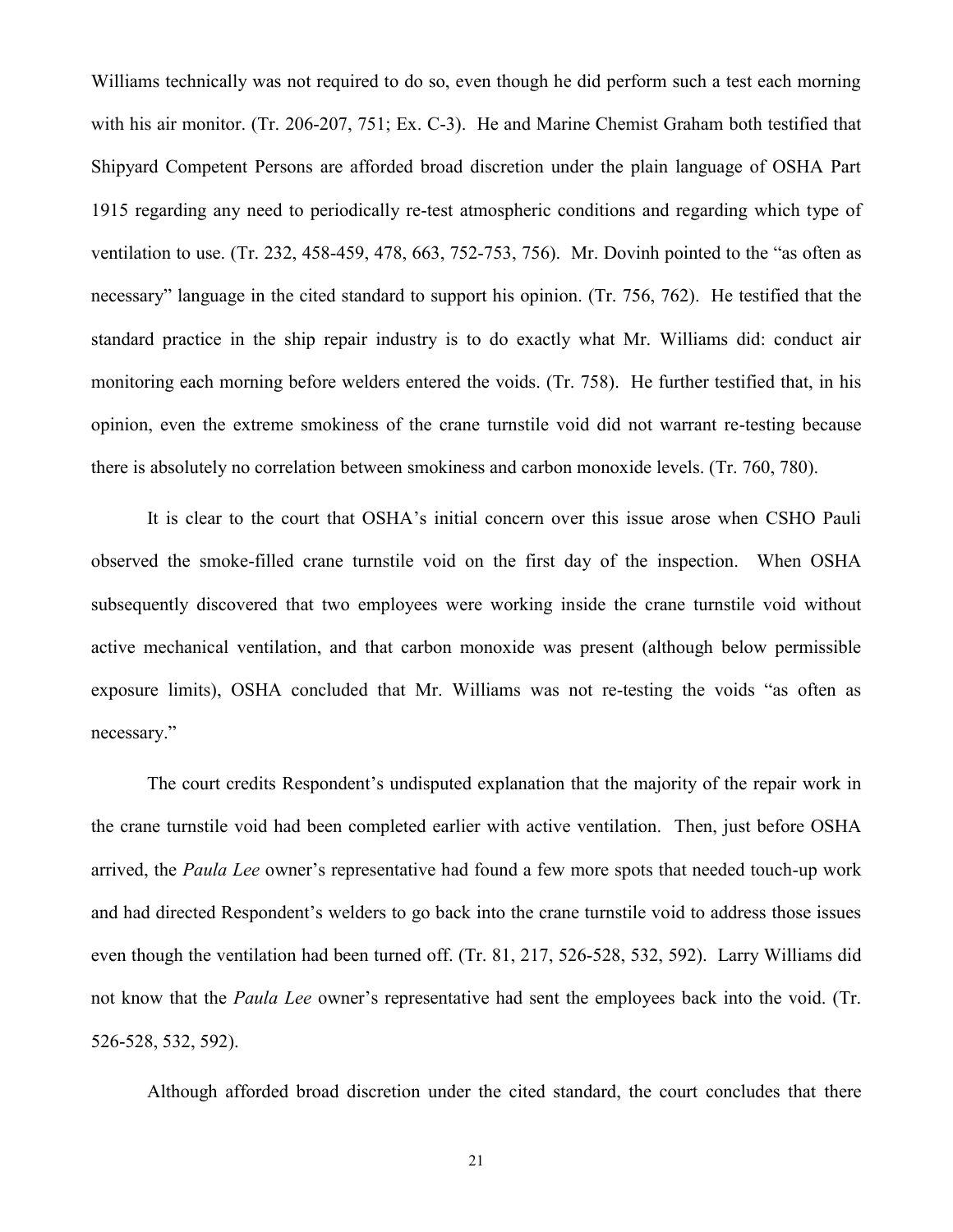Williams technically was not required to do so, even though he did perform such a test each morning with his air monitor. (Tr. 206-207, 751; Ex. C-3). He and Marine Chemist Graham both testified that Shipyard Competent Persons are afforded broad discretion under the plain language of OSHA Part 1915 regarding any need to periodically re-test atmospheric conditions and regarding which type of ventilation to use. (Tr. 232, 458-459, 478, 663, 752-753, 756). Mr. Dovinh pointed to the "as often as necessary" language in the cited standard to support his opinion. (Tr. 756, 762). He testified that the standard practice in the ship repair industry is to do exactly what Mr. Williams did: conduct air monitoring each morning before welders entered the voids. (Tr. 758). He further testified that, in his opinion, even the extreme smokiness of the crane turnstile void did not warrant re-testing because there is absolutely no correlation between smokiness and carbon monoxide levels. (Tr. 760, 780).

It is clear to the court that OSHA's initial concern over this issue arose when CSHO Pauli observed the smoke-filled crane turnstile void on the first day of the inspection. When OSHA subsequently discovered that two employees were working inside the crane turnstile void without active mechanical ventilation, and that carbon monoxide was present (although below permissible exposure limits), OSHA concluded that Mr. Williams was not re-testing the voids "as often as necessary."

The court credits Respondent's undisputed explanation that the majority of the repair work in the crane turnstile void had been completed earlier with active ventilation. Then, just before OSHA arrived, the *Paula Lee* owner's representative had found a few more spots that needed touch-up work and had directed Respondent's welders to go back into the crane turnstile void to address those issues even though the ventilation had been turned off. (Tr. 81, 217, 526-528, 532, 592). Larry Williams did not know that the *Paula Lee* owner's representative had sent the employees back into the void. (Tr. 526-528, 532, 592).

Although afforded broad discretion under the cited standard, the court concludes that there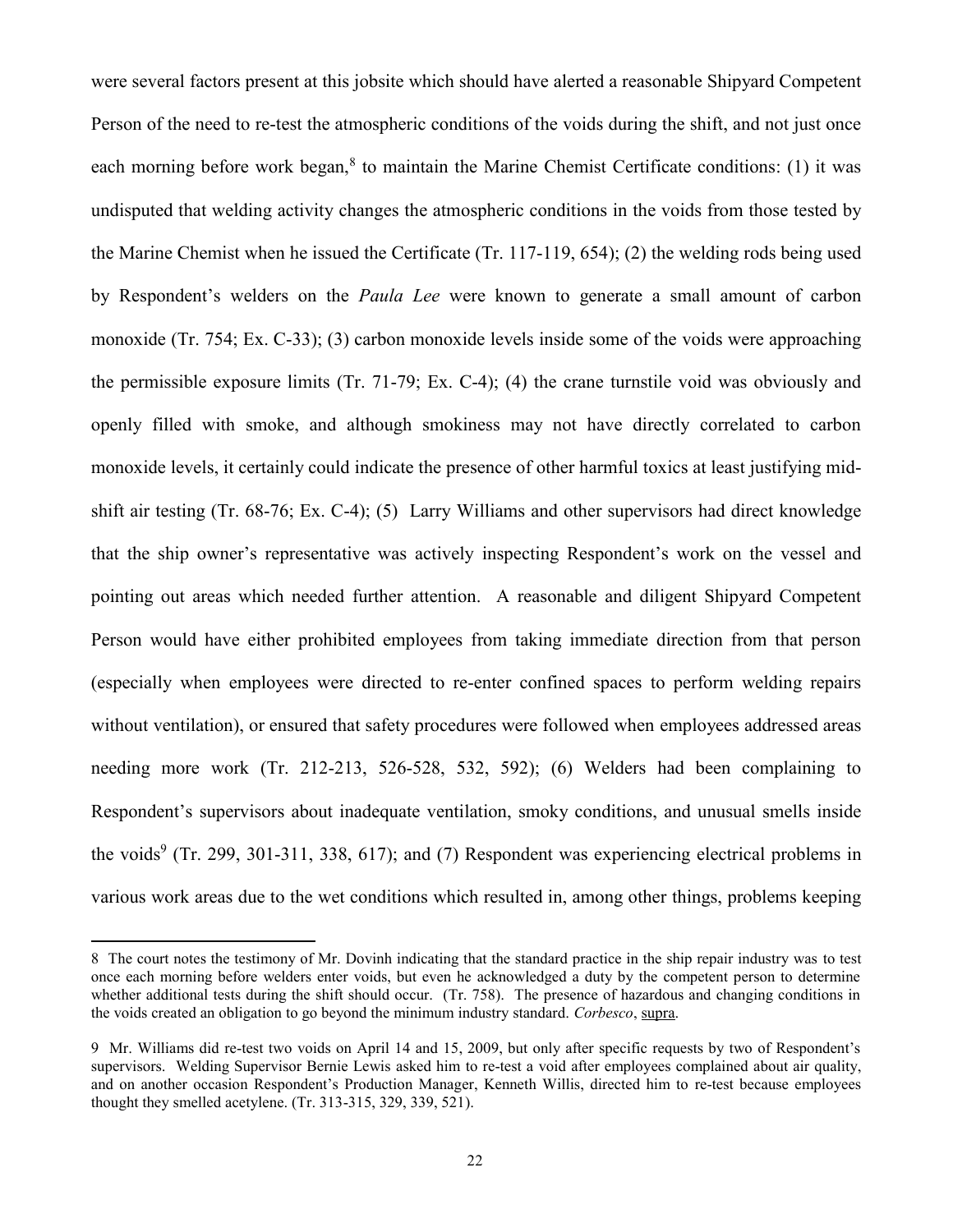were several factors present at this jobsite which should have alerted a reasonable Shipyard Competent Person of the need to re-test the atmospheric conditions of the voids during the shift, and not just once each morning before work began,[8] to maintain the Marine Chemist Certificate conditions: (1) it was undisputed that welding activity changes the atmospheric conditions in the voids from those tested by the Marine Chemist when he issued the Certificate (Tr. 117-119, 654); (2) the welding rods being used by Respondent's welders on the *Paula Lee* were known to generate a small amount of carbon monoxide (Tr. 754; Ex. C-33); (3) carbon monoxide levels inside some of the voids were approaching the permissible exposure limits (Tr. 71-79; Ex. C-4); (4) the crane turnstile void was obviously and openly filled with smoke, and although smokiness may not have directly correlated to carbon monoxide levels, it certainly could indicate the presence of other harmful toxics at least justifying mid-shift air testing (Tr. 68-76; Ex. C-4); (5) Larry Williams and other supervisors had direct knowledge that the ship owner's representative was actively inspecting Respondent's work on the vessel and pointing out areas which needed further attention. A reasonable and diligent Shipyard Competent Person would have either prohibited employees from taking immediate direction from that person (especially when employees were directed to re-enter confined spaces to perform welding repairs without ventilation), or ensured that safety procedures were followed when employees addressed areas needing more work (Tr. 212-213, 526-528, 532, 592); (6) Welders had been complaining to Respondent's supervisors about inadequate ventilation, smoky conditions, and unusual smells inside the voids[9] (Tr. 299, 301-311, 338, 617); and (7) Respondent was experiencing electrical problems in various work areas due to the wet conditions which resulted in, among other things, problems keeping

---

8 The court notes the testimony of Mr. Dovinh indicating that the standard practice in the ship repair industry was to test once each morning before welders enter voids, but even he acknowledged a duty by the competent person to determine whether additional tests during the shift should occur. (Tr. 758). The presence of hazardous and changing conditions in the voids created an obligation to go beyond the minimum industry standard. *Corbesco*, supra.

9 Mr. Williams did re-test two voids on April 14 and 15, 2009, but only after specific requests by two of Respondent's supervisors. Welding Supervisor Bernie Lewis asked him to re-test a void after employees complained about air quality, and on another occasion Respondent's Production Manager, Kenneth Willis, directed him to re-test because employees thought they smelled acetylene. (Tr. 313-315, 329, 339, 521).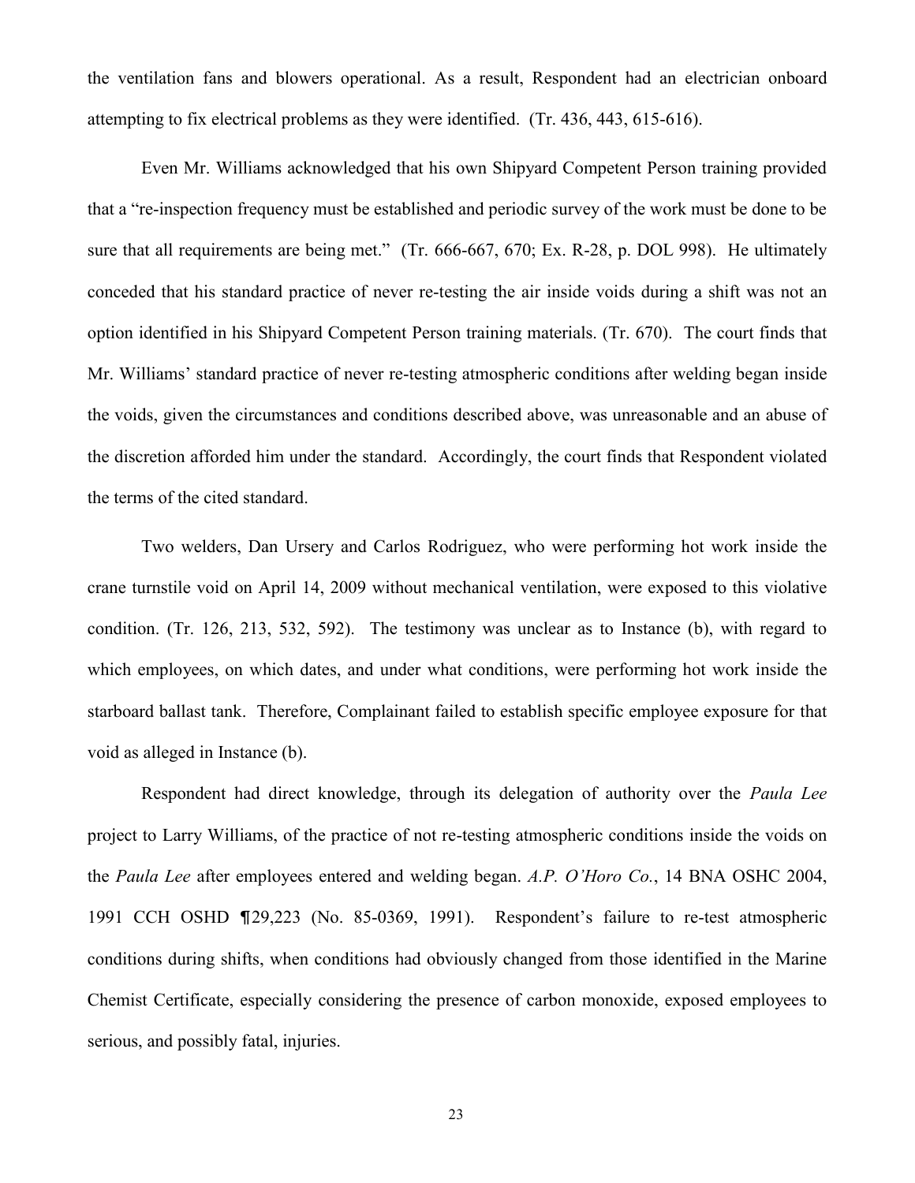the ventilation fans and blowers operational. As a result, Respondent had an electrician onboard attempting to fix electrical problems as they were identified. (Tr. 436, 443, 615-616).

Even Mr. Williams acknowledged that his own Shipyard Competent Person training provided that a "re-inspection frequency must be established and periodic survey of the work must be done to be sure that all requirements are being met." (Tr. 666-667, 670; Ex. R-28, p. DOL 998). He ultimately conceded that his standard practice of never re-testing the air inside voids during a shift was not an option identified in his Shipyard Competent Person training materials. (Tr. 670). The court finds that Mr. Williams' standard practice of never re-testing atmospheric conditions after welding began inside the voids, given the circumstances and conditions described above, was unreasonable and an abuse of the discretion afforded him under the standard. Accordingly, the court finds that Respondent violated the terms of the cited standard.

Two welders, Dan Ursery and Carlos Rodriguez, who were performing hot work inside the crane turnstile void on April 14, 2009 without mechanical ventilation, were exposed to this violative condition. (Tr. 126, 213, 532, 592). The testimony was unclear as to Instance (b), with regard to which employees, on which dates, and under what conditions, were performing hot work inside the starboard ballast tank. Therefore, Complainant failed to establish specific employee exposure for that void as alleged in Instance (b).

Respondent had direct knowledge, through its delegation of authority over the *Paula Lee* project to Larry Williams, of the practice of not re-testing atmospheric conditions inside the voids on the *Paula Lee* after employees entered and welding began. *A.P. O'Horo Co.*, 14 BNA OSHC 2004, 1991 CCH OSHD ¶29,223 (No. 85-0369, 1991). Respondent's failure to re-test atmospheric conditions during shifts, when conditions had obviously changed from those identified in the Marine Chemist Certificate, especially considering the presence of carbon monoxide, exposed employees to serious, and possibly fatal, injuries.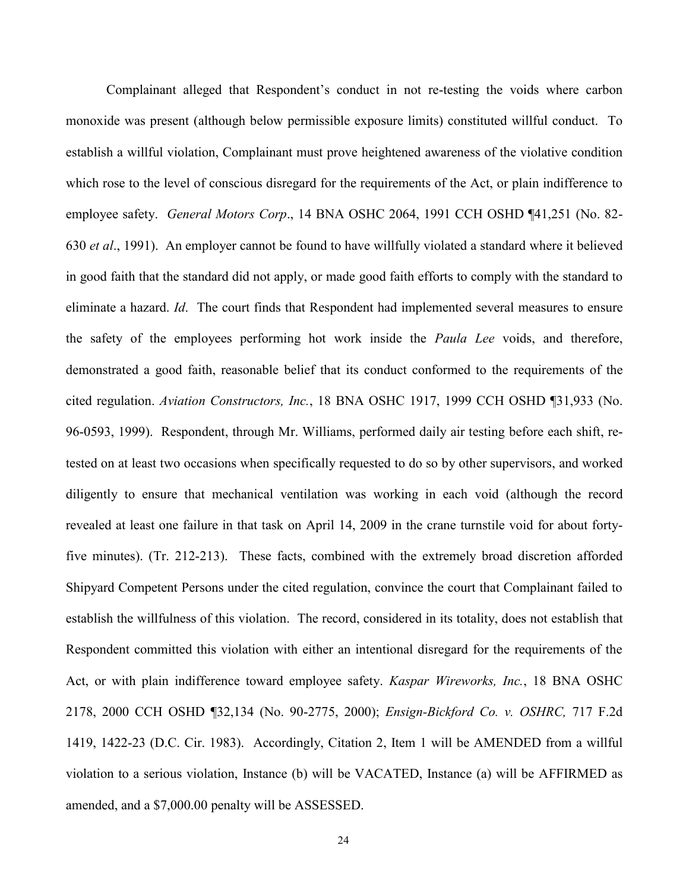Complainant alleged that Respondent's conduct in not re-testing the voids where carbon monoxide was present (although below permissible exposure limits) constituted willful conduct. To establish a willful violation, Complainant must prove heightened awareness of the violative condition which rose to the level of conscious disregard for the requirements of the Act, or plain indifference to employee safety. *General Motors Corp*., 14 BNA OSHC 2064, 1991 CCH OSHD ¶41,251 (No. 82-630 *et al*., 1991). An employer cannot be found to have willfully violated a standard where it believed in good faith that the standard did not apply, or made good faith efforts to comply with the standard to eliminate a hazard. *Id*. The court finds that Respondent had implemented several measures to ensure the safety of the employees performing hot work inside the *Paula Lee* voids, and therefore, demonstrated a good faith, reasonable belief that its conduct conformed to the requirements of the cited regulation. *Aviation Constructors, Inc.*, 18 BNA OSHC 1917, 1999 CCH OSHD ¶31,933 (No. 96-0593, 1999). Respondent, through Mr. Williams, performed daily air testing before each shift, re-tested on at least two occasions when specifically requested to do so by other supervisors, and worked diligently to ensure that mechanical ventilation was working in each void (although the record revealed at least one failure in that task on April 14, 2009 in the crane turnstile void for about forty-five minutes). (Tr. 212-213). These facts, combined with the extremely broad discretion afforded Shipyard Competent Persons under the cited regulation, convince the court that Complainant failed to establish the willfulness of this violation. The record, considered in its totality, does not establish that Respondent committed this violation with either an intentional disregard for the requirements of the Act, or with plain indifference toward employee safety. *Kaspar Wireworks, Inc.*, 18 BNA OSHC 2178, 2000 CCH OSHD ¶32,134 (No. 90-2775, 2000); *Ensign-Bickford Co. v. OSHRC,* 717 F.2d 1419, 1422-23 (D.C. Cir. 1983). Accordingly, Citation 2, Item 1 will be AMENDED from a willful violation to a serious violation, Instance (b) will be VACATED, Instance (a) will be AFFIRMED as amended, and a $7,000.00 penalty will be ASSESSED.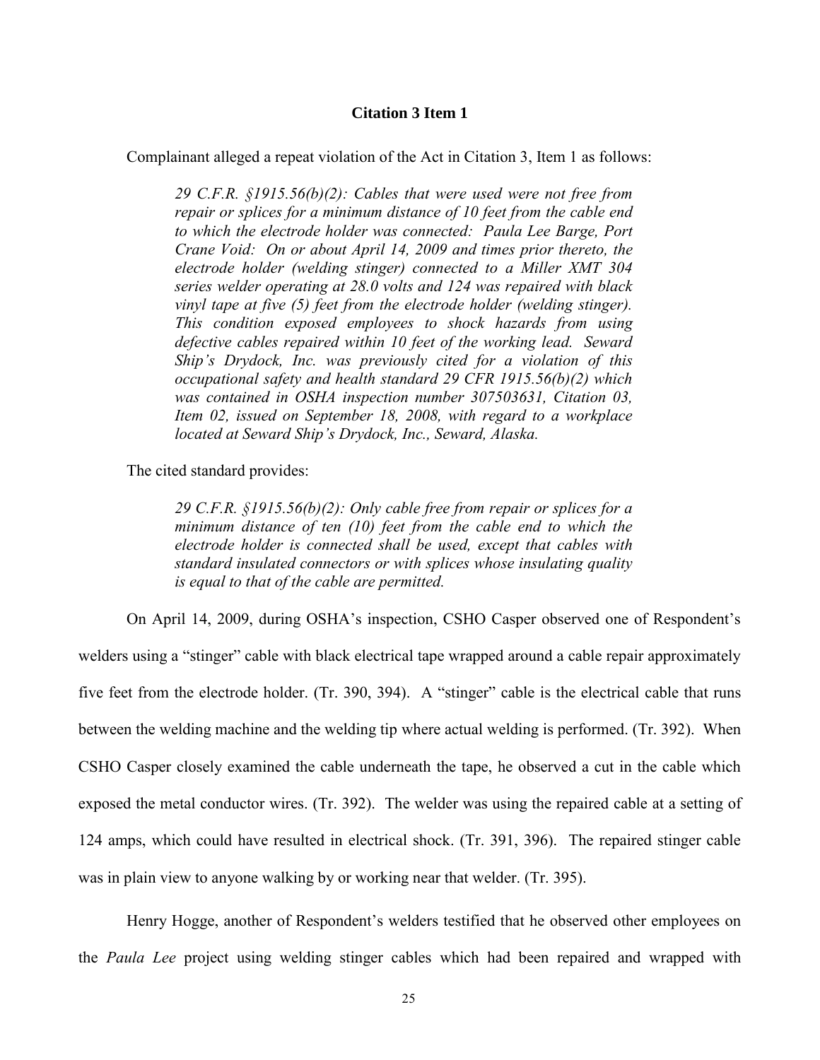### Citation 3 Item 1

Complainant alleged a repeat violation of the Act in Citation 3, Item 1 as follows:

> *29 C.F.R. §1915.56(b)(2): Cables that were used were not free from repair or splices for a minimum distance of 10 feet from the cable end to which the electrode holder was connected: Paula Lee Barge, Port Crane Void: On or about April 14, 2009 and times prior thereto, the electrode holder (welding stinger) connected to a Miller XMT 304 series welder operating at 28.0 volts and 124 was repaired with black vinyl tape at five (5) feet from the electrode holder (welding stinger). This condition exposed employees to shock hazards from using defective cables repaired within 10 feet of the working lead. Seward Ship's Drydock, Inc. was previously cited for a violation of this occupational safety and health standard 29 CFR 1915.56(b)(2) which was contained in OSHA inspection number 307503631, Citation 03, Item 02, issued on September 18, 2008, with regard to a workplace located at Seward Ship's Drydock, Inc., Seward, Alaska.*

The cited standard provides:

> *29 C.F.R. §1915.56(b)(2): Only cable free from repair or splices for a minimum distance of ten (10) feet from the cable end to which the electrode holder is connected shall be used, except that cables with standard insulated connectors or with splices whose insulating quality is equal to that of the cable are permitted.*

On April 14, 2009, during OSHA's inspection, CSHO Casper observed one of Respondent's welders using a "stinger" cable with black electrical tape wrapped around a cable repair approximately five feet from the electrode holder. (Tr. 390, 394). A "stinger" cable is the electrical cable that runs between the welding machine and the welding tip where actual welding is performed. (Tr. 392). When CSHO Casper closely examined the cable underneath the tape, he observed a cut in the cable which exposed the metal conductor wires. (Tr. 392). The welder was using the repaired cable at a setting of 124 amps, which could have resulted in electrical shock. (Tr. 391, 396). The repaired stinger cable was in plain view to anyone walking by or working near that welder. (Tr. 395).

Henry Hogge, another of Respondent's welders testified that he observed other employees on the *Paula Lee* project using welding stinger cables which had been repaired and wrapped with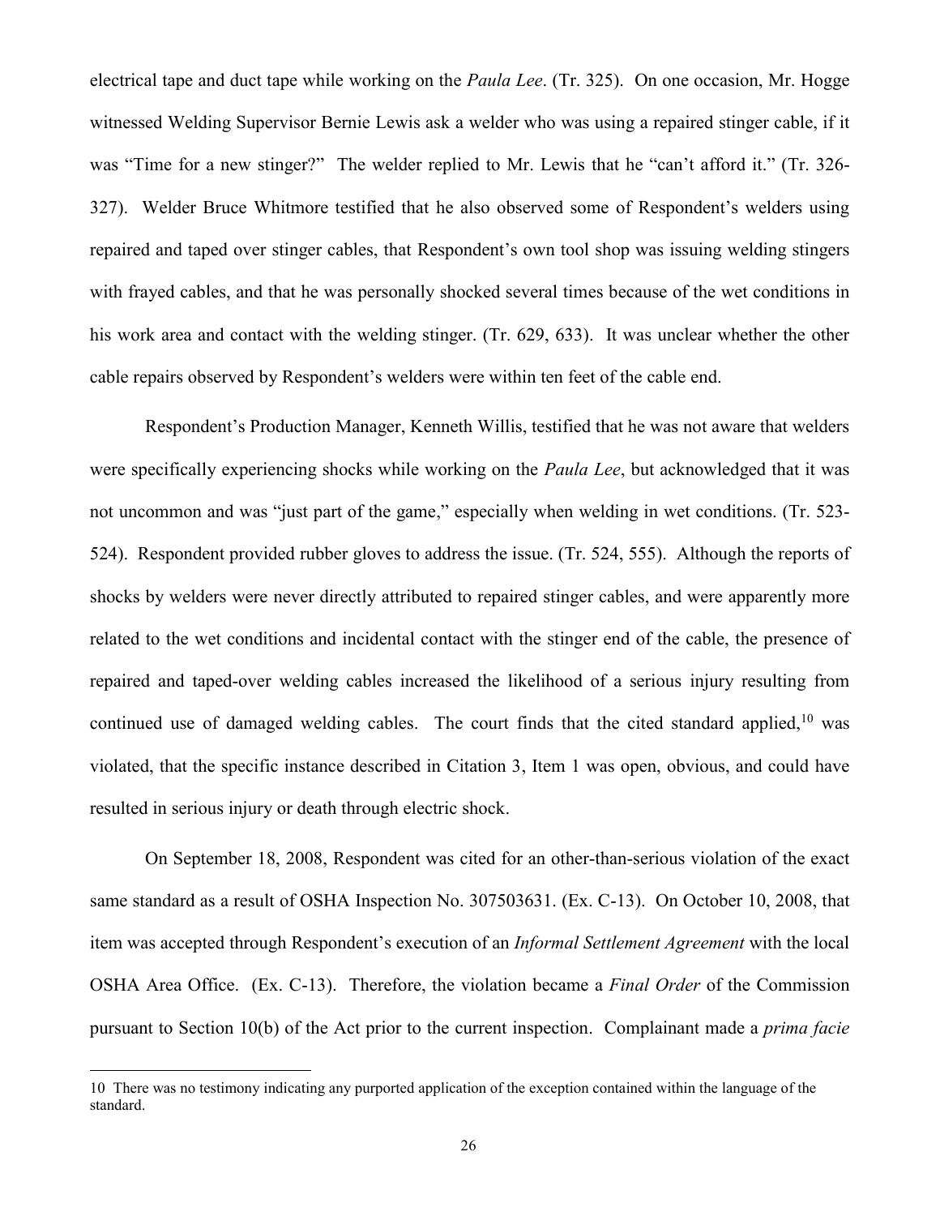electrical tape and duct tape while working on the *Paula Lee*. (Tr. 325). On one occasion, Mr. Hogge witnessed Welding Supervisor Bernie Lewis ask a welder who was using a repaired stinger cable, if it was "Time for a new stinger?" The welder replied to Mr. Lewis that he "can't afford it." (Tr. 326-327). Welder Bruce Whitmore testified that he also observed some of Respondent's welders using repaired and taped over stinger cables, that Respondent's own tool shop was issuing welding stingers with frayed cables, and that he was personally shocked several times because of the wet conditions in his work area and contact with the welding stinger. (Tr. 629, 633). It was unclear whether the other cable repairs observed by Respondent's welders were within ten feet of the cable end.

Respondent's Production Manager, Kenneth Willis, testified that he was not aware that welders were specifically experiencing shocks while working on the *Paula Lee*, but acknowledged that it was not uncommon and was "just part of the game," especially when welding in wet conditions. (Tr. 523-524). Respondent provided rubber gloves to address the issue. (Tr. 524, 555). Although the reports of shocks by welders were never directly attributed to repaired stinger cables, and were apparently more related to the wet conditions and incidental contact with the stinger end of the cable, the presence of repaired and taped-over welding cables increased the likelihood of a serious injury resulting from continued use of damaged welding cables. The court finds that the cited standard applied,[10] was violated, that the specific instance described in Citation 3, Item 1 was open, obvious, and could have resulted in serious injury or death through electric shock.

On September 18, 2008, Respondent was cited for an other-than-serious violation of the exact same standard as a result of OSHA Inspection No. 307503631. (Ex. C-13). On October 10, 2008, that item was accepted through Respondent's execution of an *Informal Settlement Agreement* with the local OSHA Area Office. (Ex. C-13). Therefore, the violation became a *Final Order* of the Commission pursuant to Section 10(b) of the Act prior to the current inspection. Complainant made a *prima facie*

---

10 There was no testimony indicating any purported application of the exception contained within the language of the standard.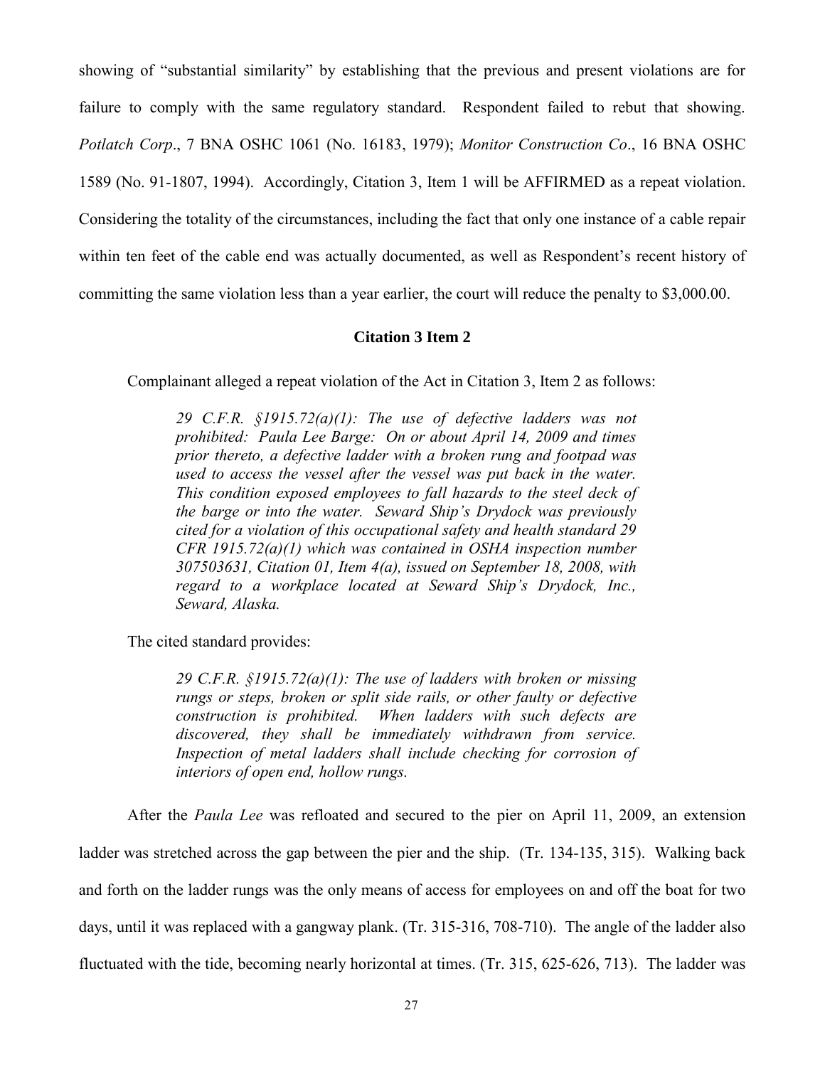showing of "substantial similarity" by establishing that the previous and present violations are for failure to comply with the same regulatory standard. Respondent failed to rebut that showing. *Potlatch Corp*., 7 BNA OSHC 1061 (No. 16183, 1979); *Monitor Construction Co*., 16 BNA OSHC 1589 (No. 91-1807, 1994). Accordingly, Citation 3, Item 1 will be AFFIRMED as a repeat violation. Considering the totality of the circumstances, including the fact that only one instance of a cable repair within ten feet of the cable end was actually documented, as well as Respondent's recent history of committing the same violation less than a year earlier, the court will reduce the penalty to $3,000.00.

### Citation 3 Item 2

Complainant alleged a repeat violation of the Act in Citation 3, Item 2 as follows:

> *29 C.F.R. §1915.72(a)(1): The use of defective ladders was not prohibited: Paula Lee Barge: On or about April 14, 2009 and times prior thereto, a defective ladder with a broken rung and footpad was used to access the vessel after the vessel was put back in the water. This condition exposed employees to fall hazards to the steel deck of the barge or into the water. Seward Ship's Drydock was previously cited for a violation of this occupational safety and health standard 29 CFR 1915.72(a)(1) which was contained in OSHA inspection number 307503631, Citation 01, Item 4(a), issued on September 18, 2008, with regard to a workplace located at Seward Ship's Drydock, Inc., Seward, Alaska.*

The cited standard provides:

> *29 C.F.R. §1915.72(a)(1): The use of ladders with broken or missing rungs or steps, broken or split side rails, or other faulty or defective construction is prohibited. When ladders with such defects are discovered, they shall be immediately withdrawn from service. Inspection of metal ladders shall include checking for corrosion of interiors of open end, hollow rungs.*

After the *Paula Lee* was refloated and secured to the pier on April 11, 2009, an extension ladder was stretched across the gap between the pier and the ship. (Tr. 134-135, 315). Walking back and forth on the ladder rungs was the only means of access for employees on and off the boat for two days, until it was replaced with a gangway plank. (Tr. 315-316, 708-710). The angle of the ladder also fluctuated with the tide, becoming nearly horizontal at times. (Tr. 315, 625-626, 713). The ladder was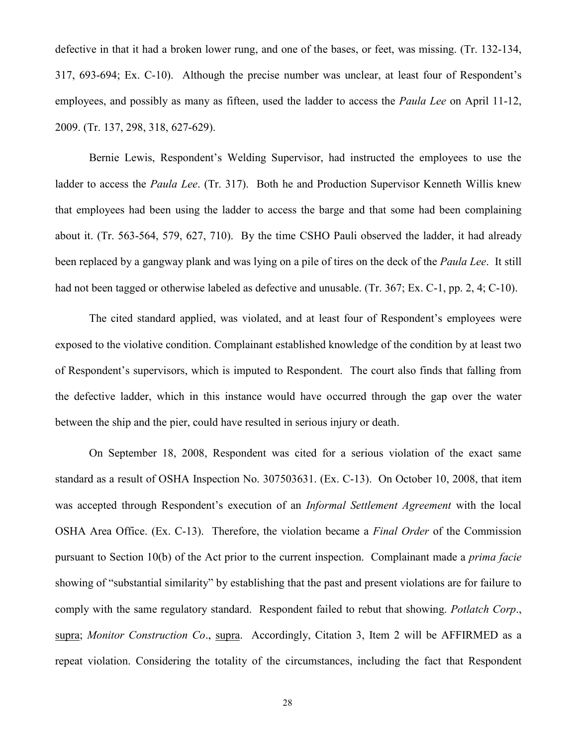defective in that it had a broken lower rung, and one of the bases, or feet, was missing. (Tr. 132-134, 317, 693-694; Ex. C-10). Although the precise number was unclear, at least four of Respondent's employees, and possibly as many as fifteen, used the ladder to access the *Paula Lee* on April 11-12, 2009. (Tr. 137, 298, 318, 627-629).

Bernie Lewis, Respondent's Welding Supervisor, had instructed the employees to use the ladder to access the *Paula Lee*. (Tr. 317). Both he and Production Supervisor Kenneth Willis knew that employees had been using the ladder to access the barge and that some had been complaining about it. (Tr. 563-564, 579, 627, 710). By the time CSHO Pauli observed the ladder, it had already been replaced by a gangway plank and was lying on a pile of tires on the deck of the *Paula Lee*. It still had not been tagged or otherwise labeled as defective and unusable. (Tr. 367; Ex. C-1, pp. 2, 4; C-10).

The cited standard applied, was violated, and at least four of Respondent's employees were exposed to the violative condition. Complainant established knowledge of the condition by at least two of Respondent's supervisors, which is imputed to Respondent. The court also finds that falling from the defective ladder, which in this instance would have occurred through the gap over the water between the ship and the pier, could have resulted in serious injury or death.

On September 18, 2008, Respondent was cited for a serious violation of the exact same standard as a result of OSHA Inspection No. 307503631. (Ex. C-13). On October 10, 2008, that item was accepted through Respondent's execution of an *Informal Settlement Agreement* with the local OSHA Area Office. (Ex. C-13). Therefore, the violation became a *Final Order* of the Commission pursuant to Section 10(b) of the Act prior to the current inspection. Complainant made a *prima facie* showing of "substantial similarity" by establishing that the past and present violations are for failure to comply with the same regulatory standard. Respondent failed to rebut that showing. *Potlatch Corp*., supra; *Monitor Construction Co*., supra. Accordingly, Citation 3, Item 2 will be AFFIRMED as a repeat violation. Considering the totality of the circumstances, including the fact that Respondent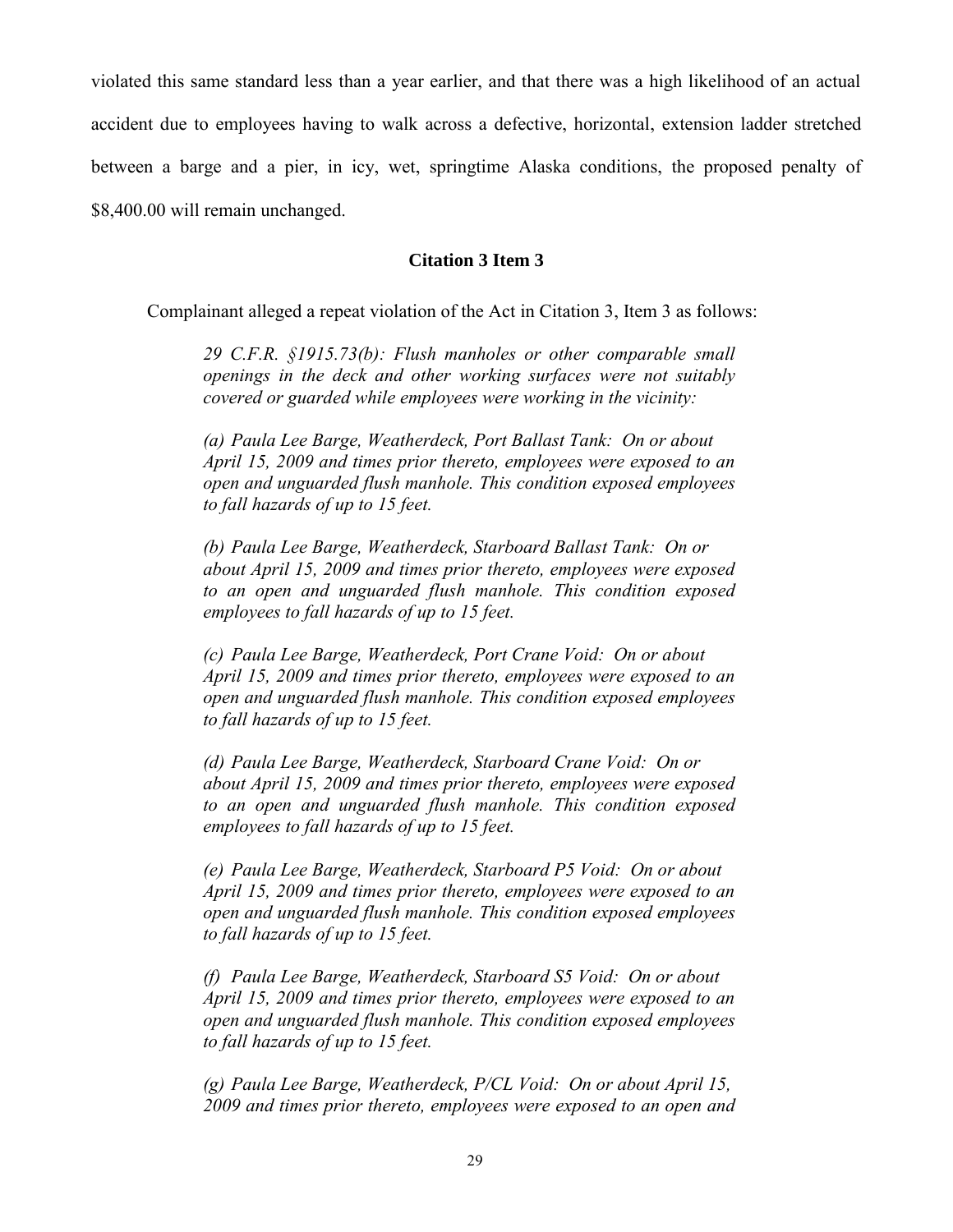violated this same standard less than a year earlier, and that there was a high likelihood of an actual accident due to employees having to walk across a defective, horizontal, extension ladder stretched between a barge and a pier, in icy, wet, springtime Alaska conditions, the proposed penalty of $8,400.00 will remain unchanged.

### Citation 3 Item 3

Complainant alleged a repeat violation of the Act in Citation 3, Item 3 as follows:

> *29 C.F.R. §1915.73(b): Flush manholes or other comparable small openings in the deck and other working surfaces were not suitably covered or guarded while employees were working in the vicinity:*
>
> *(a) Paula Lee Barge, Weatherdeck, Port Ballast Tank: On or about April 15, 2009 and times prior thereto, employees were exposed to an open and unguarded flush manhole. This condition exposed employees to fall hazards of up to 15 feet.*
>
> *(b) Paula Lee Barge, Weatherdeck, Starboard Ballast Tank: On or about April 15, 2009 and times prior thereto, employees were exposed to an open and unguarded flush manhole. This condition exposed employees to fall hazards of up to 15 feet.*
>
> *(c) Paula Lee Barge, Weatherdeck, Port Crane Void: On or about April 15, 2009 and times prior thereto, employees were exposed to an open and unguarded flush manhole. This condition exposed employees to fall hazards of up to 15 feet.*
>
> *(d) Paula Lee Barge, Weatherdeck, Starboard Crane Void: On or about April 15, 2009 and times prior thereto, employees were exposed to an open and unguarded flush manhole. This condition exposed employees to fall hazards of up to 15 feet.*
>
> *(e) Paula Lee Barge, Weatherdeck, Starboard P5 Void: On or about April 15, 2009 and times prior thereto, employees were exposed to an open and unguarded flush manhole. This condition exposed employees to fall hazards of up to 15 feet.*
>
> *(f) Paula Lee Barge, Weatherdeck, Starboard S5 Void: On or about April 15, 2009 and times prior thereto, employees were exposed to an open and unguarded flush manhole. This condition exposed employees to fall hazards of up to 15 feet.*
>
> *(g) Paula Lee Barge, Weatherdeck, P/CL Void: On or about April 15, 2009 and times prior thereto, employees were exposed to an open and*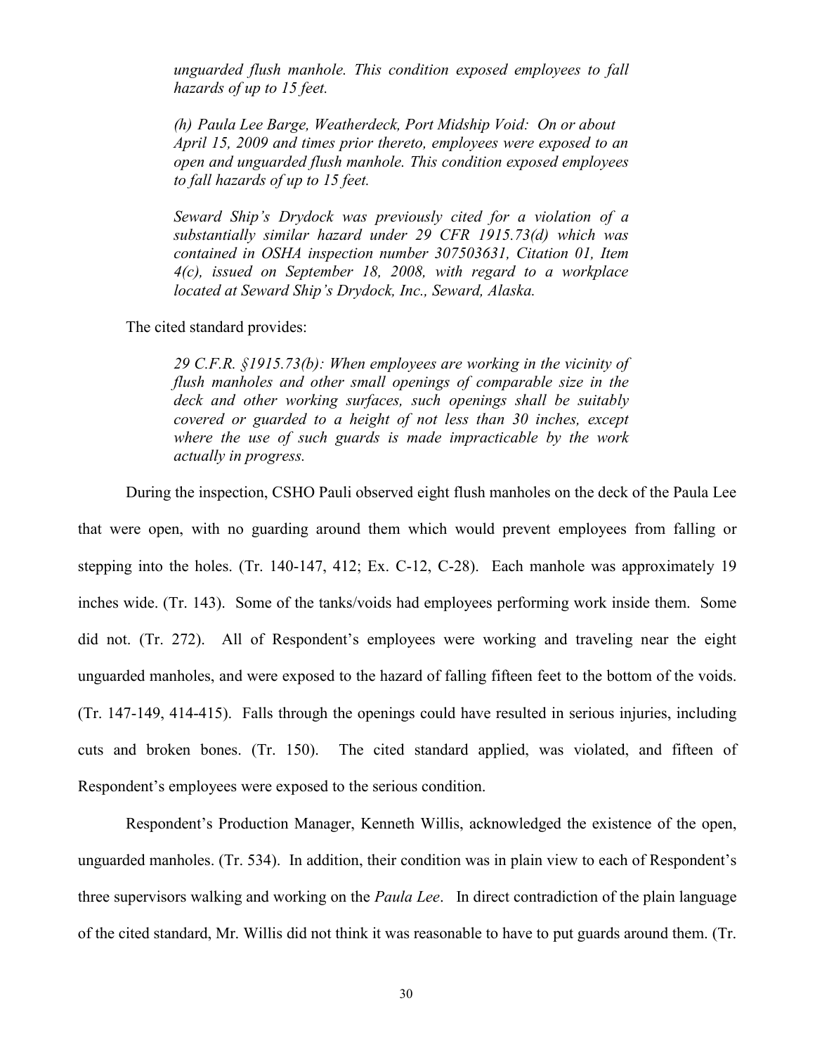*unguarded flush manhole. This condition exposed employees to fall hazards of up to 15 feet.*

> *(h) Paula Lee Barge, Weatherdeck, Port Midship Void: On or about April 15, 2009 and times prior thereto, employees were exposed to an open and unguarded flush manhole. This condition exposed employees to fall hazards of up to 15 feet.*
>
> *Seward Ship's Drydock was previously cited for a violation of a substantially similar hazard under 29 CFR 1915.73(d) which was contained in OSHA inspection number 307503631, Citation 01, Item 4(c), issued on September 18, 2008, with regard to a workplace located at Seward Ship's Drydock, Inc., Seward, Alaska.*

The cited standard provides:

> *29 C.F.R. §1915.73(b): When employees are working in the vicinity of flush manholes and other small openings of comparable size in the deck and other working surfaces, such openings shall be suitably covered or guarded to a height of not less than 30 inches, except where the use of such guards is made impracticable by the work actually in progress.*

During the inspection, CSHO Pauli observed eight flush manholes on the deck of the Paula Lee that were open, with no guarding around them which would prevent employees from falling or stepping into the holes. (Tr. 140-147, 412; Ex. C-12, C-28). Each manhole was approximately 19 inches wide. (Tr. 143). Some of the tanks/voids had employees performing work inside them. Some did not. (Tr. 272). All of Respondent's employees were working and traveling near the eight unguarded manholes, and were exposed to the hazard of falling fifteen feet to the bottom of the voids. (Tr. 147-149, 414-415). Falls through the openings could have resulted in serious injuries, including cuts and broken bones. (Tr. 150). The cited standard applied, was violated, and fifteen of Respondent's employees were exposed to the serious condition.

Respondent's Production Manager, Kenneth Willis, acknowledged the existence of the open, unguarded manholes. (Tr. 534). In addition, their condition was in plain view to each of Respondent's three supervisors walking and working on the *Paula Lee*. In direct contradiction of the plain language of the cited standard, Mr. Willis did not think it was reasonable to have to put guards around them. (Tr.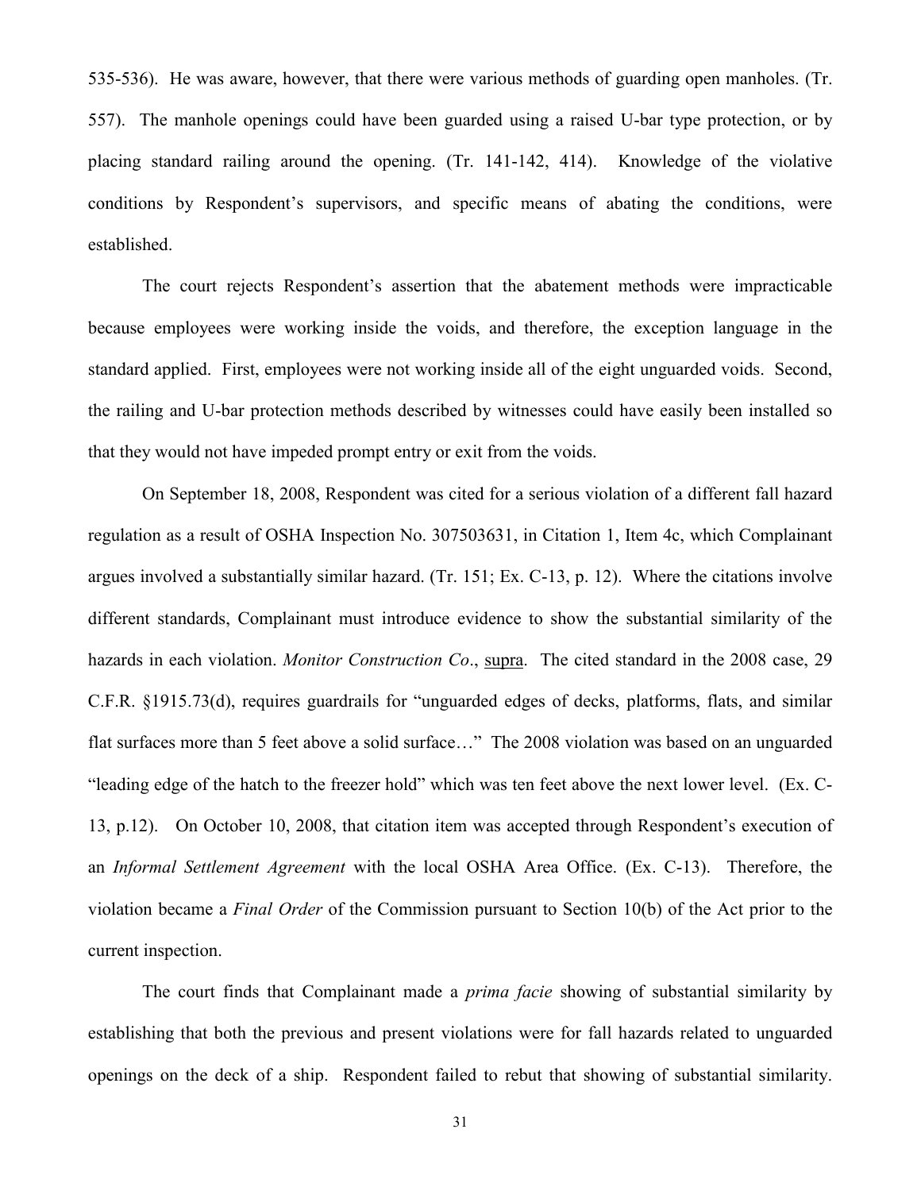535-536). He was aware, however, that there were various methods of guarding open manholes. (Tr. 557). The manhole openings could have been guarded using a raised U-bar type protection, or by placing standard railing around the opening. (Tr. 141-142, 414). Knowledge of the violative conditions by Respondent's supervisors, and specific means of abating the conditions, were established.

The court rejects Respondent's assertion that the abatement methods were impracticable because employees were working inside the voids, and therefore, the exception language in the standard applied. First, employees were not working inside all of the eight unguarded voids. Second, the railing and U-bar protection methods described by witnesses could have easily been installed so that they would not have impeded prompt entry or exit from the voids.

On September 18, 2008, Respondent was cited for a serious violation of a different fall hazard regulation as a result of OSHA Inspection No. 307503631, in Citation 1, Item 4c, which Complainant argues involved a substantially similar hazard. (Tr. 151; Ex. C-13, p. 12). Where the citations involve different standards, Complainant must introduce evidence to show the substantial similarity of the hazards in each violation. *Monitor Construction Co*., supra. The cited standard in the 2008 case, 29 C.F.R. §1915.73(d), requires guardrails for "unguarded edges of decks, platforms, flats, and similar flat surfaces more than 5 feet above a solid surface…" The 2008 violation was based on an unguarded "leading edge of the hatch to the freezer hold" which was ten feet above the next lower level. (Ex. C-13, p.12). On October 10, 2008, that citation item was accepted through Respondent's execution of an *Informal Settlement Agreement* with the local OSHA Area Office. (Ex. C-13). Therefore, the violation became a *Final Order* of the Commission pursuant to Section 10(b) of the Act prior to the current inspection.

The court finds that Complainant made a *prima facie* showing of substantial similarity by establishing that both the previous and present violations were for fall hazards related to unguarded openings on the deck of a ship. Respondent failed to rebut that showing of substantial similarity.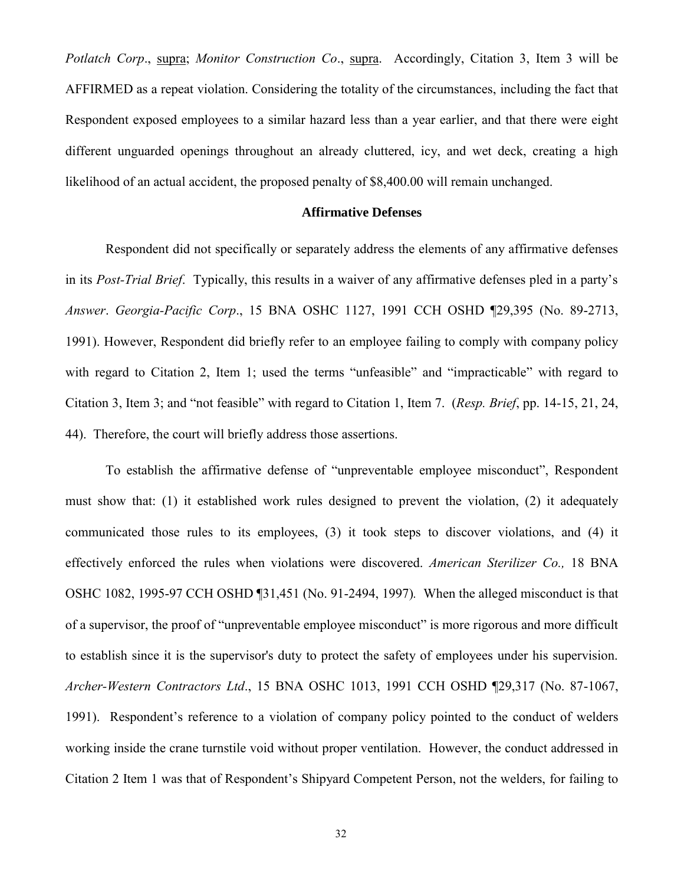*Potlatch Corp*., supra; *Monitor Construction Co*., supra. Accordingly, Citation 3, Item 3 will be AFFIRMED as a repeat violation. Considering the totality of the circumstances, including the fact that Respondent exposed employees to a similar hazard less than a year earlier, and that there were eight different unguarded openings throughout an already cluttered, icy, and wet deck, creating a high likelihood of an actual accident, the proposed penalty of $8,400.00 will remain unchanged.

## Affirmative Defenses

Respondent did not specifically or separately address the elements of any affirmative defenses in its *Post-Trial Brief*. Typically, this results in a waiver of any affirmative defenses pled in a party's *Answer*. *Georgia-Pacific Corp*., 15 BNA OSHC 1127, 1991 CCH OSHD ¶29,395 (No. 89-2713, 1991). However, Respondent did briefly refer to an employee failing to comply with company policy with regard to Citation 2, Item 1; used the terms "unfeasible" and "impracticable" with regard to Citation 3, Item 3; and "not feasible" with regard to Citation 1, Item 7. (*Resp. Brief*, pp. 14-15, 21, 24, 44). Therefore, the court will briefly address those assertions.

To establish the affirmative defense of "unpreventable employee misconduct", Respondent must show that: (1) it established work rules designed to prevent the violation, (2) it adequately communicated those rules to its employees, (3) it took steps to discover violations, and (4) it effectively enforced the rules when violations were discovered. *American Sterilizer Co.,* 18 BNA OSHC 1082, 1995-97 CCH OSHD ¶31,451 (No. 91-2494, 1997)*.* When the alleged misconduct is that of a supervisor, the proof of "unpreventable employee misconduct" is more rigorous and more difficult to establish since it is the supervisor's duty to protect the safety of employees under his supervision. *Archer-Western Contractors Ltd*., 15 BNA OSHC 1013, 1991 CCH OSHD ¶29,317 (No. 87-1067, 1991). Respondent's reference to a violation of company policy pointed to the conduct of welders working inside the crane turnstile void without proper ventilation. However, the conduct addressed in Citation 2 Item 1 was that of Respondent's Shipyard Competent Person, not the welders, for failing to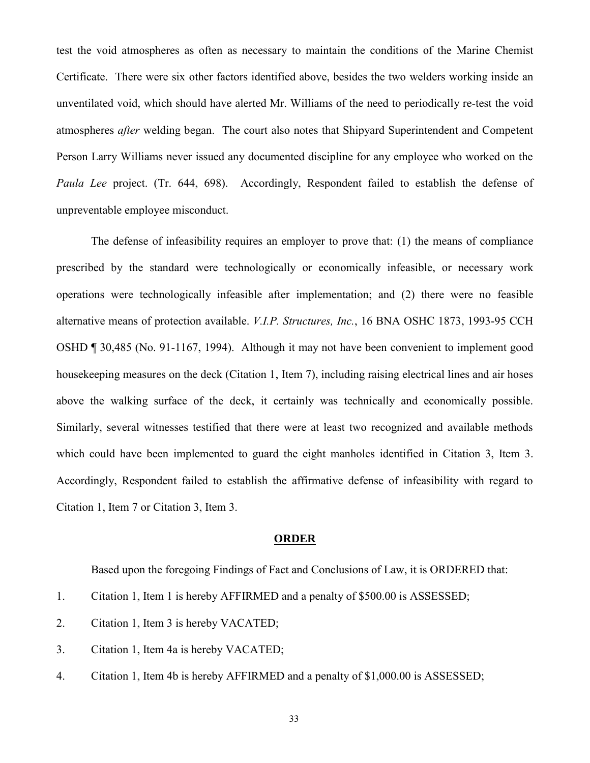test the void atmospheres as often as necessary to maintain the conditions of the Marine Chemist Certificate. There were six other factors identified above, besides the two welders working inside an unventilated void, which should have alerted Mr. Williams of the need to periodically re-test the void atmospheres *after* welding began. The court also notes that Shipyard Superintendent and Competent Person Larry Williams never issued any documented discipline for any employee who worked on the *Paula Lee* project. (Tr. 644, 698). Accordingly, Respondent failed to establish the defense of unpreventable employee misconduct.

The defense of infeasibility requires an employer to prove that: (1) the means of compliance prescribed by the standard were technologically or economically infeasible, or necessary work operations were technologically infeasible after implementation; and (2) there were no feasible alternative means of protection available. *V.I.P. Structures, Inc.*, 16 BNA OSHC 1873, 1993-95 CCH OSHD ¶ 30,485 (No. 91-1167, 1994). Although it may not have been convenient to implement good housekeeping measures on the deck (Citation 1, Item 7), including raising electrical lines and air hoses above the walking surface of the deck, it certainly was technically and economically possible. Similarly, several witnesses testified that there were at least two recognized and available methods which could have been implemented to guard the eight manholes identified in Citation 3, Item 3. Accordingly, Respondent failed to establish the affirmative defense of infeasibility with regard to Citation 1, Item 7 or Citation 3, Item 3.

## **ORDER**

Based upon the foregoing Findings of Fact and Conclusions of Law, it is ORDERED that:

1. Citation 1, Item 1 is hereby AFFIRMED and a penalty of $500.00 is ASSESSED;
2. Citation 1, Item 3 is hereby VACATED;
3. Citation 1, Item 4a is hereby VACATED;
4. Citation 1, Item 4b is hereby AFFIRMED and a penalty of $1,000.00 is ASSESSED;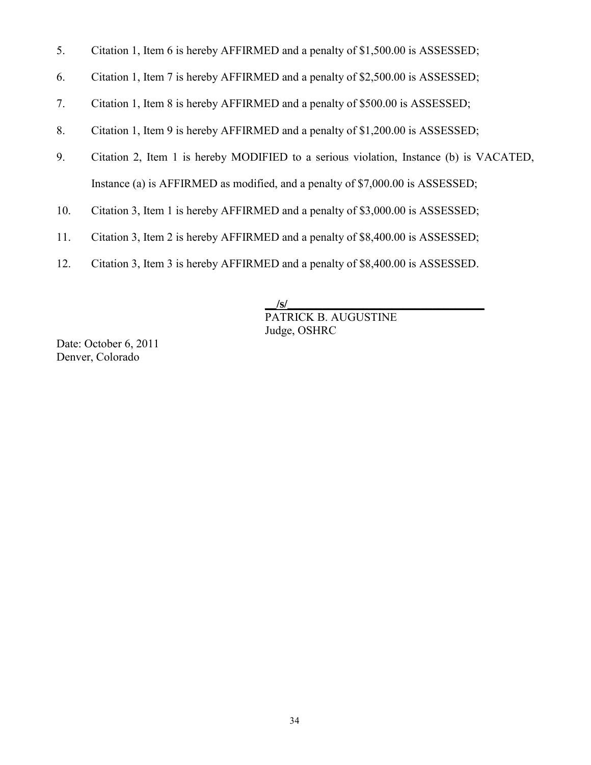5. Citation 1, Item 6 is hereby AFFIRMED and a penalty of $1,500.00 is ASSESSED;

6. Citation 1, Item 7 is hereby AFFIRMED and a penalty of $2,500.00 is ASSESSED;

7. Citation 1, Item 8 is hereby AFFIRMED and a penalty of $500.00 is ASSESSED;

8. Citation 1, Item 9 is hereby AFFIRMED and a penalty of $1,200.00 is ASSESSED;

9. Citation 2, Item 1 is hereby MODIFIED to a serious violation, Instance (b) is VACATED, Instance (a) is AFFIRMED as modified, and a penalty of $7,000.00 is ASSESSED;

10. Citation 3, Item 1 is hereby AFFIRMED and a penalty of $3,000.00 is ASSESSED;

11. Citation 3, Item 2 is hereby AFFIRMED and a penalty of $8,400.00 is ASSESSED;

12. Citation 3, Item 3 is hereby AFFIRMED and a penalty of $8,400.00 is ASSESSED.

**/s/**
PATRICK B. AUGUSTINE
Judge, OSHRC

Date: October 6, 2011
Denver, Colorado